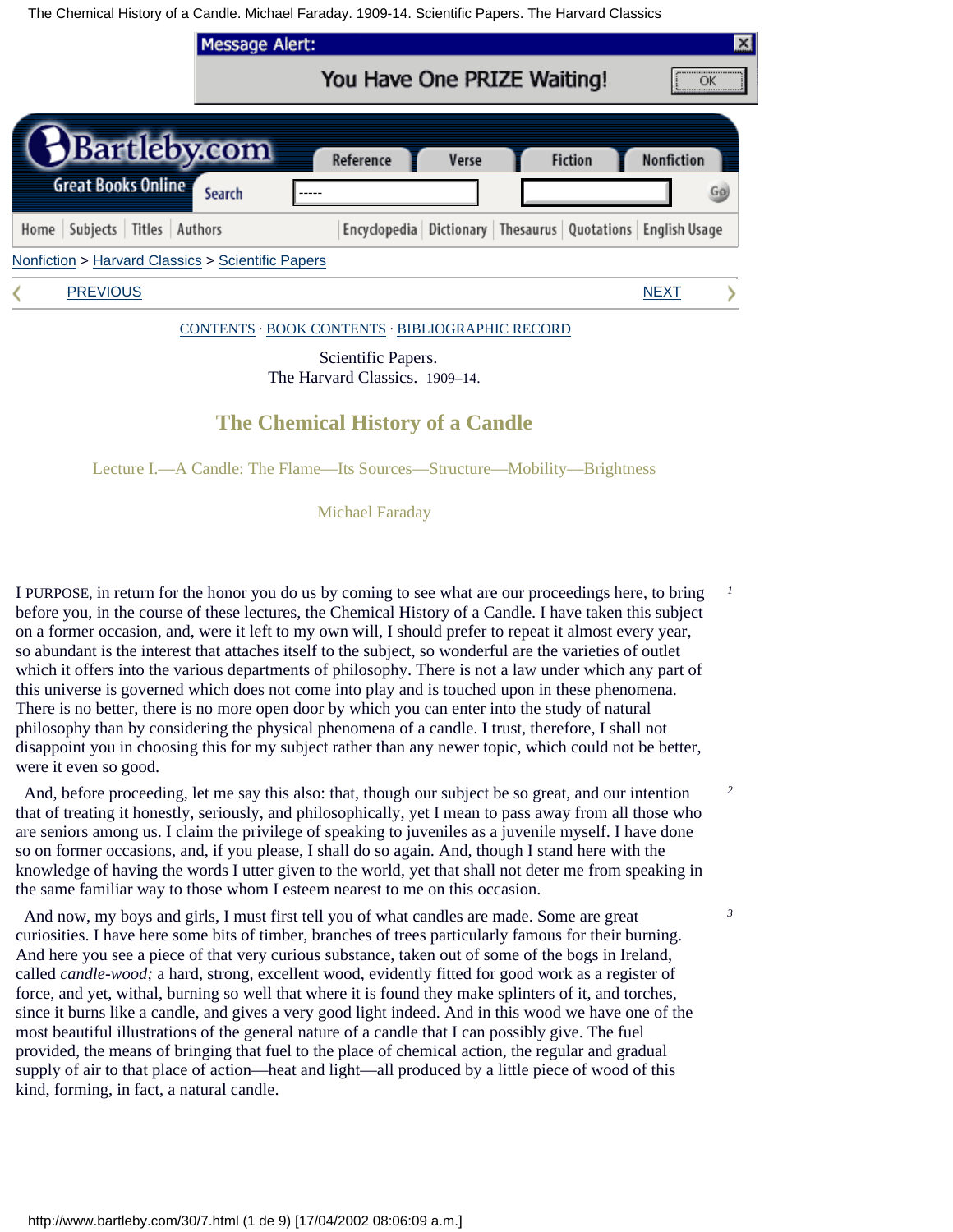Nonfiction > Harvard Classics > Scientific Papers

PREVIOUS NEXT

CONTENTS · BOOK CONTENTS · BIBLIOGRAPHIC RECORD

Scientific Papers.
The Harvard Classics. 1909–14.

# The Chemical History of a Candle

## Lecture I.—A Candle: The Flame—Its Sources—Structure—Mobility—Brightness

Michael Faraday

I PURPOSE, in return for the honor you do us by coming to see what are our proceedings here, to bring before you, in the course of these lectures, the Chemical History of a Candle. I have taken this subject on a former occasion, and, were it left to my own will, I should prefer to repeat it almost every year, so abundant is the interest that attaches itself to the subject, so wonderful are the varieties of outlet which it offers into the various departments of philosophy. There is not a law under which any part of this universe is governed which does not come into play and is touched upon in these phenomena. There is no better, there is no more open door by which you can enter into the study of natural philosophy than by considering the physical phenomena of a candle. I trust, therefore, I shall not disappoint you in choosing this for my subject rather than any newer topic, which could not be better, were it even so good. 1

And, before proceeding, let me say this also: that, though our subject be so great, and our intention that of treating it honestly, seriously, and philosophically, yet I mean to pass away from all those who are seniors among us. I claim the privilege of speaking to juveniles as a juvenile myself. I have done so on former occasions, and, if you please, I shall do so again. And, though I stand here with the knowledge of having the words I utter given to the world, yet that shall not deter me from speaking in the same familiar way to those whom I esteem nearest to me on this occasion. 2

And now, my boys and girls, I must first tell you of what candles are made. Some are great curiosities. I have here some bits of timber, branches of trees particularly famous for their burning. And here you see a piece of that very curious substance, taken out of some of the bogs in Ireland, called *candle-wood;* a hard, strong, excellent wood, evidently fitted for good work as a register of force, and yet, withal, burning so well that where it is found they make splinters of it, and torches, since it burns like a candle, and gives a very good light indeed. And in this wood we have one of the most beautiful illustrations of the general nature of a candle that I can possibly give. The fuel provided, the means of bringing that fuel to the place of chemical action, the regular and gradual supply of air to that place of action—heat and light—all produced by a little piece of wood of this kind, forming, in fact, a natural candle. 3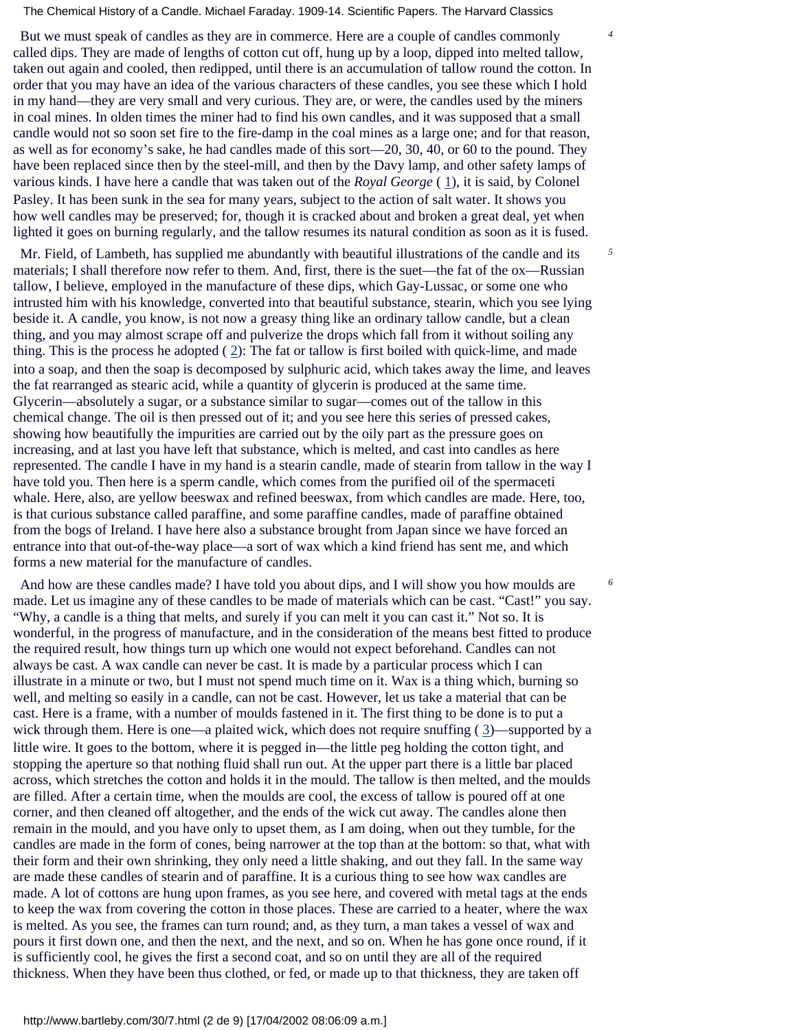But we must speak of candles as they are in commerce. Here are a couple of candles commonly called dips. They are made of lengths of cotton cut off, hung up by a loop, dipped into melted tallow, taken out again and cooled, then redipped, until there is an accumulation of tallow round the cotton. In order that you may have an idea of the various characters of these candles, you see these which I hold in my hand—they are very small and very curious. They are, or were, the candles used by the miners in coal mines. In olden times the miner had to find his own candles, and it was supposed that a small candle would not so soon set fire to the fire-damp in the coal mines as a large one; and for that reason, as well as for economy's sake, he had candles made of this sort—20, 30, 40, or 60 to the pound. They have been replaced since then by the steel-mill, and then by the Davy lamp, and other safety lamps of various kinds. I have here a candle that was taken out of the *Royal George* (1), it is said, by Colonel Pasley. It has been sunk in the sea for many years, subject to the action of salt water. It shows you how well candles may be preserved; for, though it is cracked about and broken a great deal, yet when lighted it goes on burning regularly, and the tallow resumes its natural condition as soon as it is fused.

Mr. Field, of Lambeth, has supplied me abundantly with beautiful illustrations of the candle and its materials; I shall therefore now refer to them. And, first, there is the suet—the fat of the ox—Russian tallow, I believe, employed in the manufacture of these dips, which Gay-Lussac, or some one who intrusted him with his knowledge, converted into that beautiful substance, stearin, which you see lying beside it. A candle, you know, is not now a greasy thing like an ordinary tallow candle, but a clean thing, and you may almost scrape off and pulverize the drops which fall from it without soiling any thing. This is the process he adopted (2): The fat or tallow is first boiled with quick-lime, and made into a soap, and then the soap is decomposed by sulphuric acid, which takes away the lime, and leaves the fat rearranged as stearic acid, while a quantity of glycerin is produced at the same time. Glycerin—absolutely a sugar, or a substance similar to sugar—comes out of the tallow in this chemical change. The oil is then pressed out of it; and you see here this series of pressed cakes, showing how beautifully the impurities are carried out by the oily part as the pressure goes on increasing, and at last you have left that substance, which is melted, and cast into candles as here represented. The candle I have in my hand is a stearin candle, made of stearin from tallow in the way I have told you. Then here is a sperm candle, which comes from the purified oil of the spermaceti whale. Here, also, are yellow beeswax and refined beeswax, from which candles are made. Here, too, is that curious substance called paraffine, and some paraffine candles, made of paraffine obtained from the bogs of Ireland. I have here also a substance brought from Japan since we have forced an entrance into that out-of-the-way place—a sort of wax which a kind friend has sent me, and which forms a new material for the manufacture of candles.

And how are these candles made? I have told you about dips, and I will show you how moulds are made. Let us imagine any of these candles to be made of materials which can be cast. "Cast!" you say. "Why, a candle is a thing that melts, and surely if you can melt it you can cast it." Not so. It is wonderful, in the progress of manufacture, and in the consideration of the means best fitted to produce the required result, how things turn up which one would not expect beforehand. Candles can not always be cast. A wax candle can never be cast. It is made by a particular process which I can illustrate in a minute or two, but I must not spend much time on it. Wax is a thing which, burning so well, and melting so easily in a candle, can not be cast. However, let us take a material that can be cast. Here is a frame, with a number of moulds fastened in it. The first thing to be done is to put a wick through them. Here is one—a plaited wick, which does not require snuffing (3)—supported by a little wire. It goes to the bottom, where it is pegged in—the little peg holding the cotton tight, and stopping the aperture so that nothing fluid shall run out. At the upper part there is a little bar placed across, which stretches the cotton and holds it in the mould. The tallow is then melted, and the moulds are filled. After a certain time, when the moulds are cool, the excess of tallow is poured off at one corner, and then cleaned off altogether, and the ends of the wick cut away. The candles alone then remain in the mould, and you have only to upset them, as I am doing, when out they tumble, for the candles are made in the form of cones, being narrower at the top than at the bottom: so that, what with their form and their own shrinking, they only need a little shaking, and out they fall. In the same way are made these candles of stearin and of paraffine. It is a curious thing to see how wax candles are made. A lot of cottons are hung upon frames, as you see here, and covered with metal tags at the ends to keep the wax from covering the cotton in those places. These are carried to a heater, where the wax is melted. As you see, the frames can turn round; and, as they turn, a man takes a vessel of wax and pours it first down one, and then the next, and the next, and so on. When he has gone once round, if it is sufficiently cool, he gives the first a second coat, and so on until they are all of the required thickness. When they have been thus clothed, or fed, or made up to that thickness, they are taken off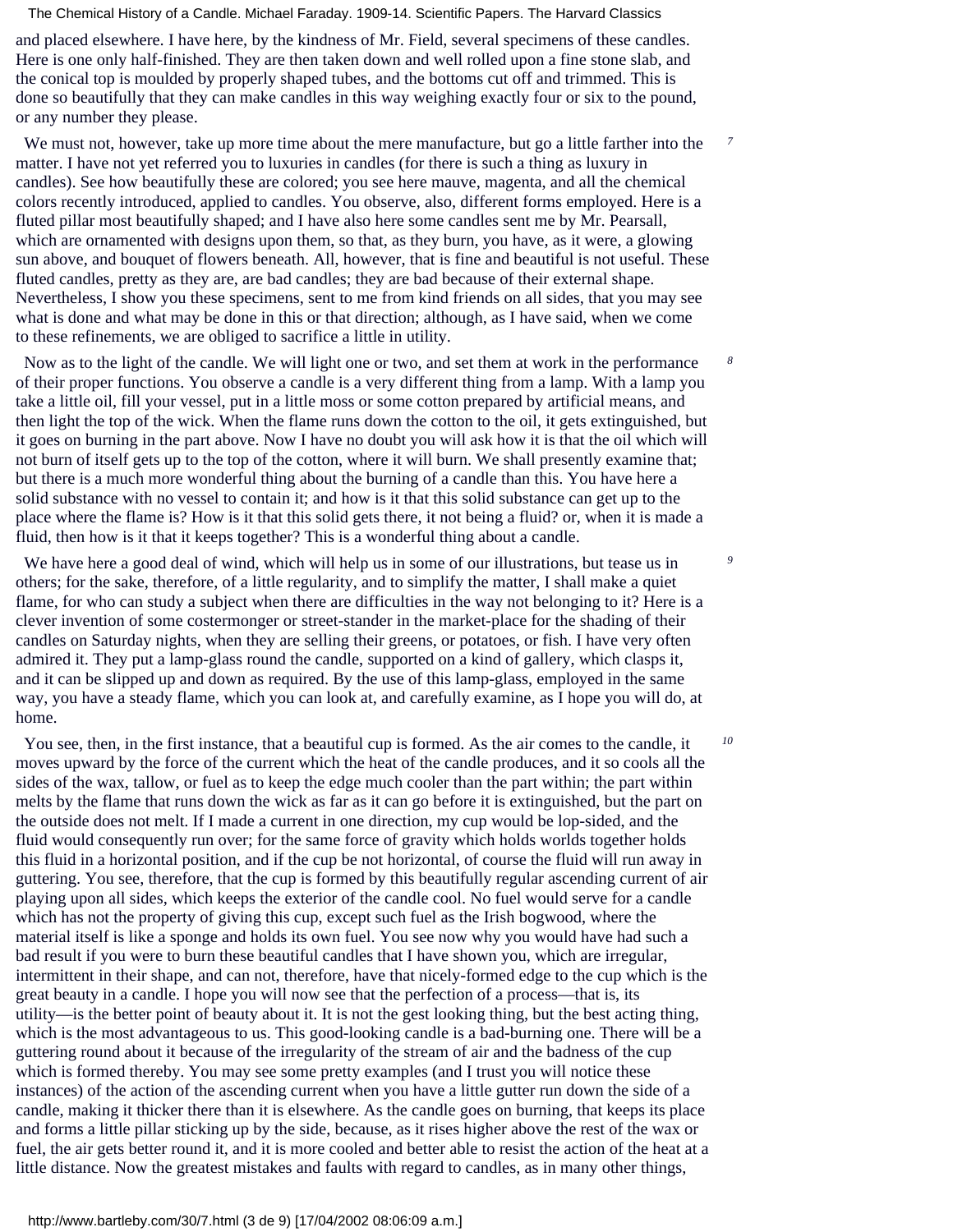and placed elsewhere. I have here, by the kindness of Mr. Field, several specimens of these candles. Here is one only half-finished. They are then taken down and well rolled upon a fine stone slab, and the conical top is moulded by properly shaped tubes, and the bottoms cut off and trimmed. This is done so beautifully that they can make candles in this way weighing exactly four or six to the pound, or any number they please.

We must not, however, take up more time about the mere manufacture, but go a little farther into the matter. I have not yet referred you to luxuries in candles (for there is such a thing as luxury in candles). See how beautifully these are colored; you see here mauve, magenta, and all the chemical colors recently introduced, applied to candles. You observe, also, different forms employed. Here is a fluted pillar most beautifully shaped; and I have also here some candles sent me by Mr. Pearsall, which are ornamented with designs upon them, so that, as they burn, you have, as it were, a glowing sun above, and bouquet of flowers beneath. All, however, that is fine and beautiful is not useful. These fluted candles, pretty as they are, are bad candles; they are bad because of their external shape. Nevertheless, I show you these specimens, sent to me from kind friends on all sides, that you may see what is done and what may be done in this or that direction; although, as I have said, when we come to these refinements, we are obliged to sacrifice a little in utility. *7*

Now as to the light of the candle. We will light one or two, and set them at work in the performance of their proper functions. You observe a candle is a very different thing from a lamp. With a lamp you take a little oil, fill your vessel, put in a little moss or some cotton prepared by artificial means, and then light the top of the wick. When the flame runs down the cotton to the oil, it gets extinguished, but it goes on burning in the part above. Now I have no doubt you will ask how it is that the oil which will not burn of itself gets up to the top of the cotton, where it will burn. We shall presently examine that; but there is a much more wonderful thing about the burning of a candle than this. You have here a solid substance with no vessel to contain it; and how is it that this solid substance can get up to the place where the flame is? How is it that this solid gets there, it not being a fluid? or, when it is made a fluid, then how is it that it keeps together? This is a wonderful thing about a candle. *8*

We have here a good deal of wind, which will help us in some of our illustrations, but tease us in others; for the sake, therefore, of a little regularity, and to simplify the matter, I shall make a quiet flame, for who can study a subject when there are difficulties in the way not belonging to it? Here is a clever invention of some costermonger or street-stander in the market-place for the shading of their candles on Saturday nights, when they are selling their greens, or potatoes, or fish. I have very often admired it. They put a lamp-glass round the candle, supported on a kind of gallery, which clasps it, and it can be slipped up and down as required. By the use of this lamp-glass, employed in the same way, you have a steady flame, which you can look at, and carefully examine, as I hope you will do, at home. *9*

You see, then, in the first instance, that a beautiful cup is formed. As the air comes to the candle, it moves upward by the force of the current which the heat of the candle produces, and it so cools all the sides of the wax, tallow, or fuel as to keep the edge much cooler than the part within; the part within melts by the flame that runs down the wick as far as it can go before it is extinguished, but the part on the outside does not melt. If I made a current in one direction, my cup would be lop-sided, and the fluid would consequently run over; for the same force of gravity which holds worlds together holds this fluid in a horizontal position, and if the cup be not horizontal, of course the fluid will run away in guttering. You see, therefore, that the cup is formed by this beautifully regular ascending current of air playing upon all sides, which keeps the exterior of the candle cool. No fuel would serve for a candle which has not the property of giving this cup, except such fuel as the Irish bogwood, where the material itself is like a sponge and holds its own fuel. You see now why you would have had such a bad result if you were to burn these beautiful candles that I have shown you, which are irregular, intermittent in their shape, and can not, therefore, have that nicely-formed edge to the cup which is the great beauty in a candle. I hope you will now see that the perfection of a process—that is, its utility—is the better point of beauty about it. It is not the gest looking thing, but the best acting thing, which is the most advantageous to us. This good-looking candle is a bad-burning one. There will be a guttering round about it because of the irregularity of the stream of air and the badness of the cup which is formed thereby. You may see some pretty examples (and I trust you will notice these instances) of the action of the ascending current when you have a little gutter run down the side of a candle, making it thicker there than it is elsewhere. As the candle goes on burning, that keeps its place and forms a little pillar sticking up by the side, because, as it rises higher above the rest of the wax or fuel, the air gets better round it, and it is more cooled and better able to resist the action of the heat at a little distance. Now the greatest mistakes and faults with regard to candles, as in many other things, *10*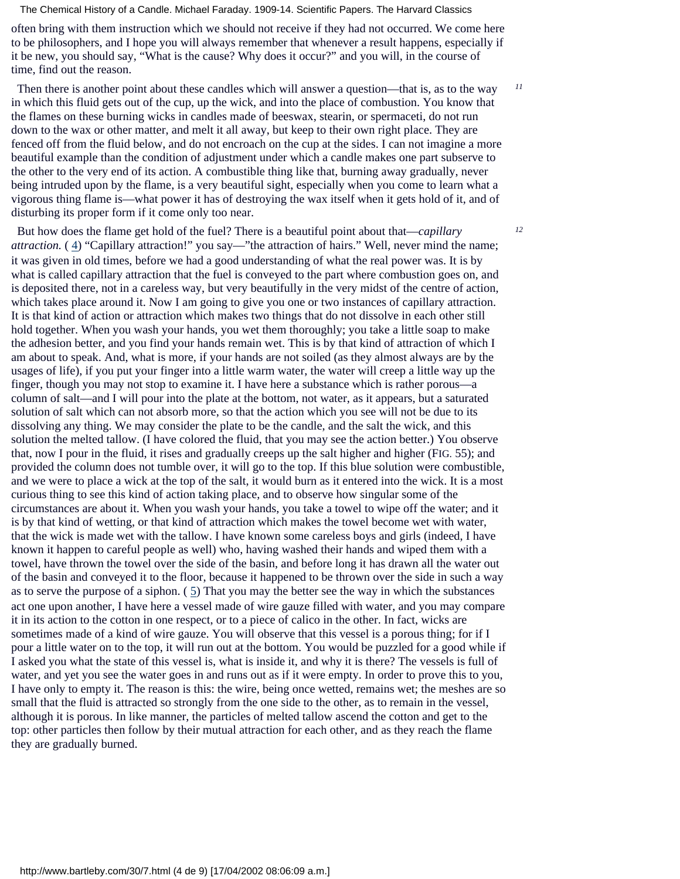often bring with them instruction which we should not receive if they had not occurred. We come here to be philosophers, and I hope you will always remember that whenever a result happens, especially if it be new, you should say, "What is the cause? Why does it occur?" and you will, in the course of time, find out the reason.

11

Then there is another point about these candles which will answer a question—that is, as to the way in which this fluid gets out of the cup, up the wick, and into the place of combustion. You know that the flames on these burning wicks in candles made of beeswax, stearin, or spermaceti, do not run down to the wax or other matter, and melt it all away, but keep to their own right place. They are fenced off from the fluid below, and do not encroach on the cup at the sides. I can not imagine a more beautiful example than the condition of adjustment under which a candle makes one part subserve to the other to the very end of its action. A combustible thing like that, burning away gradually, never being intruded upon by the flame, is a very beautiful sight, especially when you come to learn what a vigorous thing flame is—what power it has of destroying the wax itself when it gets hold of it, and of disturbing its proper form if it come only too near.

12

But how does the flame get hold of the fuel? There is a beautiful point about that—*capillary attraction.* ( 4) "Capillary attraction!" you say—"the attraction of hairs." Well, never mind the name; it was given in old times, before we had a good understanding of what the real power was. It is by what is called capillary attraction that the fuel is conveyed to the part where combustion goes on, and is deposited there, not in a careless way, but very beautifully in the very midst of the centre of action, which takes place around it. Now I am going to give you one or two instances of capillary attraction. It is that kind of action or attraction which makes two things that do not dissolve in each other still hold together. When you wash your hands, you wet them thoroughly; you take a little soap to make the adhesion better, and you find your hands remain wet. This is by that kind of attraction of which I am about to speak. And, what is more, if your hands are not soiled (as they almost always are by the usages of life), if you put your finger into a little warm water, the water will creep a little way up the finger, though you may not stop to examine it. I have here a substance which is rather porous—a column of salt—and I will pour into the plate at the bottom, not water, as it appears, but a saturated solution of salt which can not absorb more, so that the action which you see will not be due to its dissolving any thing. We may consider the plate to be the candle, and the salt the wick, and this solution the melted tallow. (I have colored the fluid, that you may see the action better.) You observe that, now I pour in the fluid, it rises and gradually creeps up the salt higher and higher (FIG. 55); and provided the column does not tumble over, it will go to the top. If this blue solution were combustible, and we were to place a wick at the top of the salt, it would burn as it entered into the wick. It is a most curious thing to see this kind of action taking place, and to observe how singular some of the circumstances are about it. When you wash your hands, you take a towel to wipe off the water; and it is by that kind of wetting, or that kind of attraction which makes the towel become wet with water, that the wick is made wet with the tallow. I have known some careless boys and girls (indeed, I have known it happen to careful people as well) who, having washed their hands and wiped them with a towel, have thrown the towel over the side of the basin, and before long it has drawn all the water out of the basin and conveyed it to the floor, because it happened to be thrown over the side in such a way as to serve the purpose of a siphon. ( 5) That you may the better see the way in which the substances act one upon another, I have here a vessel made of wire gauze filled with water, and you may compare it in its action to the cotton in one respect, or to a piece of calico in the other. In fact, wicks are sometimes made of a kind of wire gauze. You will observe that this vessel is a porous thing; for if I pour a little water on to the top, it will run out at the bottom. You would be puzzled for a good while if I asked you what the state of this vessel is, what is inside it, and why it is there? The vessels is full of water, and yet you see the water goes in and runs out as if it were empty. In order to prove this to you, I have only to empty it. The reason is this: the wire, being once wetted, remains wet; the meshes are so small that the fluid is attracted so strongly from the one side to the other, as to remain in the vessel, although it is porous. In like manner, the particles of melted tallow ascend the cotton and get to the top: other particles then follow by their mutual attraction for each other, and as they reach the flame they are gradually burned.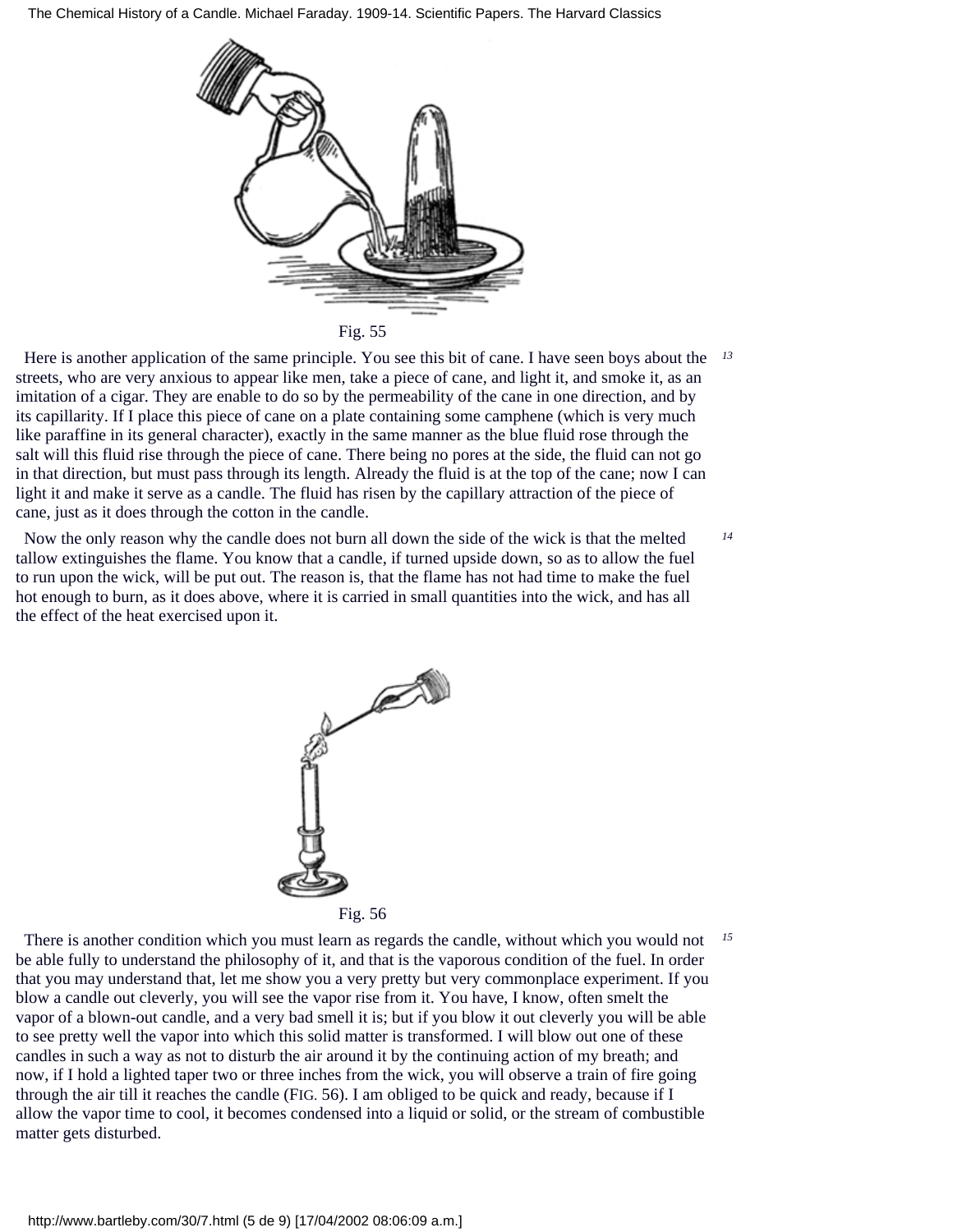Fig. 55

Here is another application of the same principle. You see this bit of cane. I have seen boys about the streets, who are very anxious to appear like men, take a piece of cane, and light it, and smoke it, as an imitation of a cigar. They are enable to do so by the permeability of the cane in one direction, and by its capillarity. If I place this piece of cane on a plate containing some camphene (which is very much like paraffine in its general character), exactly in the same manner as the blue fluid rose through the salt will this fluid rise through the piece of cane. There being no pores at the side, the fluid can not go in that direction, but must pass through its length. Already the fluid is at the top of the cane; now I can light it and make it serve as a candle. The fluid has risen by the capillary attraction of the piece of cane, just as it does through the cotton in the candle.

Now the only reason why the candle does not burn all down the side of the wick is that the melted tallow extinguishes the flame. You know that a candle, if turned upside down, so as to allow the fuel to run upon the wick, will be put out. The reason is, that the flame has not had time to make the fuel hot enough to burn, as it does above, where it is carried in small quantities into the wick, and has all the effect of the heat exercised upon it.

Fig. 56

There is another condition which you must learn as regards the candle, without which you would not be able fully to understand the philosophy of it, and that is the vaporous condition of the fuel. In order that you may understand that, let me show you a very pretty but very commonplace experiment. If you blow a candle out cleverly, you will see the vapor rise from it. You have, I know, often smelt the vapor of a blown-out candle, and a very bad smell it is; but if you blow it out cleverly you will be able to see pretty well the vapor into which this solid matter is transformed. I will blow out one of these candles in such a way as not to disturb the air around it by the continuing action of my breath; and now, if I hold a lighted taper two or three inches from the wick, you will observe a train of fire going through the air till it reaches the candle (FIG. 56). I am obliged to be quick and ready, because if I allow the vapor time to cool, it becomes condensed into a liquid or solid, or the stream of combustible matter gets disturbed.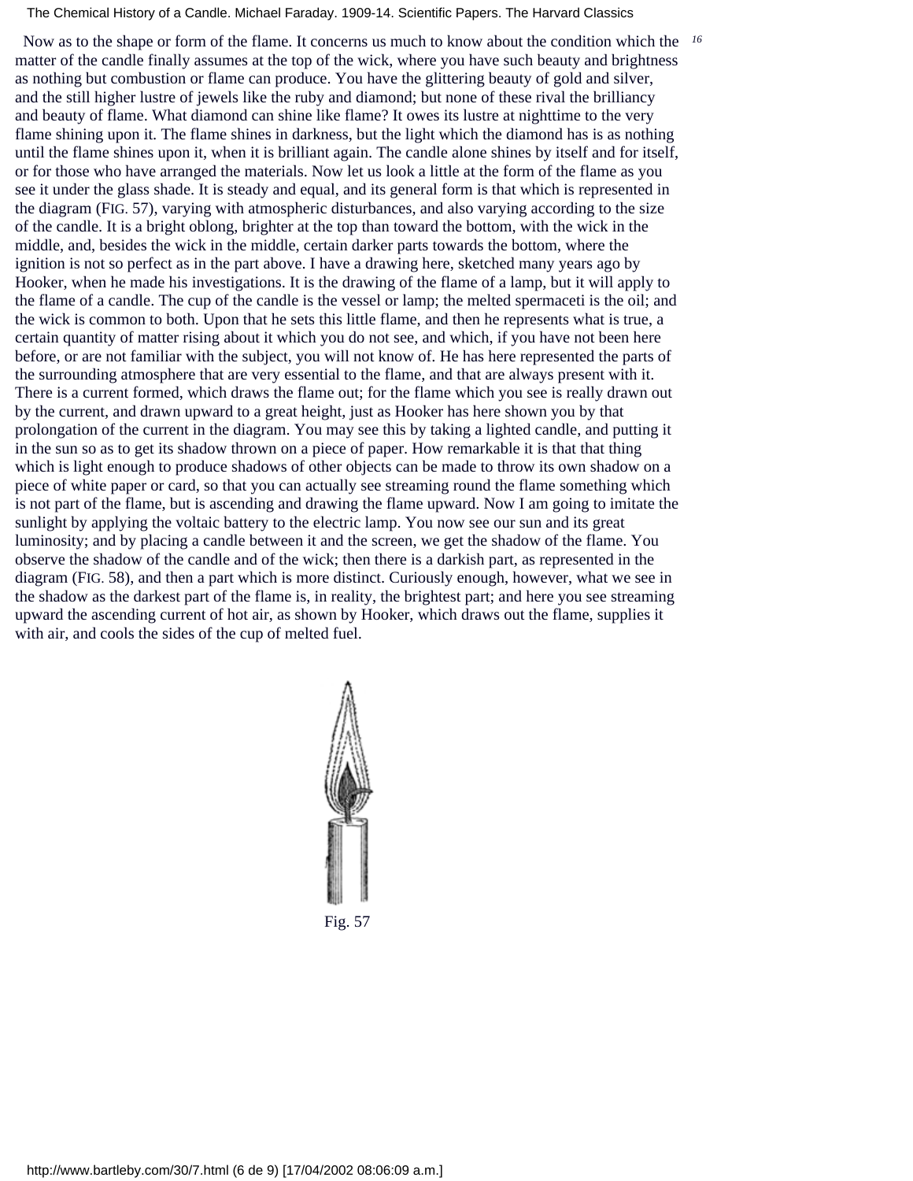Now as to the shape or form of the flame. It concerns us much to know about the condition which the matter of the candle finally assumes at the top of the wick, where you have such beauty and brightness as nothing but combustion or flame can produce. You have the glittering beauty of gold and silver, and the still higher lustre of jewels like the ruby and diamond; but none of these rival the brilliancy and beauty of flame. What diamond can shine like flame? It owes its lustre at nighttime to the very flame shining upon it. The flame shines in darkness, but the light which the diamond has is as nothing until the flame shines upon it, when it is brilliant again. The candle alone shines by itself and for itself, or for those who have arranged the materials. Now let us look a little at the form of the flame as you see it under the glass shade. It is steady and equal, and its general form is that which is represented in the diagram (FIG. 57), varying with atmospheric disturbances, and also varying according to the size of the candle. It is a bright oblong, brighter at the top than toward the bottom, with the wick in the middle, and, besides the wick in the middle, certain darker parts towards the bottom, where the ignition is not so perfect as in the part above. I have a drawing here, sketched many years ago by Hooker, when he made his investigations. It is the drawing of the flame of a lamp, but it will apply to the flame of a candle. The cup of the candle is the vessel or lamp; the melted spermaceti is the oil; and the wick is common to both. Upon that he sets this little flame, and then he represents what is true, a certain quantity of matter rising about it which you do not see, and which, if you have not been here before, or are not familiar with the subject, you will not know of. He has here represented the parts of the surrounding atmosphere that are very essential to the flame, and that are always present with it. There is a current formed, which draws the flame out; for the flame which you see is really drawn out by the current, and drawn upward to a great height, just as Hooker has here shown you by that prolongation of the current in the diagram. You may see this by taking a lighted candle, and putting it in the sun so as to get its shadow thrown on a piece of paper. How remarkable it is that that thing which is light enough to produce shadows of other objects can be made to throw its own shadow on a piece of white paper or card, so that you can actually see streaming round the flame something which is not part of the flame, but is ascending and drawing the flame upward. Now I am going to imitate the sunlight by applying the voltaic battery to the electric lamp. You now see our sun and its great luminosity; and by placing a candle between it and the screen, we get the shadow of the flame. You observe the shadow of the candle and of the wick; then there is a darkish part, as represented in the diagram (FIG. 58), and then a part which is more distinct. Curiously enough, however, what we see in the shadow as the darkest part of the flame is, in reality, the brightest part; and here you see streaming upward the ascending current of hot air, as shown by Hooker, which draws out the flame, supplies it with air, and cools the sides of the cup of melted fuel.

Fig. 57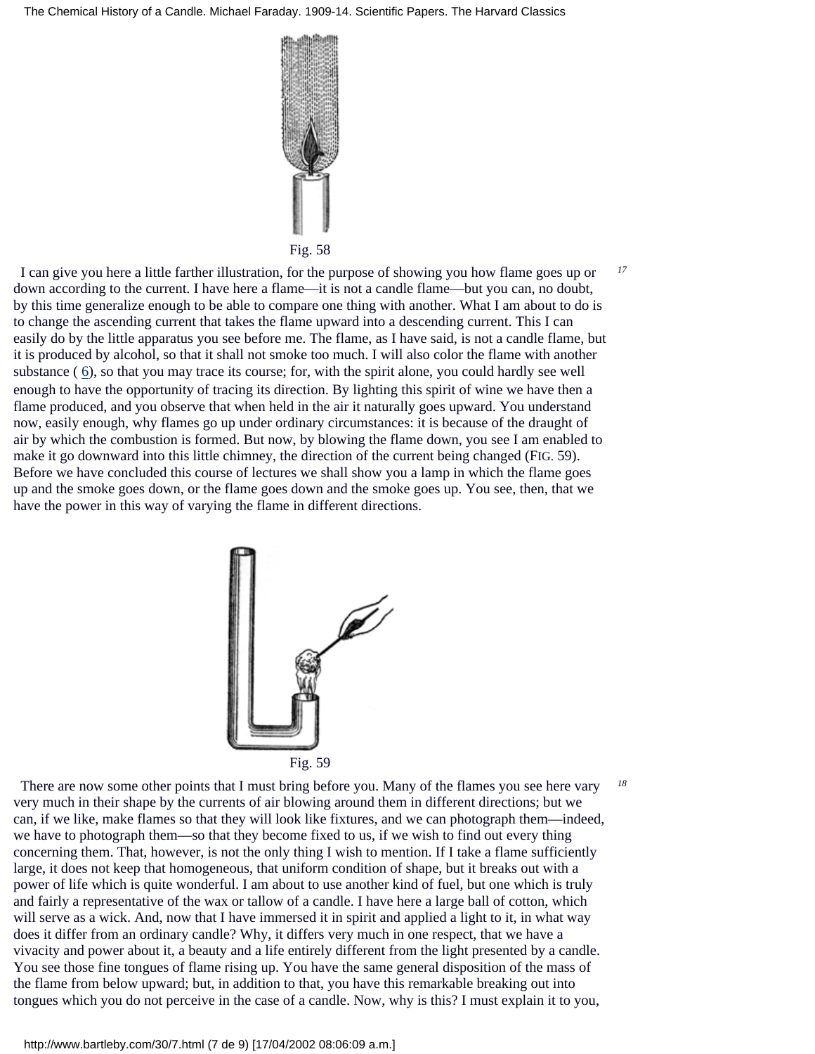Fig. 58

I can give you here a little farther illustration, for the purpose of showing you how flame goes up or down according to the current. I have here a flame—it is not a candle flame—but you can, no doubt, by this time generalize enough to be able to compare one thing with another. What I am about to do is to change the ascending current that takes the flame upward into a descending current. This I can easily do by the little apparatus you see before me. The flame, as I have said, is not a candle flame, but it is produced by alcohol, so that it shall not smoke too much. I will also color the flame with another substance ( 6), so that you may trace its course; for, with the spirit alone, you could hardly see well enough to have the opportunity of tracing its direction. By lighting this spirit of wine we have then a flame produced, and you observe that when held in the air it naturally goes upward. You understand now, easily enough, why flames go up under ordinary circumstances: it is because of the draught of air by which the combustion is formed. But now, by blowing the flame down, you see I am enabled to make it go downward into this little chimney, the direction of the current being changed (FIG. 59). Before we have concluded this course of lectures we shall show you a lamp in which the flame goes up and the smoke goes down, or the flame goes down and the smoke goes up. You see, then, that we have the power in this way of varying the flame in different directions. *17*

Fig. 59

There are now some other points that I must bring before you. Many of the flames you see here vary very much in their shape by the currents of air blowing around them in different directions; but we can, if we like, make flames so that they will look like fixtures, and we can photograph them—indeed, we have to photograph them—so that they become fixed to us, if we wish to find out every thing concerning them. That, however, is not the only thing I wish to mention. If I take a flame sufficiently large, it does not keep that homogeneous, that uniform condition of shape, but it breaks out with a power of life which is quite wonderful. I am about to use another kind of fuel, but one which is truly and fairly a representative of the wax or tallow of a candle. I have here a large ball of cotton, which will serve as a wick. And, now that I have immersed it in spirit and applied a light to it, in what way does it differ from an ordinary candle? Why, it differs very much in one respect, that we have a vivacity and power about it, a beauty and a life entirely different from the light presented by a candle. You see those fine tongues of flame rising up. You have the same general disposition of the mass of the flame from below upward; but, in addition to that, you have this remarkable breaking out into tongues which you do not perceive in the case of a candle. Now, why is this? I must explain it to you, *18*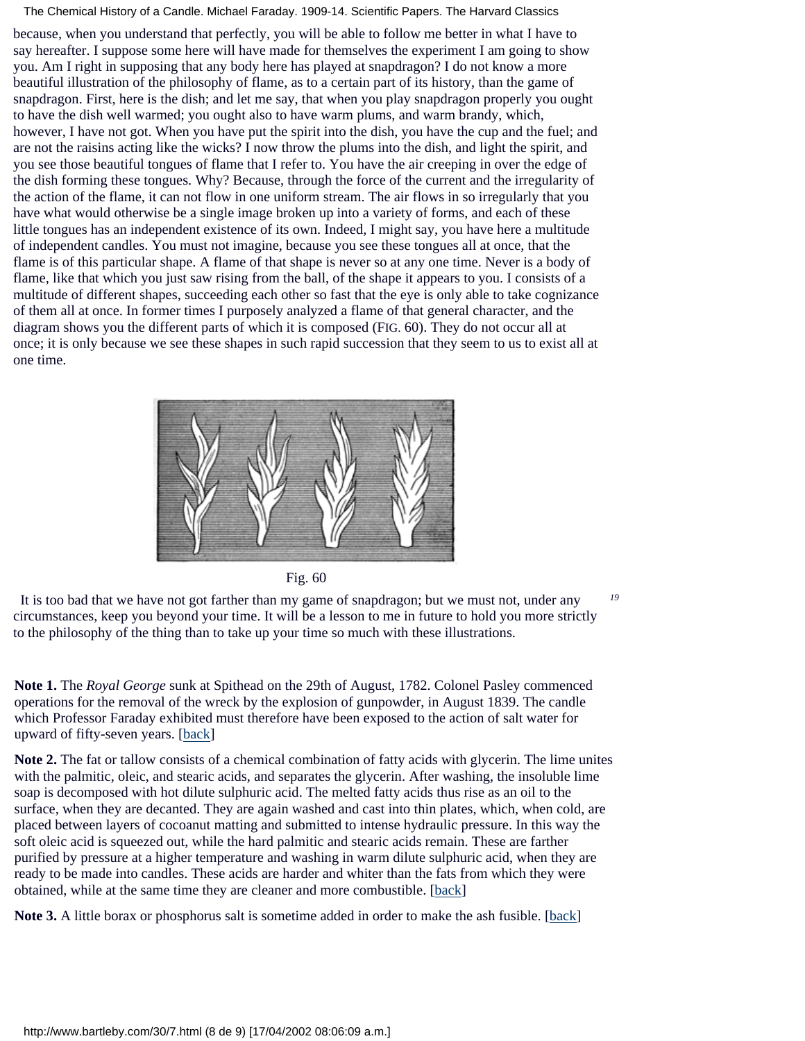because, when you understand that perfectly, you will be able to follow me better in what I have to say hereafter. I suppose some here will have made for themselves the experiment I am going to show you. Am I right in supposing that any body here has played at snapdragon? I do not know a more beautiful illustration of the philosophy of flame, as to a certain part of its history, than the game of snapdragon. First, here is the dish; and let me say, that when you play snapdragon properly you ought to have the dish well warmed; you ought also to have warm plums, and warm brandy, which, however, I have not got. When you have put the spirit into the dish, you have the cup and the fuel; and are not the raisins acting like the wicks? I now throw the plums into the dish, and light the spirit, and you see those beautiful tongues of flame that I refer to. You have the air creeping in over the edge of the dish forming these tongues. Why? Because, through the force of the current and the irregularity of the action of the flame, it can not flow in one uniform stream. The air flows in so irregularly that you have what would otherwise be a single image broken up into a variety of forms, and each of these little tongues has an independent existence of its own. Indeed, I might say, you have here a multitude of independent candles. You must not imagine, because you see these tongues all at once, that the flame is of this particular shape. A flame of that shape is never so at any one time. Never is a body of flame, like that which you just saw rising from the ball, of the shape it appears to you. I consists of a multitude of different shapes, succeeding each other so fast that the eye is only able to take cognizance of them all at once. In former times I purposely analyzed a flame of that general character, and the diagram shows you the different parts of which it is composed (FIG. 60). They do not occur all at once; it is only because we see these shapes in such rapid succession that they seem to us to exist all at one time.

Fig. 60

It is too bad that we have not got farther than my game of snapdragon; but we must not, under any circumstances, keep you beyond your time. It will be a lesson to me in future to hold you more strictly to the philosophy of the thing than to take up your time so much with these illustrations.

**Note 1.** The *Royal George* sunk at Spithead on the 29th of August, 1782. Colonel Pasley commenced operations for the removal of the wreck by the explosion of gunpowder, in August 1839. The candle which Professor Faraday exhibited must therefore have been exposed to the action of salt water for upward of fifty-seven years. [back]

**Note 2.** The fat or tallow consists of a chemical combination of fatty acids with glycerin. The lime unites with the palmitic, oleic, and stearic acids, and separates the glycerin. After washing, the insoluble lime soap is decomposed with hot dilute sulphuric acid. The melted fatty acids thus rise as an oil to the surface, when they are decanted. They are again washed and cast into thin plates, which, when cold, are placed between layers of cocoanut matting and submitted to intense hydraulic pressure. In this way the soft oleic acid is squeezed out, while the hard palmitic and stearic acids remain. These are farther purified by pressure at a higher temperature and washing in warm dilute sulphuric acid, when they are ready to be made into candles. These acids are harder and whiter than the fats from which they were obtained, while at the same time they are cleaner and more combustible. [back]

**Note 3.** A little borax or phosphorus salt is sometime added in order to make the ash fusible. [back]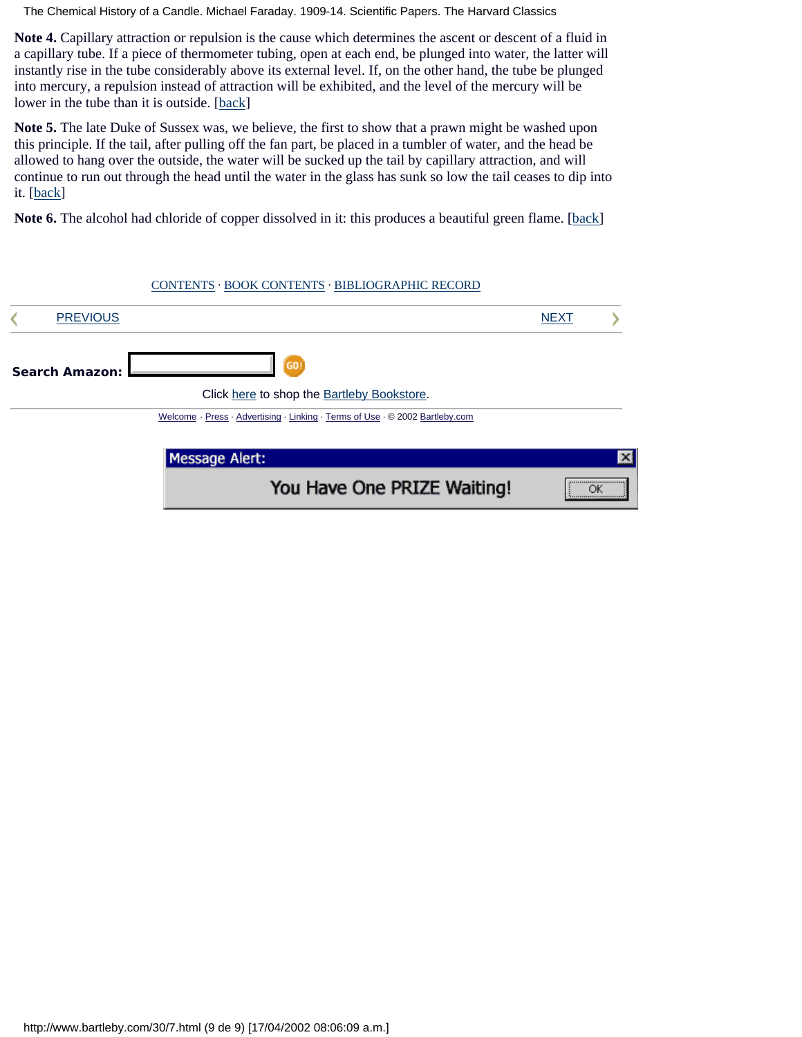**Note 4.** Capillary attraction or repulsion is the cause which determines the ascent or descent of a fluid in a capillary tube. If a piece of thermometer tubing, open at each end, be plunged into water, the latter will instantly rise in the tube considerably above its external level. If, on the other hand, the tube be plunged into mercury, a repulsion instead of attraction will be exhibited, and the level of the mercury will be lower in the tube than it is outside. [back]

**Note 5.** The late Duke of Sussex was, we believe, the first to show that a prawn might be washed upon this principle. If the tail, after pulling off the fan part, be placed in a tumbler of water, and the head be allowed to hang over the outside, the water will be sucked up the tail by capillary attraction, and will continue to run out through the head until the water in the glass has sunk so low the tail ceases to dip into it. [back]

**Note 6.** The alcohol had chloride of copper dissolved in it: this produces a beautiful green flame. [back]

CONTENTS · BOOK CONTENTS · BIBLIOGRAPHIC RECORD

PREVIOUS | NEXT

**Search Amazon:**

Click here to shop the Bartleby Bookstore.

Welcome · Press · Advertising · Linking · Terms of Use · © 2002 Bartleby.com

Message Alert:

You Have One PRIZE Waiting!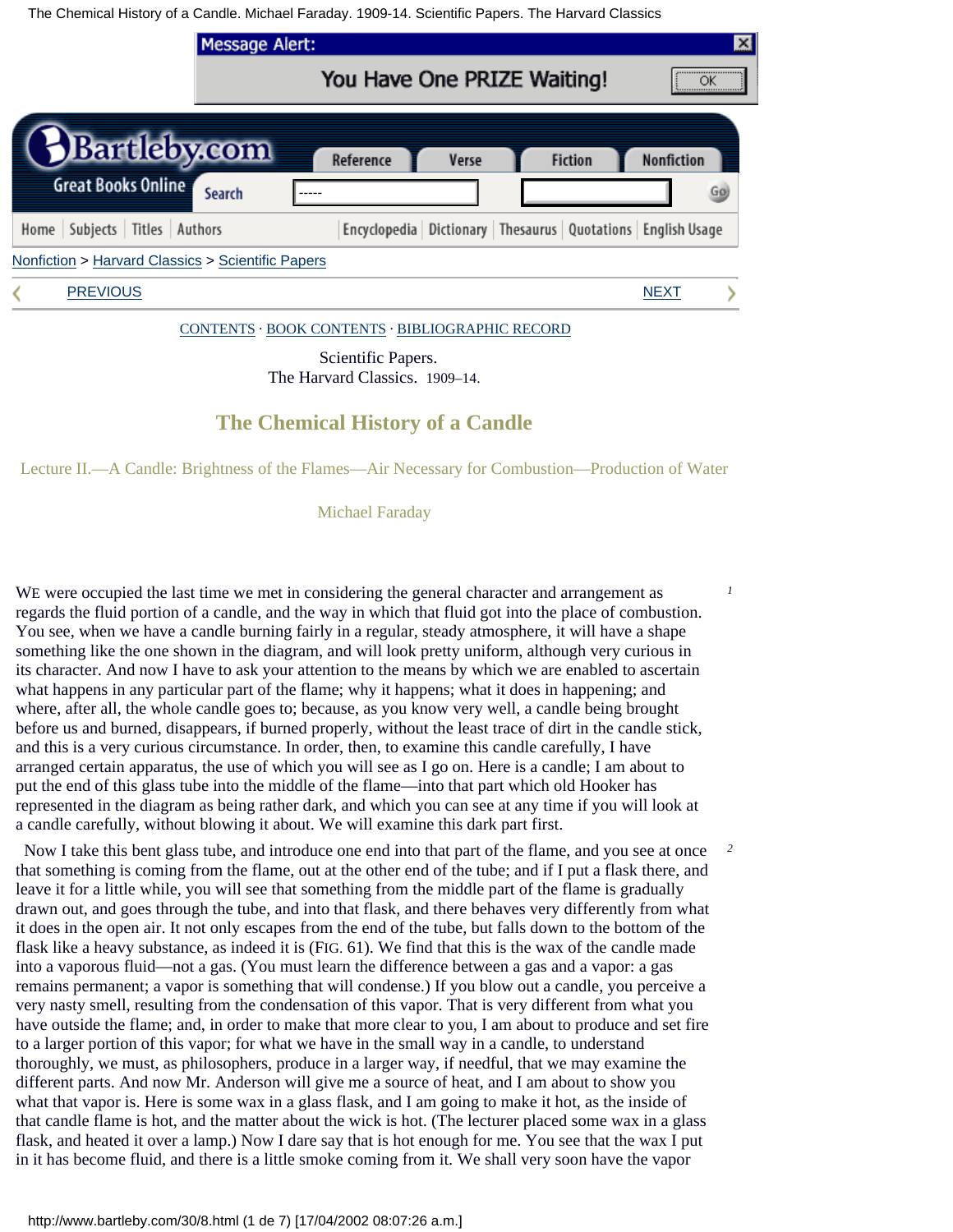Scientific Papers.
The Harvard Classics. 1909–14.

# The Chemical History of a Candle

## Lecture II.—A Candle: Brightness of the Flames—Air Necessary for Combustion—Production of Water

Michael Faraday

WE were occupied the last time we met in considering the general character and arrangement as regards the fluid portion of a candle, and the way in which that fluid got into the place of combustion. You see, when we have a candle burning fairly in a regular, steady atmosphere, it will have a shape something like the one shown in the diagram, and will look pretty uniform, although very curious in its character. And now I have to ask your attention to the means by which we are enabled to ascertain what happens in any particular part of the flame; why it happens; what it does in happening; and where, after all, the whole candle goes to; because, as you know very well, a candle being brought before us and burned, disappears, if burned properly, without the least trace of dirt in the candle stick, and this is a very curious circumstance. In order, then, to examine this candle carefully, I have arranged certain apparatus, the use of which you will see as I go on. Here is a candle; I am about to put the end of this glass tube into the middle of the flame—into that part which old Hooker has represented in the diagram as being rather dark, and which you can see at any time if you will look at a candle carefully, without blowing it about. We will examine this dark part first.

Now I take this bent glass tube, and introduce one end into that part of the flame, and you see at once that something is coming from the flame, out at the other end of the tube; and if I put a flask there, and leave it for a little while, you will see that something from the middle part of the flame is gradually drawn out, and goes through the tube, and into that flask, and there behaves very differently from what it does in the open air. It not only escapes from the end of the tube, but falls down to the bottom of the flask like a heavy substance, as indeed it is (FIG. 61). We find that this is the wax of the candle made into a vaporous fluid—not a gas. (You must learn the difference between a gas and a vapor: a gas remains permanent; a vapor is something that will condense.) If you blow out a candle, you perceive a very nasty smell, resulting from the condensation of this vapor. That is very different from what you have outside the flame; and, in order to make that more clear to you, I am about to produce and set fire to a larger portion of this vapor; for what we have in the small way in a candle, to understand thoroughly, we must, as philosophers, produce in a larger way, if needful, that we may examine the different parts. And now Mr. Anderson will give me a source of heat, and I am about to show you what that vapor is. Here is some wax in a glass flask, and I am going to make it hot, as the inside of that candle flame is hot, and the matter about the wick is hot. (The lecturer placed some wax in a glass flask, and heated it over a lamp.) Now I dare say that is hot enough for me. You see that the wax I put in it has become fluid, and there is a little smoke coming from it. We shall very soon have the vapor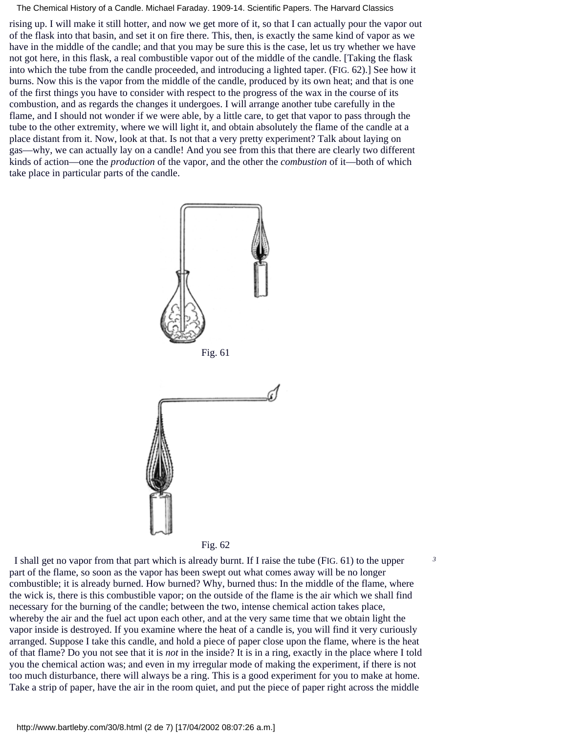rising up. I will make it still hotter, and now we get more of it, so that I can actually pour the vapor out of the flask into that basin, and set it on fire there. This, then, is exactly the same kind of vapor as we have in the middle of the candle; and that you may be sure this is the case, let us try whether we have not got here, in this flask, a real combustible vapor out of the middle of the candle. [Taking the flask into which the tube from the candle proceeded, and introducing a lighted taper. (FIG. 62).] See how it burns. Now this is the vapor from the middle of the candle, produced by its own heat; and that is one of the first things you have to consider with respect to the progress of the wax in the course of its combustion, and as regards the changes it undergoes. I will arrange another tube carefully in the flame, and I should not wonder if we were able, by a little care, to get that vapor to pass through the tube to the other extremity, where we will light it, and obtain absolutely the flame of the candle at a place distant from it. Now, look at that. Is not that a very pretty experiment? Talk about laying on gas—why, we can actually lay on a candle! And you see from this that there are clearly two different kinds of action—one the *production* of the vapor, and the other the *combustion* of it—both of which take place in particular parts of the candle.

Fig. 61

Fig. 62

I shall get no vapor from that part which is already burnt. If I raise the tube (FIG. 61) to the upper part of the flame, so soon as the vapor has been swept out what comes away will be no longer combustible; it is already burned. How burned? Why, burned thus: In the middle of the flame, where the wick is, there is this combustible vapor; on the outside of the flame is the air which we shall find necessary for the burning of the candle; between the two, intense chemical action takes place, whereby the air and the fuel act upon each other, and at the very same time that we obtain light the vapor inside is destroyed. If you examine where the heat of a candle is, you will find it very curiously arranged. Suppose I take this candle, and hold a piece of paper close upon the flame, where is the heat of that flame? Do you not see that it is *not* in the inside? It is in a ring, exactly in the place where I told you the chemical action was; and even in my irregular mode of making the experiment, if there is not too much disturbance, there will always be a ring. This is a good experiment for you to make at home. Take a strip of paper, have the air in the room quiet, and put the piece of paper right across the middle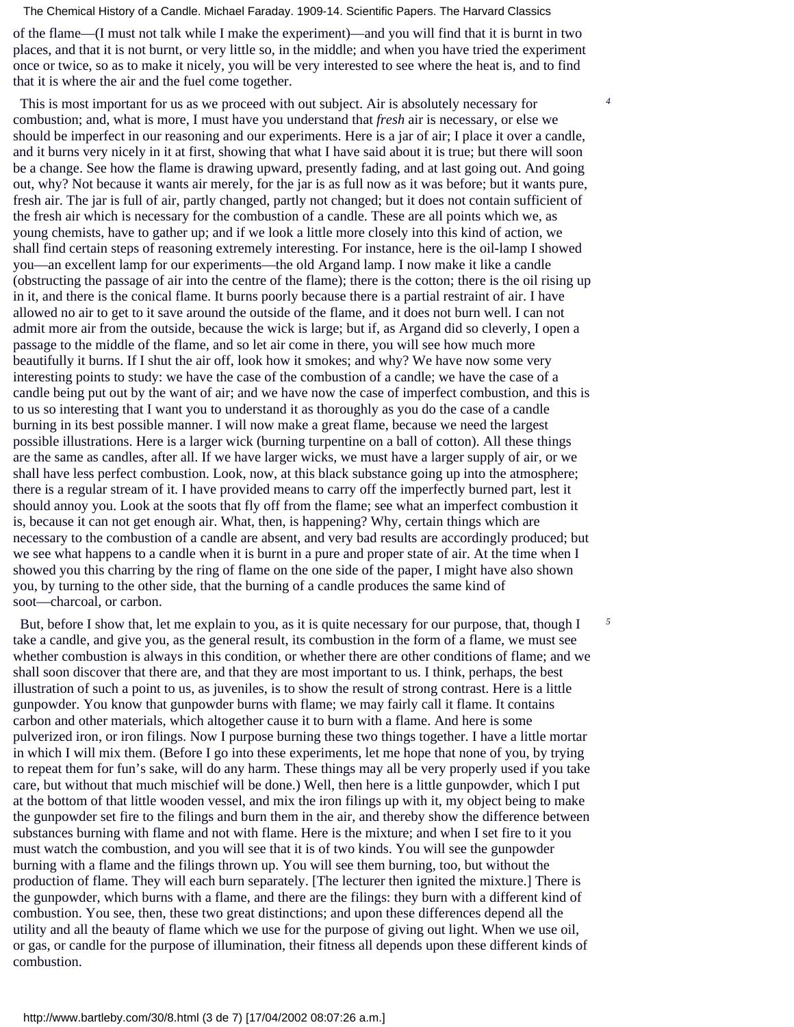of the flame—(I must not talk while I make the experiment)—and you will find that it is burnt in two places, and that it is not burnt, or very little so, in the middle; and when you have tried the experiment once or twice, so as to make it nicely, you will be very interested to see where the heat is, and to find that it is where the air and the fuel come together.

This is most important for us as we proceed with out subject. Air is absolutely necessary for combustion; and, what is more, I must have you understand that *fresh* air is necessary, or else we should be imperfect in our reasoning and our experiments. Here is a jar of air; I place it over a candle, and it burns very nicely in it at first, showing that what I have said about it is true; but there will soon be a change. See how the flame is drawing upward, presently fading, and at last going out. And going out, why? Not because it wants air merely, for the jar is as full now as it was before; but it wants pure, fresh air. The jar is full of air, partly changed, partly not changed; but it does not contain sufficient of the fresh air which is necessary for the combustion of a candle. These are all points which we, as young chemists, have to gather up; and if we look a little more closely into this kind of action, we shall find certain steps of reasoning extremely interesting. For instance, here is the oil-lamp I showed you—an excellent lamp for our experiments—the old Argand lamp. I now make it like a candle (obstructing the passage of air into the centre of the flame); there is the cotton; there is the oil rising up in it, and there is the conical flame. It burns poorly because there is a partial restraint of air. I have allowed no air to get to it save around the outside of the flame, and it does not burn well. I can not admit more air from the outside, because the wick is large; but if, as Argand did so cleverly, I open a passage to the middle of the flame, and so let air come in there, you will see how much more beautifully it burns. If I shut the air off, look how it smokes; and why? We have now some very interesting points to study: we have the case of the combustion of a candle; we have the case of a candle being put out by the want of air; and we have now the case of imperfect combustion, and this is to us so interesting that I want you to understand it as thoroughly as you do the case of a candle burning in its best possible manner. I will now make a great flame, because we need the largest possible illustrations. Here is a larger wick (burning turpentine on a ball of cotton). All these things are the same as candles, after all. If we have larger wicks, we must have a larger supply of air, or we shall have less perfect combustion. Look, now, at this black substance going up into the atmosphere; there is a regular stream of it. I have provided means to carry off the imperfectly burned part, lest it should annoy you. Look at the soots that fly off from the flame; see what an imperfect combustion it is, because it can not get enough air. What, then, is happening? Why, certain things which are necessary to the combustion of a candle are absent, and very bad results are accordingly produced; but we see what happens to a candle when it is burnt in a pure and proper state of air. At the time when I showed you this charring by the ring of flame on the one side of the paper, I might have also shown you, by turning to the other side, that the burning of a candle produces the same kind of soot—charcoal, or carbon.

But, before I show that, let me explain to you, as it is quite necessary for our purpose, that, though I take a candle, and give you, as the general result, its combustion in the form of a flame, we must see whether combustion is always in this condition, or whether there are other conditions of flame; and we shall soon discover that there are, and that they are most important to us. I think, perhaps, the best illustration of such a point to us, as juveniles, is to show the result of strong contrast. Here is a little gunpowder. You know that gunpowder burns with flame; we may fairly call it flame. It contains carbon and other materials, which altogether cause it to burn with a flame. And here is some pulverized iron, or iron filings. Now I purpose burning these two things together. I have a little mortar in which I will mix them. (Before I go into these experiments, let me hope that none of you, by trying to repeat them for fun's sake, will do any harm. These things may all be very properly used if you take care, but without that much mischief will be done.) Well, then here is a little gunpowder, which I put at the bottom of that little wooden vessel, and mix the iron filings up with it, my object being to make the gunpowder set fire to the filings and burn them in the air, and thereby show the difference between substances burning with flame and not with flame. Here is the mixture; and when I set fire to it you must watch the combustion, and you will see that it is of two kinds. You will see the gunpowder burning with a flame and the filings thrown up. You will see them burning, too, but without the production of flame. They will each burn separately. [The lecturer then ignited the mixture.] There is the gunpowder, which burns with a flame, and there are the filings: they burn with a different kind of combustion. You see, then, these two great distinctions; and upon these differences depend all the utility and all the beauty of flame which we use for the purpose of giving out light. When we use oil, or gas, or candle for the purpose of illumination, their fitness all depends upon these different kinds of combustion.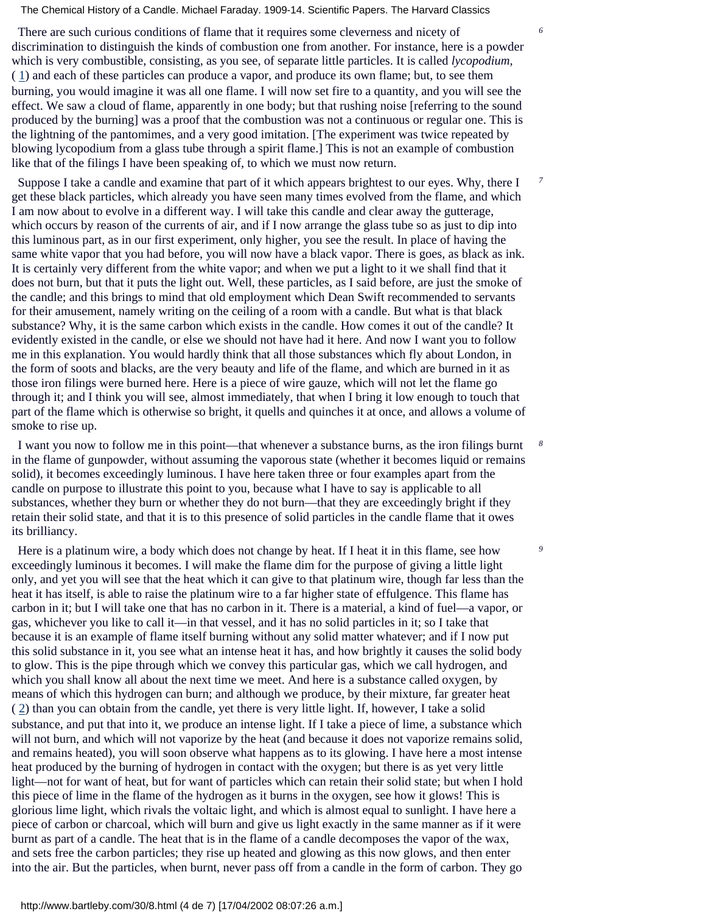There are such curious conditions of flame that it requires some cleverness and nicety of discrimination to distinguish the kinds of combustion one from another. For instance, here is a powder which is very combustible, consisting, as you see, of separate little particles. It is called *lycopodium*, ( 1) and each of these particles can produce a vapor, and produce its own flame; but, to see them burning, you would imagine it was all one flame. I will now set fire to a quantity, and you will see the effect. We saw a cloud of flame, apparently in one body; but that rushing noise [referring to the sound produced by the burning] was a proof that the combustion was not a continuous or regular one. This is the lightning of the pantomimes, and a very good imitation. [The experiment was twice repeated by blowing lycopodium from a glass tube through a spirit flame.] This is not an example of combustion like that of the filings I have been speaking of, to which we must now return.

Suppose I take a candle and examine that part of it which appears brightest to our eyes. Why, there I get these black particles, which already you have seen many times evolved from the flame, and which I am now about to evolve in a different way. I will take this candle and clear away the gutterage, which occurs by reason of the currents of air, and if I now arrange the glass tube so as just to dip into this luminous part, as in our first experiment, only higher, you see the result. In place of having the same white vapor that you had before, you will now have a black vapor. There is goes, as black as ink. It is certainly very different from the white vapor; and when we put a light to it we shall find that it does not burn, but that it puts the light out. Well, these particles, as I said before, are just the smoke of the candle; and this brings to mind that old employment which Dean Swift recommended to servants for their amusement, namely writing on the ceiling of a room with a candle. But what is that black substance? Why, it is the same carbon which exists in the candle. How comes it out of the candle? It evidently existed in the candle, or else we should not have had it here. And now I want you to follow me in this explanation. You would hardly think that all those substances which fly about London, in the form of soots and blacks, are the very beauty and life of the flame, and which are burned in it as those iron filings were burned here. Here is a piece of wire gauze, which will not let the flame go through it; and I think you will see, almost immediately, that when I bring it low enough to touch that part of the flame which is otherwise so bright, it quells and quinches it at once, and allows a volume of smoke to rise up.

I want you now to follow me in this point—that whenever a substance burns, as the iron filings burnt in the flame of gunpowder, without assuming the vaporous state (whether it becomes liquid or remains solid), it becomes exceedingly luminous. I have here taken three or four examples apart from the candle on purpose to illustrate this point to you, because what I have to say is applicable to all substances, whether they burn or whether they do not burn—that they are exceedingly bright if they retain their solid state, and that it is to this presence of solid particles in the candle flame that it owes its brilliancy.

Here is a platinum wire, a body which does not change by heat. If I heat it in this flame, see how exceedingly luminous it becomes. I will make the flame dim for the purpose of giving a little light only, and yet you will see that the heat which it can give to that platinum wire, though far less than the heat it has itself, is able to raise the platinum wire to a far higher state of effulgence. This flame has carbon in it; but I will take one that has no carbon in it. There is a material, a kind of fuel—a vapor, or gas, whichever you like to call it—in that vessel, and it has no solid particles in it; so I take that because it is an example of flame itself burning without any solid matter whatever; and if I now put this solid substance in it, you see what an intense heat it has, and how brightly it causes the solid body to glow. This is the pipe through which we convey this particular gas, which we call hydrogen, and which you shall know all about the next time we meet. And here is a substance called oxygen, by means of which this hydrogen can burn; and although we produce, by their mixture, far greater heat ( 2) than you can obtain from the candle, yet there is very little light. If, however, I take a solid substance, and put that into it, we produce an intense light. If I take a piece of lime, a substance which will not burn, and which will not vaporize by the heat (and because it does not vaporize remains solid, and remains heated), you will soon observe what happens as to its glowing. I have here a most intense heat produced by the burning of hydrogen in contact with the oxygen; but there is as yet very little light—not for want of heat, but for want of particles which can retain their solid state; but when I hold this piece of lime in the flame of the hydrogen as it burns in the oxygen, see how it glows! This is glorious lime light, which rivals the voltaic light, and which is almost equal to sunlight. I have here a piece of carbon or charcoal, which will burn and give us light exactly in the same manner as if it were burnt as part of a candle. The heat that is in the flame of a candle decomposes the vapor of the wax, and sets free the carbon particles; they rise up heated and glowing as this now glows, and then enter into the air. But the particles, when burnt, never pass off from a candle in the form of carbon. They go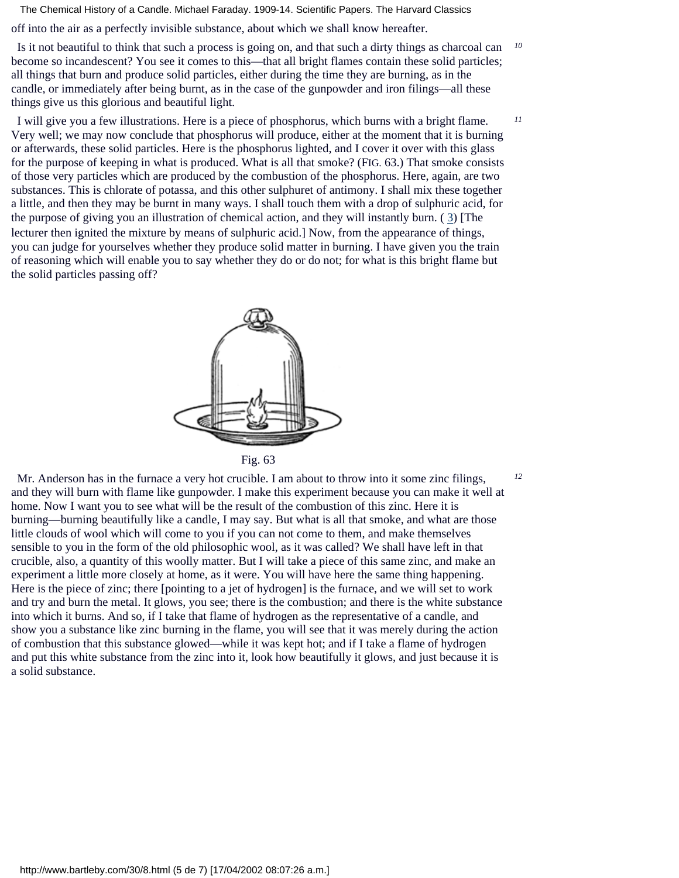off into the air as a perfectly invisible substance, about which we shall know hereafter.

Is it not beautiful to think that such a process is going on, and that such a dirty things as charcoal can become so incandescent? You see it comes to this—that all bright flames contain these solid particles; all things that burn and produce solid particles, either during the time they are burning, as in the candle, or immediately after being burnt, as in the case of the gunpowder and iron filings—all these things give us this glorious and beautiful light.

I will give you a few illustrations. Here is a piece of phosphorus, which burns with a bright flame. Very well; we may now conclude that phosphorus will produce, either at the moment that it is burning or afterwards, these solid particles. Here is the phosphorus lighted, and I cover it over with this glass for the purpose of keeping in what is produced. What is all that smoke? (FIG. 63.) That smoke consists of those very particles which are produced by the combustion of the phosphorus. Here, again, are two substances. This is chlorate of potassa, and this other sulphuret of antimony. I shall mix these together a little, and then they may be burnt in many ways. I shall touch them with a drop of sulphuric acid, for the purpose of giving you an illustration of chemical action, and they will instantly burn. (3) [The lecturer then ignited the mixture by means of sulphuric acid.] Now, from the appearance of things, you can judge for yourselves whether they produce solid matter in burning. I have given you the train of reasoning which will enable you to say whether they do or do not; for what is this bright flame but the solid particles passing off?

Fig. 63

Mr. Anderson has in the furnace a very hot crucible. I am about to throw into it some zinc filings, and they will burn with flame like gunpowder. I make this experiment because you can make it well at home. Now I want you to see what will be the result of the combustion of this zinc. Here it is burning—burning beautifully like a candle, I may say. But what is all that smoke, and what are those little clouds of wool which will come to you if you can not come to them, and make themselves sensible to you in the form of the old philosophic wool, as it was called? We shall have left in that crucible, also, a quantity of this woolly matter. But I will take a piece of this same zinc, and make an experiment a little more closely at home, as it were. You will have here the same thing happening. Here is the piece of zinc; there [pointing to a jet of hydrogen] is the furnace, and we will set to work and try and burn the metal. It glows, you see; there is the combustion; and there is the white substance into which it burns. And so, if I take that flame of hydrogen as the representative of a candle, and show you a substance like zinc burning in the flame, you will see that it was merely during the action of combustion that this substance glowed—while it was kept hot; and if I take a flame of hydrogen and put this white substance from the zinc into it, look how beautifully it glows, and just because it is a solid substance.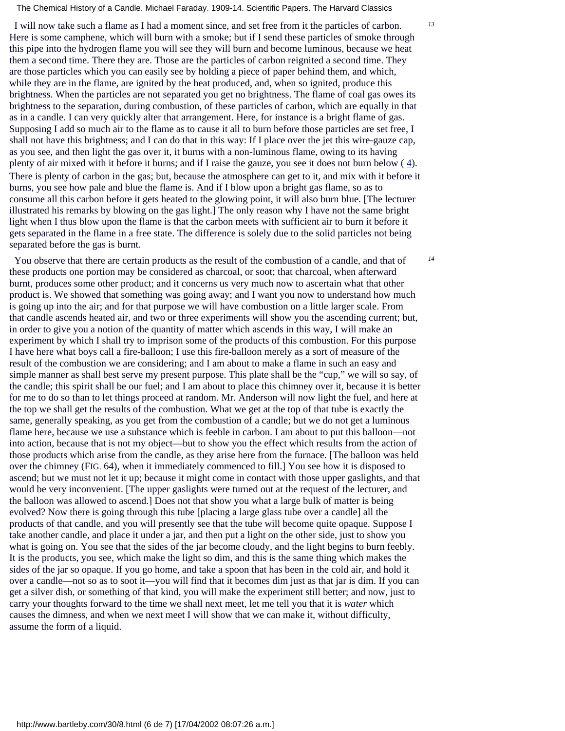I will now take such a flame as I had a moment since, and set free from it the particles of carbon. Here is some camphene, which will burn with a smoke; but if I send these particles of smoke through this pipe into the hydrogen flame you will see they will burn and become luminous, because we heat them a second time. There they are. Those are the particles of carbon reignited a second time. They are those particles which you can easily see by holding a piece of paper behind them, and which, while they are in the flame, are ignited by the heat produced, and, when so ignited, produce this brightness. When the particles are not separated you get no brightness. The flame of coal gas owes its brightness to the separation, during combustion, of these particles of carbon, which are equally in that as in a candle. I can very quickly alter that arrangement. Here, for instance is a bright flame of gas. Supposing I add so much air to the flame as to cause it all to burn before those particles are set free, I shall not have this brightness; and I can do that in this way: If I place over the jet this wire-gauze cap, as you see, and then light the gas over it, it burns with a non-luminous flame, owing to its having plenty of air mixed with it before it burns; and if I raise the gauze, you see it does not burn below ( 4). There is plenty of carbon in the gas; but, because the atmosphere can get to it, and mix with it before it burns, you see how pale and blue the flame is. And if I blow upon a bright gas flame, so as to consume all this carbon before it gets heated to the glowing point, it will also burn blue. [The lecturer illustrated his remarks by blowing on the gas light.] The only reason why I have not the same bright light when I thus blow upon the flame is that the carbon meets with sufficient air to burn it before it gets separated in the flame in a free state. The difference is solely due to the solid particles not being separated before the gas is burnt.

You observe that there are certain products as the result of the combustion of a candle, and that of these products one portion may be considered as charcoal, or soot; that charcoal, when afterward burnt, produces some other product; and it concerns us very much now to ascertain what that other product is. We showed that something was going away; and I want you now to understand how much is going up into the air; and for that purpose we will have combustion on a little larger scale. From that candle ascends heated air, and two or three experiments will show you the ascending current; but, in order to give you a notion of the quantity of matter which ascends in this way, I will make an experiment by which I shall try to imprison some of the products of this combustion. For this purpose I have here what boys call a fire-balloon; I use this fire-balloon merely as a sort of measure of the result of the combustion we are considering; and I am about to make a flame in such an easy and simple manner as shall best serve my present purpose. This plate shall be the "cup," we will so say, of the candle; this spirit shall be our fuel; and I am about to place this chimney over it, because it is better for me to do so than to let things proceed at random. Mr. Anderson will now light the fuel, and here at the top we shall get the results of the combustion. What we get at the top of that tube is exactly the same, generally speaking, as you get from the combustion of a candle; but we do not get a luminous flame here, because we use a substance which is feeble in carbon. I am about to put this balloon—not into action, because that is not my object—but to show you the effect which results from the action of those products which arise from the candle, as they arise here from the furnace. [The balloon was held over the chimney (FIG. 64), when it immediately commenced to fill.] You see how it is disposed to ascend; but we must not let it up; because it might come in contact with those upper gaslights, and that would be very inconvenient. [The upper gaslights were turned out at the request of the lecturer, and the balloon was allowed to ascend.] Does not that show you what a large bulk of matter is being evolved? Now there is going through this tube [placing a large glass tube over a candle] all the products of that candle, and you will presently see that the tube will become quite opaque. Suppose I take another candle, and place it under a jar, and then put a light on the other side, just to show you what is going on. You see that the sides of the jar become cloudy, and the light begins to burn feebly. It is the products, you see, which make the light so dim, and this is the same thing which makes the sides of the jar so opaque. If you go home, and take a spoon that has been in the cold air, and hold it over a candle—not so as to soot it—you will find that it becomes dim just as that jar is dim. If you can get a silver dish, or something of that kind, you will make the experiment still better; and now, just to carry your thoughts forward to the time we shall next meet, let me tell you that it is *water* which causes the dimness, and when we next meet I will show that we can make it, without difficulty, assume the form of a liquid.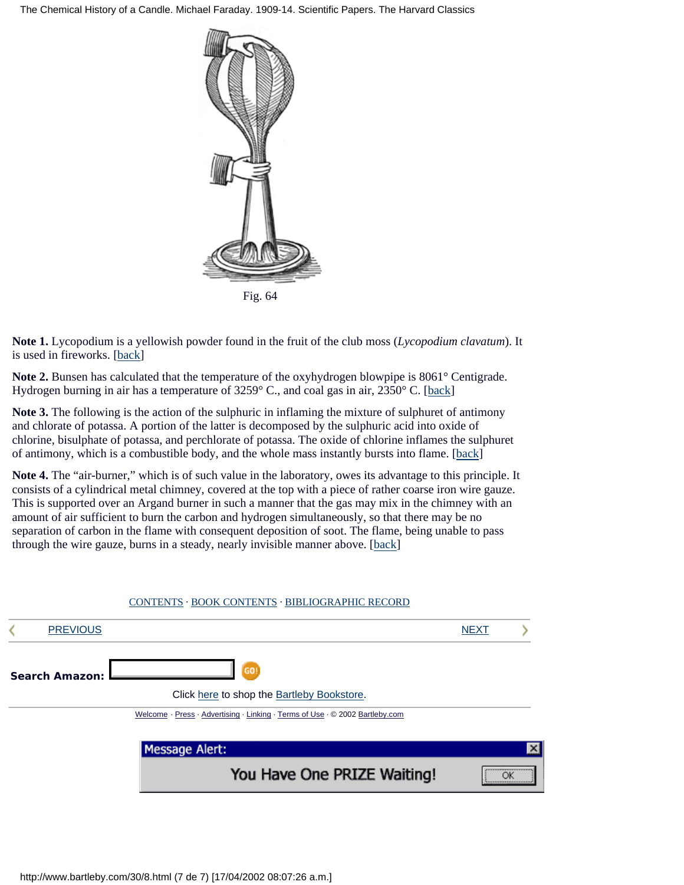Fig. 64

**Note 1.** Lycopodium is a yellowish powder found in the fruit of the club moss (*Lycopodium clavatum*). It is used in fireworks. [back]

**Note 2.** Bunsen has calculated that the temperature of the oxyhydrogen blowpipe is 8061° Centigrade. Hydrogen burning in air has a temperature of 3259° C., and coal gas in air, 2350° C. [back]

**Note 3.** The following is the action of the sulphuric in inflaming the mixture of sulphuret of antimony and chlorate of potassa. A portion of the latter is decomposed by the sulphuric acid into oxide of chlorine, bisulphate of potassa, and perchlorate of potassa. The oxide of chlorine inflames the sulphuret of antimony, which is a combustible body, and the whole mass instantly bursts into flame. [back]

**Note 4.** The "air-burner," which is of such value in the laboratory, owes its advantage to this principle. It consists of a cylindrical metal chimney, covered at the top with a piece of rather coarse iron wire gauze. This is supported over an Argand burner in such a manner that the gas may mix in the chimney with an amount of air sufficient to burn the carbon and hydrogen simultaneously, so that there may be no separation of carbon in the flame with consequent deposition of soot. The flame, being unable to pass through the wire gauze, burns in a steady, nearly invisible manner above. [back]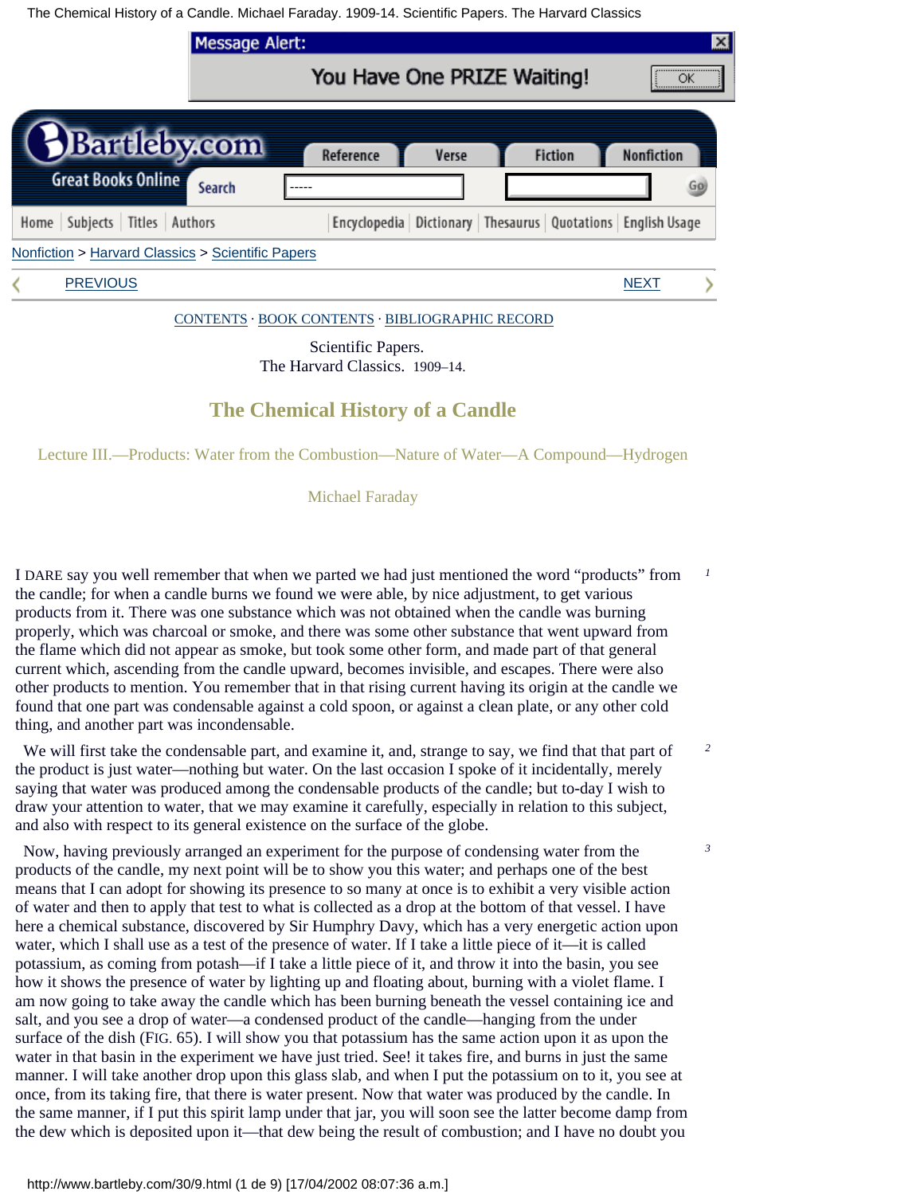Scientific Papers.
The Harvard Classics. 1909–14.

# The Chemical History of a Candle

## Lecture III.—Products: Water from the Combustion—Nature of Water—A Compound—Hydrogen

Michael Faraday

I DARE say you well remember that when we parted we had just mentioned the word "products" from the candle; for when a candle burns we found we were able, by nice adjustment, to get various products from it. There was one substance which was not obtained when the candle was burning properly, which was charcoal or smoke, and there was some other substance that went upward from the flame which did not appear as smoke, but took some other form, and made part of that general current which, ascending from the candle upward, becomes invisible, and escapes. There were also other products to mention. You remember that in that rising current having its origin at the candle we found that one part was condensable against a cold spoon, or against a clean plate, or any other cold thing, and another part was incondensable.

We will first take the condensable part, and examine it, and, strange to say, we find that that part of the product is just water—nothing but water. On the last occasion I spoke of it incidentally, merely saying that water was produced among the condensable products of the candle; but to-day I wish to draw your attention to water, that we may examine it carefully, especially in relation to this subject, and also with respect to its general existence on the surface of the globe.

Now, having previously arranged an experiment for the purpose of condensing water from the products of the candle, my next point will be to show you this water; and perhaps one of the best means that I can adopt for showing its presence to so many at once is to exhibit a very visible action of water and then to apply that test to what is collected as a drop at the bottom of that vessel. I have here a chemical substance, discovered by Sir Humphry Davy, which has a very energetic action upon water, which I shall use as a test of the presence of water. If I take a little piece of it—it is called potassium, as coming from potash—if I take a little piece of it, and throw it into the basin, you see how it shows the presence of water by lighting up and floating about, burning with a violet flame. I am now going to take away the candle which has been burning beneath the vessel containing ice and salt, and you see a drop of water—a condensed product of the candle—hanging from the under surface of the dish (FIG. 65). I will show you that potassium has the same action upon it as upon the water in that basin in the experiment we have just tried. See! it takes fire, and burns in just the same manner. I will take another drop upon this glass slab, and when I put the potassium on to it, you see at once, from its taking fire, that there is water present. Now that water was produced by the candle. In the same manner, if I put this spirit lamp under that jar, you will soon see the latter become damp from the dew which is deposited upon it—that dew being the result of combustion; and I have no doubt you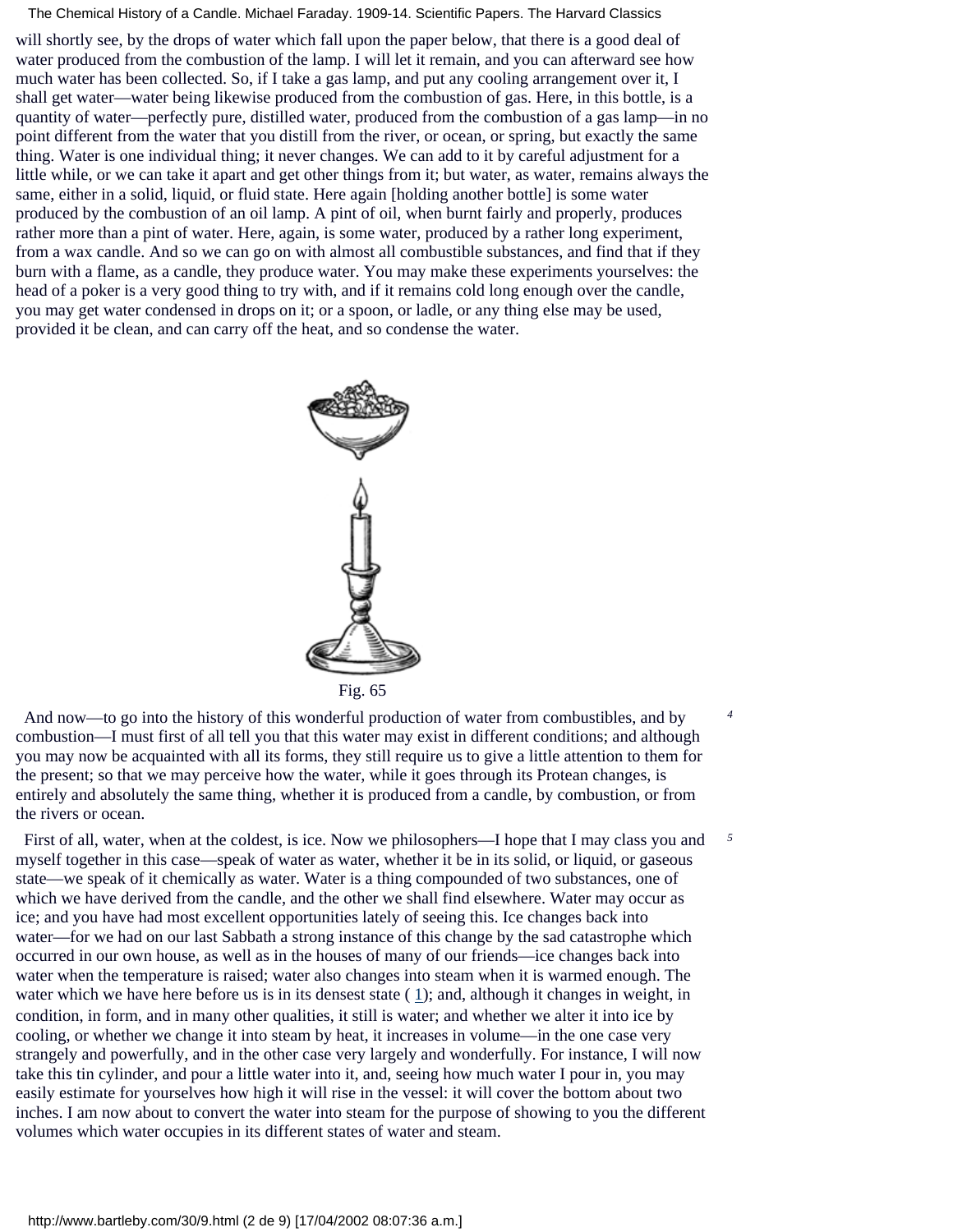will shortly see, by the drops of water which fall upon the paper below, that there is a good deal of water produced from the combustion of the lamp. I will let it remain, and you can afterward see how much water has been collected. So, if I take a gas lamp, and put any cooling arrangement over it, I shall get water—water being likewise produced from the combustion of gas. Here, in this bottle, is a quantity of water—perfectly pure, distilled water, produced from the combustion of a gas lamp—in no point different from the water that you distill from the river, or ocean, or spring, but exactly the same thing. Water is one individual thing; it never changes. We can add to it by careful adjustment for a little while, or we can take it apart and get other things from it; but water, as water, remains always the same, either in a solid, liquid, or fluid state. Here again [holding another bottle] is some water produced by the combustion of an oil lamp. A pint of oil, when burnt fairly and properly, produces rather more than a pint of water. Here, again, is some water, produced by a rather long experiment, from a wax candle. And so we can go on with almost all combustible substances, and find that if they burn with a flame, as a candle, they produce water. You may make these experiments yourselves: the head of a poker is a very good thing to try with, and if it remains cold long enough over the candle, you may get water condensed in drops on it; or a spoon, or ladle, or any thing else may be used, provided it be clean, and can carry off the heat, and so condense the water.

Fig. 65

And now—to go into the history of this wonderful production of water from combustibles, and by combustion—I must first of all tell you that this water may exist in different conditions; and although you may now be acquainted with all its forms, they still require us to give a little attention to them for the present; so that we may perceive how the water, while it goes through its Protean changes, is entirely and absolutely the same thing, whether it is produced from a candle, by combustion, or from the rivers or ocean.

First of all, water, when at the coldest, is ice. Now we philosophers—I hope that I may class you and myself together in this case—speak of water as water, whether it be in its solid, or liquid, or gaseous state—we speak of it chemically as water. Water is a thing compounded of two substances, one of which we have derived from the candle, and the other we shall find elsewhere. Water may occur as ice; and you have had most excellent opportunities lately of seeing this. Ice changes back into water—for we had on our last Sabbath a strong instance of this change by the sad catastrophe which occurred in our own house, as well as in the houses of many of our friends—ice changes back into water when the temperature is raised; water also changes into steam when it is warmed enough. The water which we have here before us is in its densest state ( 1); and, although it changes in weight, in condition, in form, and in many other qualities, it still is water; and whether we alter it into ice by cooling, or whether we change it into steam by heat, it increases in volume—in the one case very strangely and powerfully, and in the other case very largely and wonderfully. For instance, I will now take this tin cylinder, and pour a little water into it, and, seeing how much water I pour in, you may easily estimate for yourselves how high it will rise in the vessel: it will cover the bottom about two inches. I am now about to convert the water into steam for the purpose of showing to you the different volumes which water occupies in its different states of water and steam.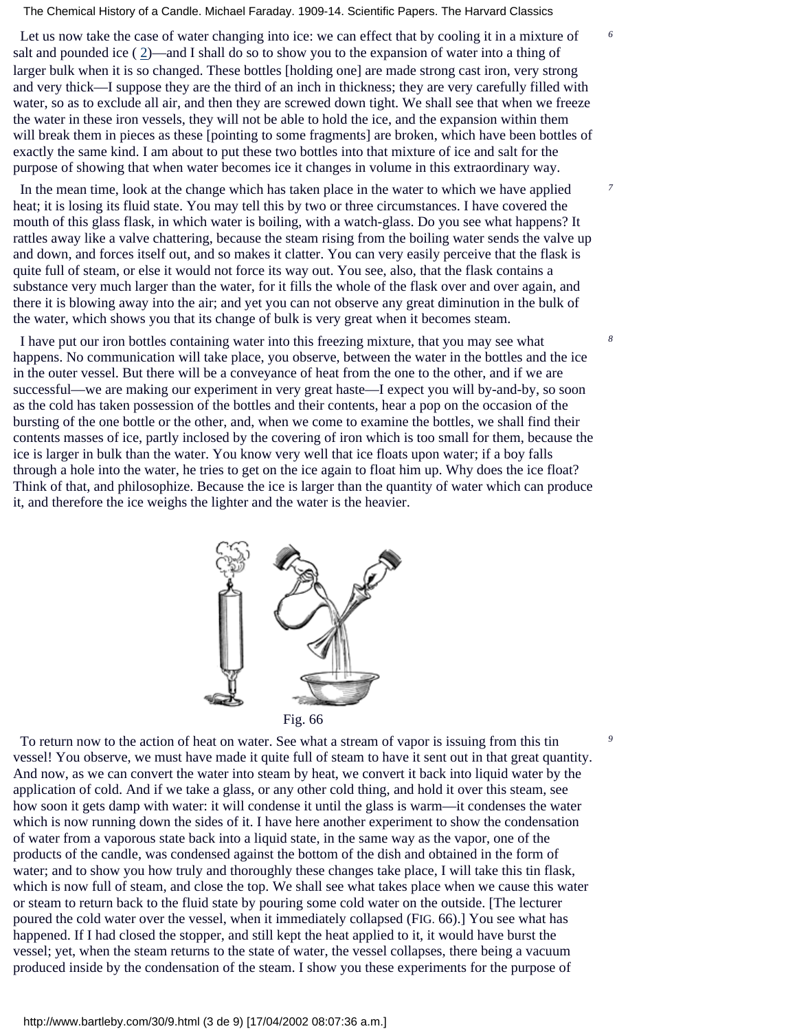Let us now take the case of water changing into ice: we can effect that by cooling it in a mixture of salt and pounded ice ( 2)—and I shall do so to show you to the expansion of water into a thing of larger bulk when it is so changed. These bottles [holding one] are made strong cast iron, very strong and very thick—I suppose they are the third of an inch in thickness; they are very carefully filled with water, so as to exclude all air, and then they are screwed down tight. We shall see that when we freeze the water in these iron vessels, they will not be able to hold the ice, and the expansion within them will break them in pieces as these [pointing to some fragments] are broken, which have been bottles of exactly the same kind. I am about to put these two bottles into that mixture of ice and salt for the purpose of showing that when water becomes ice it changes in volume in this extraordinary way.

In the mean time, look at the change which has taken place in the water to which we have applied heat; it is losing its fluid state. You may tell this by two or three circumstances. I have covered the mouth of this glass flask, in which water is boiling, with a watch-glass. Do you see what happens? It rattles away like a valve chattering, because the steam rising from the boiling water sends the valve up and down, and forces itself out, and so makes it clatter. You can very easily perceive that the flask is quite full of steam, or else it would not force its way out. You see, also, that the flask contains a substance very much larger than the water, for it fills the whole of the flask over and over again, and there it is blowing away into the air; and yet you can not observe any great diminution in the bulk of the water, which shows you that its change of bulk is very great when it becomes steam.

I have put our iron bottles containing water into this freezing mixture, that you may see what happens. No communication will take place, you observe, between the water in the bottles and the ice in the outer vessel. But there will be a conveyance of heat from the one to the other, and if we are successful—we are making our experiment in very great haste—I expect you will by-and-by, so soon as the cold has taken possession of the bottles and their contents, hear a pop on the occasion of the bursting of the one bottle or the other, and, when we come to examine the bottles, we shall find their contents masses of ice, partly inclosed by the covering of iron which is too small for them, because the ice is larger in bulk than the water. You know very well that ice floats upon water; if a boy falls through a hole into the water, he tries to get on the ice again to float him up. Why does the ice float? Think of that, and philosophize. Because the ice is larger than the quantity of water which can produce it, and therefore the ice weighs the lighter and the water is the heavier.

Fig. 66

To return now to the action of heat on water. See what a stream of vapor is issuing from this tin vessel! You observe, we must have made it quite full of steam to have it sent out in that great quantity. And now, as we can convert the water into steam by heat, we convert it back into liquid water by the application of cold. And if we take a glass, or any other cold thing, and hold it over this steam, see how soon it gets damp with water: it will condense it until the glass is warm—it condenses the water which is now running down the sides of it. I have here another experiment to show the condensation of water from a vaporous state back into a liquid state, in the same way as the vapor, one of the products of the candle, was condensed against the bottom of the dish and obtained in the form of water; and to show you how truly and thoroughly these changes take place, I will take this tin flask, which is now full of steam, and close the top. We shall see what takes place when we cause this water or steam to return back to the fluid state by pouring some cold water on the outside. [The lecturer poured the cold water over the vessel, when it immediately collapsed (FIG. 66).] You see what has happened. If I had closed the stopper, and still kept the heat applied to it, it would have burst the vessel; yet, when the steam returns to the state of water, the vessel collapses, there being a vacuum produced inside by the condensation of the steam. I show you these experiments for the purpose of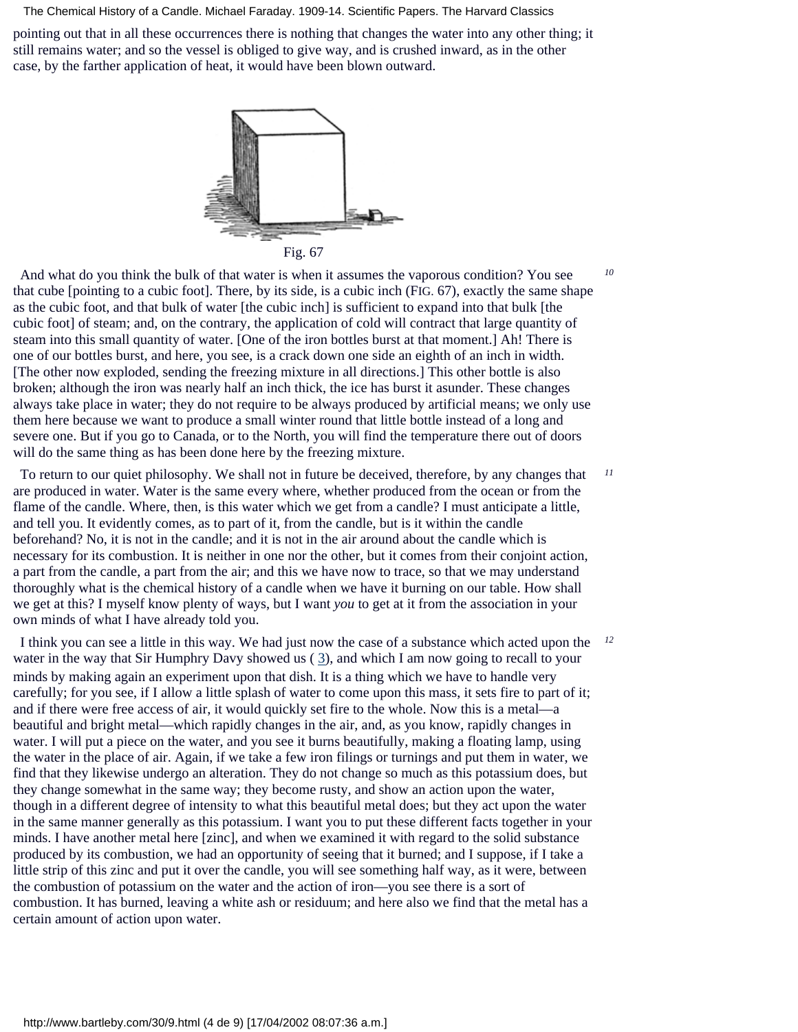pointing out that in all these occurrences there is nothing that changes the water into any other thing; it still remains water; and so the vessel is obliged to give way, and is crushed inward, as in the other case, by the farther application of heat, it would have been blown outward.

Fig. 67

And what do you think the bulk of that water is when it assumes the vaporous condition? You see that cube [pointing to a cubic foot]. There, by its side, is a cubic inch (FIG. 67), exactly the same shape as the cubic foot, and that bulk of water [the cubic inch] is sufficient to expand into that bulk [the cubic foot] of steam; and, on the contrary, the application of cold will contract that large quantity of steam into this small quantity of water. [One of the iron bottles burst at that moment.] Ah! There is one of our bottles burst, and here, you see, is a crack down one side an eighth of an inch in width. [The other now exploded, sending the freezing mixture in all directions.] This other bottle is also broken; although the iron was nearly half an inch thick, the ice has burst it asunder. These changes always take place in water; they do not require to be always produced by artificial means; we only use them here because we want to produce a small winter round that little bottle instead of a long and severe one. But if you go to Canada, or to the North, you will find the temperature there out of doors will do the same thing as has been done here by the freezing mixture. *10*

To return to our quiet philosophy. We shall not in future be deceived, therefore, by any changes that are produced in water. Water is the same every where, whether produced from the ocean or from the flame of the candle. Where, then, is this water which we get from a candle? I must anticipate a little, and tell you. It evidently comes, as to part of it, from the candle, but is it within the candle beforehand? No, it is not in the candle; and it is not in the air around about the candle which is necessary for its combustion. It is neither in one nor the other, but it comes from their conjoint action, a part from the candle, a part from the air; and this we have now to trace, so that we may understand thoroughly what is the chemical history of a candle when we have it burning on our table. How shall we get at this? I myself know plenty of ways, but I want *you* to get at it from the association in your own minds of what I have already told you. *11*

I think you can see a little in this way. We had just now the case of a substance which acted upon the water in the way that Sir Humphry Davy showed us ( 3), and which I am now going to recall to your minds by making again an experiment upon that dish. It is a thing which we have to handle very carefully; for you see, if I allow a little splash of water to come upon this mass, it sets fire to part of it; and if there were free access of air, it would quickly set fire to the whole. Now this is a metal—a beautiful and bright metal—which rapidly changes in the air, and, as you know, rapidly changes in water. I will put a piece on the water, and you see it burns beautifully, making a floating lamp, using the water in the place of air. Again, if we take a few iron filings or turnings and put them in water, we find that they likewise undergo an alteration. They do not change so much as this potassium does, but they change somewhat in the same way; they become rusty, and show an action upon the water, though in a different degree of intensity to what this beautiful metal does; but they act upon the water in the same manner generally as this potassium. I want you to put these different facts together in your minds. I have another metal here [zinc], and when we examined it with regard to the solid substance produced by its combustion, we had an opportunity of seeing that it burned; and I suppose, if I take a little strip of this zinc and put it over the candle, you will see something half way, as it were, between the combustion of potassium on the water and the action of iron—you see there is a sort of combustion. It has burned, leaving a white ash or residuum; and here also we find that the metal has a certain amount of action upon water. *12*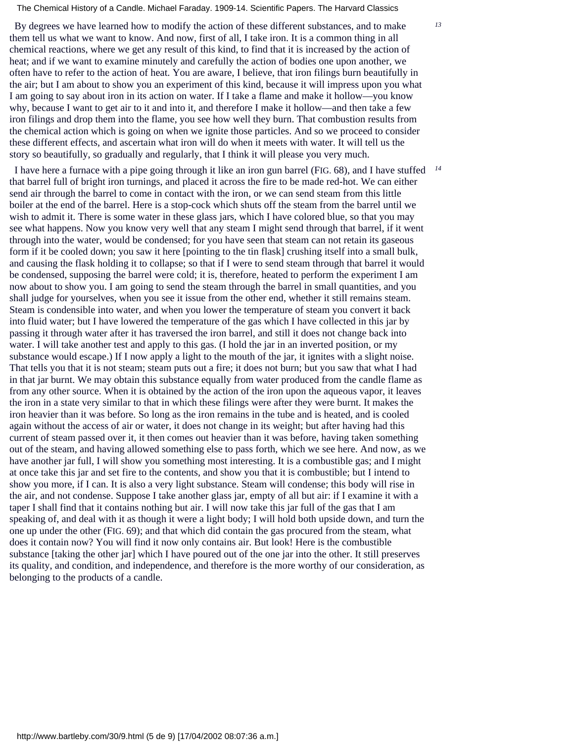By degrees we have learned how to modify the action of these different substances, and to make them tell us what we want to know. And now, first of all, I take iron. It is a common thing in all chemical reactions, where we get any result of this kind, to find that it is increased by the action of heat; and if we want to examine minutely and carefully the action of bodies one upon another, we often have to refer to the action of heat. You are aware, I believe, that iron filings burn beautifully in the air; but I am about to show you an experiment of this kind, because it will impress upon you what I am going to say about iron in its action on water. If I take a flame and make it hollow—you know why, because I want to get air to it and into it, and therefore I make it hollow—and then take a few iron filings and drop them into the flame, you see how well they burn. That combustion results from the chemical action which is going on when we ignite those particles. And so we proceed to consider these different effects, and ascertain what iron will do when it meets with water. It will tell us the story so beautifully, so gradually and regularly, that I think it will please you very much.

I have here a furnace with a pipe going through it like an iron gun barrel (FIG. 68), and I have stuffed that barrel full of bright iron turnings, and placed it across the fire to be made red-hot. We can either send air through the barrel to come in contact with the iron, or we can send steam from this little boiler at the end of the barrel. Here is a stop-cock which shuts off the steam from the barrel until we wish to admit it. There is some water in these glass jars, which I have colored blue, so that you may see what happens. Now you know very well that any steam I might send through that barrel, if it went through into the water, would be condensed; for you have seen that steam can not retain its gaseous form if it be cooled down; you saw it here [pointing to the tin flask] crushing itself into a small bulk, and causing the flask holding it to collapse; so that if I were to send steam through that barrel it would be condensed, supposing the barrel were cold; it is, therefore, heated to perform the experiment I am now about to show you. I am going to send the steam through the barrel in small quantities, and you shall judge for yourselves, when you see it issue from the other end, whether it still remains steam. Steam is condensible into water, and when you lower the temperature of steam you convert it back into fluid water; but I have lowered the temperature of the gas which I have collected in this jar by passing it through water after it has traversed the iron barrel, and still it does not change back into water. I will take another test and apply to this gas. (I hold the jar in an inverted position, or my substance would escape.) If I now apply a light to the mouth of the jar, it ignites with a slight noise. That tells you that it is not steam; steam puts out a fire; it does not burn; but you saw that what I had in that jar burnt. We may obtain this substance equally from water produced from the candle flame as from any other source. When it is obtained by the action of the iron upon the aqueous vapor, it leaves the iron in a state very similar to that in which these filings were after they were burnt. It makes the iron heavier than it was before. So long as the iron remains in the tube and is heated, and is cooled again without the access of air or water, it does not change in its weight; but after having had this current of steam passed over it, it then comes out heavier than it was before, having taken something out of the steam, and having allowed something else to pass forth, which we see here. And now, as we have another jar full, I will show you something most interesting. It is a combustible gas; and I might at once take this jar and set fire to the contents, and show you that it is combustible; but I intend to show you more, if I can. It is also a very light substance. Steam will condense; this body will rise in the air, and not condense. Suppose I take another glass jar, empty of all but air: if I examine it with a taper I shall find that it contains nothing but air. I will now take this jar full of the gas that I am speaking of, and deal with it as though it were a light body; I will hold both upside down, and turn the one up under the other (FIG. 69); and that which did contain the gas procured from the steam, what does it contain now? You will find it now only contains air. But look! Here is the combustible substance [taking the other jar] which I have poured out of the one jar into the other. It still preserves its quality, and condition, and independence, and therefore is the more worthy of our consideration, as belonging to the products of a candle.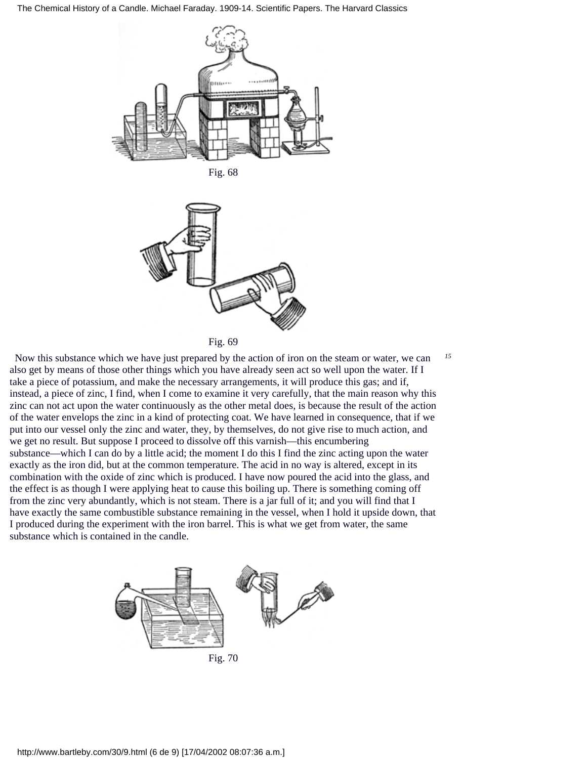Fig. 68

Fig. 69

Now this substance which we have just prepared by the action of iron on the steam or water, we can also get by means of those other things which you have already seen act so well upon the water. If I take a piece of potassium, and make the necessary arrangements, it will produce this gas; and if, instead, a piece of zinc, I find, when I come to examine it very carefully, that the main reason why this zinc can not act upon the water continuously as the other metal does, is because the result of the action of the water envelops the zinc in a kind of protecting coat. We have learned in consequence, that if we put into our vessel only the zinc and water, they, by themselves, do not give rise to much action, and we get no result. But suppose I proceed to dissolve off this varnish—this encumbering substance—which I can do by a little acid; the moment I do this I find the zinc acting upon the water exactly as the iron did, but at the common temperature. The acid in no way is altered, except in its combination with the oxide of zinc which is produced. I have now poured the acid into the glass, and the effect is as though I were applying heat to cause this boiling up. There is something coming off from the zinc very abundantly, which is not steam. There is a jar full of it; and you will find that I have exactly the same combustible substance remaining in the vessel, when I hold it upside down, that I produced during the experiment with the iron barrel. This is what we get from water, the same substance which is contained in the candle.

Fig. 70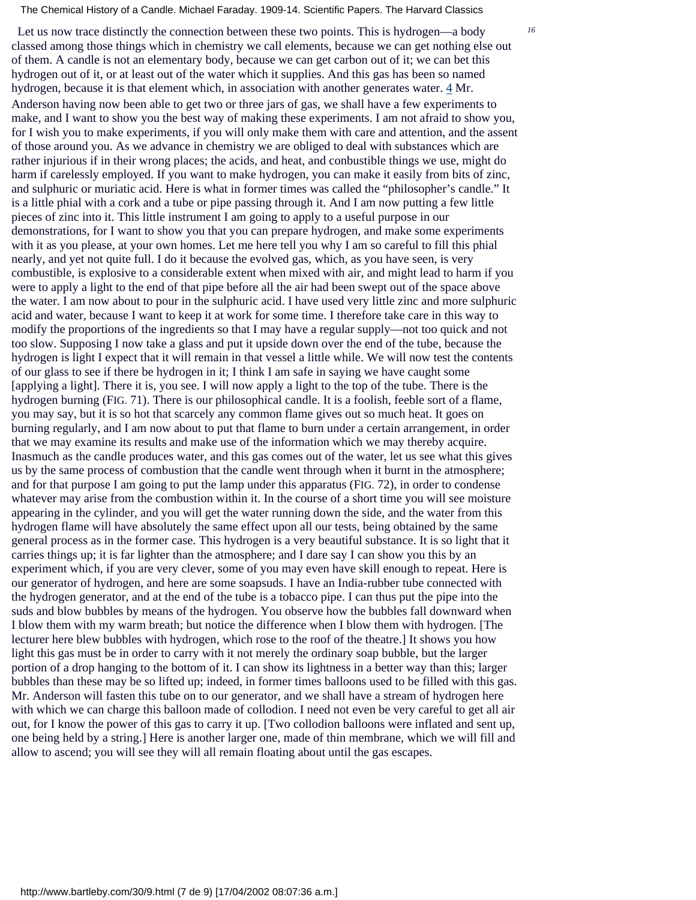Let us now trace distinctly the connection between these two points. This is hydrogen—a body classed among those things which in chemistry we call elements, because we can get nothing else out of them. A candle is not an elementary body, because we can get carbon out of it; we can bet this hydrogen out of it, or at least out of the water which it supplies. And this gas has been so named hydrogen, because it is that element which, in association with another generates water. [4] Mr. Anderson having now been able to get two or three jars of gas, we shall have a few experiments to make, and I want to show you the best way of making these experiments. I am not afraid to show you, for I wish you to make experiments, if you will only make them with care and attention, and the assent of those around you. As we advance in chemistry we are obliged to deal with substances which are rather injurious if in their wrong places; the acids, and heat, and conbustible things we use, might do harm if carelessly employed. If you want to make hydrogen, you can make it easily from bits of zinc, and sulphuric or muriatic acid. Here is what in former times was called the "philosopher's candle." It is a little phial with a cork and a tube or pipe passing through it. And I am now putting a few little pieces of zinc into it. This little instrument I am going to apply to a useful purpose in our demonstrations, for I want to show you that you can prepare hydrogen, and make some experiments with it as you please, at your own homes. Let me here tell you why I am so careful to fill this phial nearly, and yet not quite full. I do it because the evolved gas, which, as you have seen, is very combustible, is explosive to a considerable extent when mixed with air, and might lead to harm if you were to apply a light to the end of that pipe before all the air had been swept out of the space above the water. I am now about to pour in the sulphuric acid. I have used very little zinc and more sulphuric acid and water, because I want to keep it at work for some time. I therefore take care in this way to modify the proportions of the ingredients so that I may have a regular supply—not too quick and not too slow. Supposing I now take a glass and put it upside down over the end of the tube, because the hydrogen is light I expect that it will remain in that vessel a little while. We will now test the contents of our glass to see if there be hydrogen in it; I think I am safe in saying we have caught some [applying a light]. There it is, you see. I will now apply a light to the top of the tube. There is the hydrogen burning (FIG. 71). There is our philosophical candle. It is a foolish, feeble sort of a flame, you may say, but it is so hot that scarcely any common flame gives out so much heat. It goes on burning regularly, and I am now about to put that flame to burn under a certain arrangement, in order that we may examine its results and make use of the information which we may thereby acquire. Inasmuch as the candle produces water, and this gas comes out of the water, let us see what this gives us by the same process of combustion that the candle went through when it burnt in the atmosphere; and for that purpose I am going to put the lamp under this apparatus (FIG. 72), in order to condense whatever may arise from the combustion within it. In the course of a short time you will see moisture appearing in the cylinder, and you will get the water running down the side, and the water from this hydrogen flame will have absolutely the same effect upon all our tests, being obtained by the same general process as in the former case. This hydrogen is a very beautiful substance. It is so light that it carries things up; it is far lighter than the atmosphere; and I dare say I can show you this by an experiment which, if you are very clever, some of you may even have skill enough to repeat. Here is our generator of hydrogen, and here are some soapsuds. I have an India-rubber tube connected with the hydrogen generator, and at the end of the tube is a tobacco pipe. I can thus put the pipe into the suds and blow bubbles by means of the hydrogen. You observe how the bubbles fall downward when I blow them with my warm breath; but notice the difference when I blow them with hydrogen. [The lecturer here blew bubbles with hydrogen, which rose to the roof of the theatre.] It shows you how light this gas must be in order to carry with it not merely the ordinary soap bubble, but the larger portion of a drop hanging to the bottom of it. I can show its lightness in a better way than this; larger bubbles than these may be so lifted up; indeed, in former times balloons used to be filled with this gas. Mr. Anderson will fasten this tube on to our generator, and we shall have a stream of hydrogen here with which we can charge this balloon made of collodion. I need not even be very careful to get all air out, for I know the power of this gas to carry it up. [Two collodion balloons were inflated and sent up, one being held by a string.] Here is another larger one, made of thin membrane, which we will fill and allow to ascend; you will see they will all remain floating about until the gas escapes.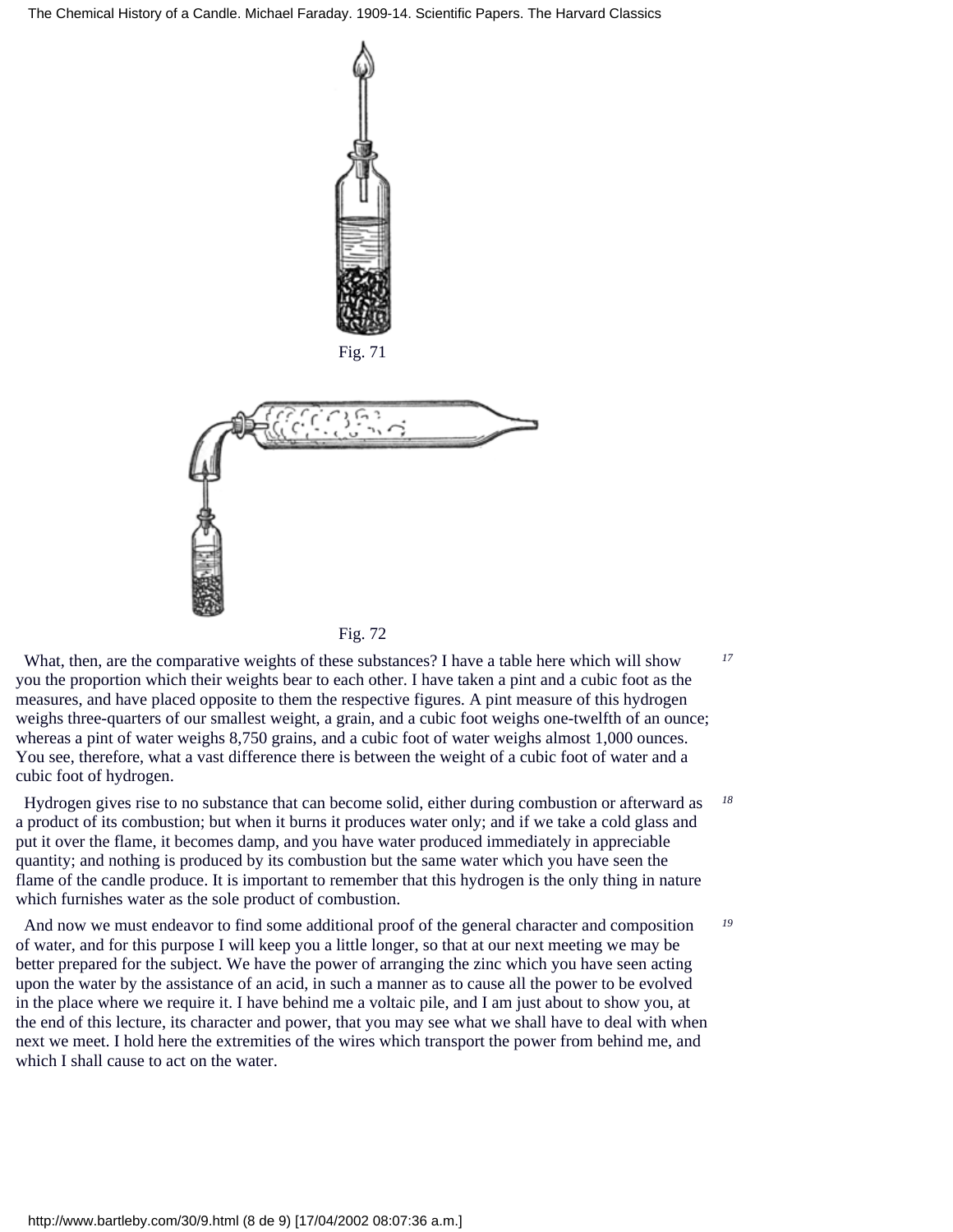Fig. 71

Fig. 72

What, then, are the comparative weights of these substances? I have a table here which will show you the proportion which their weights bear to each other. I have taken a pint and a cubic foot as the measures, and have placed opposite to them the respective figures. A pint measure of this hydrogen weighs three-quarters of our smallest weight, a grain, and a cubic foot weighs one-twelfth of an ounce; whereas a pint of water weighs 8,750 grains, and a cubic foot of water weighs almost 1,000 ounces. You see, therefore, what a vast difference there is between the weight of a cubic foot of water and a cubic foot of hydrogen. *17*

Hydrogen gives rise to no substance that can become solid, either during combustion or afterward as a product of its combustion; but when it burns it produces water only; and if we take a cold glass and put it over the flame, it becomes damp, and you have water produced immediately in appreciable quantity; and nothing is produced by its combustion but the same water which you have seen the flame of the candle produce. It is important to remember that this hydrogen is the only thing in nature which furnishes water as the sole product of combustion. *18*

And now we must endeavor to find some additional proof of the general character and composition of water, and for this purpose I will keep you a little longer, so that at our next meeting we may be better prepared for the subject. We have the power of arranging the zinc which you have seen acting upon the water by the assistance of an acid, in such a manner as to cause all the power to be evolved in the place where we require it. I have behind me a voltaic pile, and I am just about to show you, at the end of this lecture, its character and power, that you may see what we shall have to deal with when next we meet. I hold here the extremities of the wires which transport the power from behind me, and which I shall cause to act on the water. *19*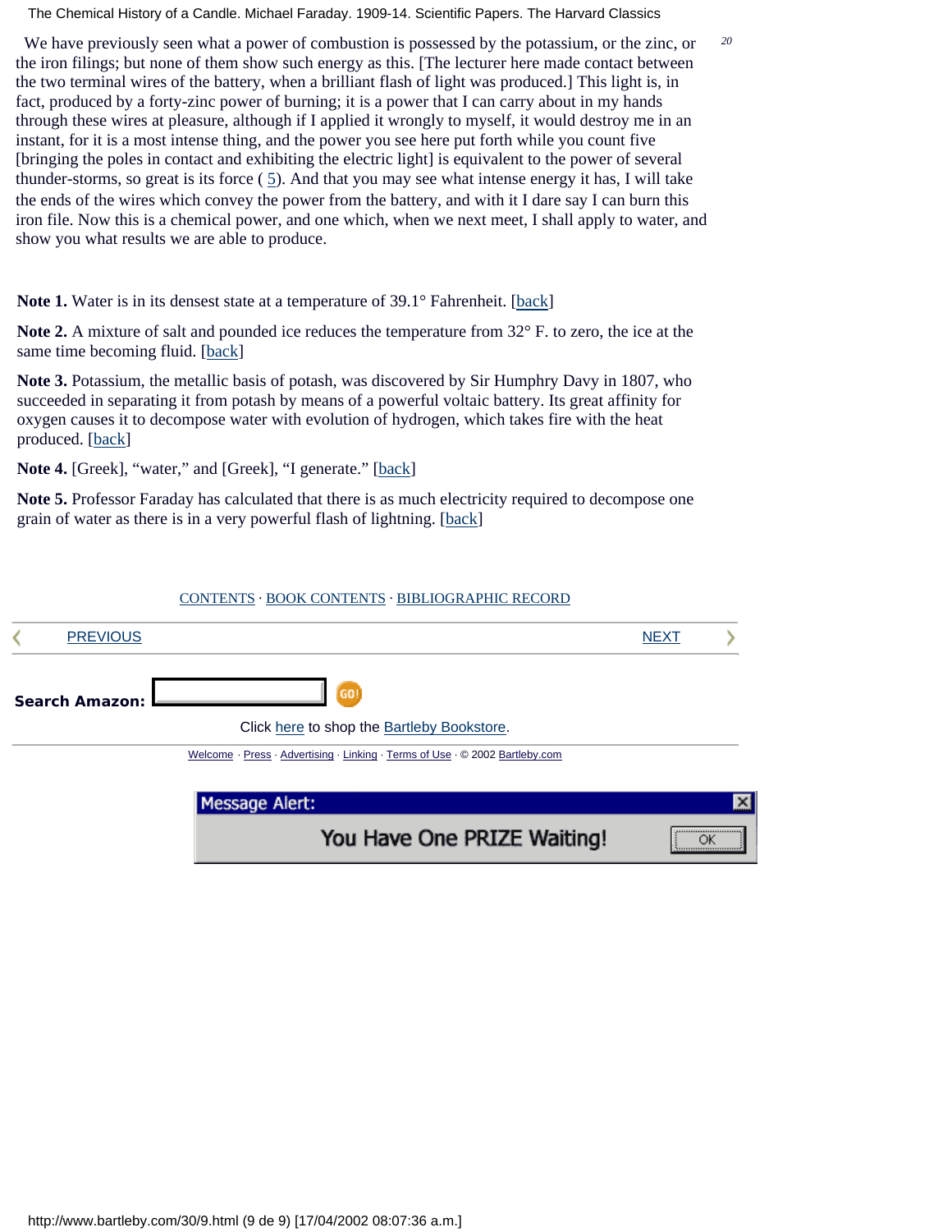We have previously seen what a power of combustion is possessed by the potassium, or the zinc, or the iron filings; but none of them show such energy as this. [The lecturer here made contact between the two terminal wires of the battery, when a brilliant flash of light was produced.] This light is, in fact, produced by a forty-zinc power of burning; it is a power that I can carry about in my hands through these wires at pleasure, although if I applied it wrongly to myself, it would destroy me in an instant, for it is a most intense thing, and the power you see here put forth while you count five [bringing the poles in contact and exhibiting the electric light] is equivalent to the power of several thunder-storms, so great is its force ( 5). And that you may see what intense energy it has, I will take the ends of the wires which convey the power from the battery, and with it I dare say I can burn this iron file. Now this is a chemical power, and one which, when we next meet, I shall apply to water, and show you what results we are able to produce.

**Note 1.** Water is in its densest state at a temperature of 39.1° Fahrenheit. [back]

**Note 2.** A mixture of salt and pounded ice reduces the temperature from 32° F. to zero, the ice at the same time becoming fluid. [back]

**Note 3.** Potassium, the metallic basis of potash, was discovered by Sir Humphry Davy in 1807, who succeeded in separating it from potash by means of a powerful voltaic battery. Its great affinity for oxygen causes it to decompose water with evolution of hydrogen, which takes fire with the heat produced. [back]

**Note 4.** [Greek], "water," and [Greek], "I generate." [back]

**Note 5.** Professor Faraday has calculated that there is as much electricity required to decompose one grain of water as there is in a very powerful flash of lightning. [back]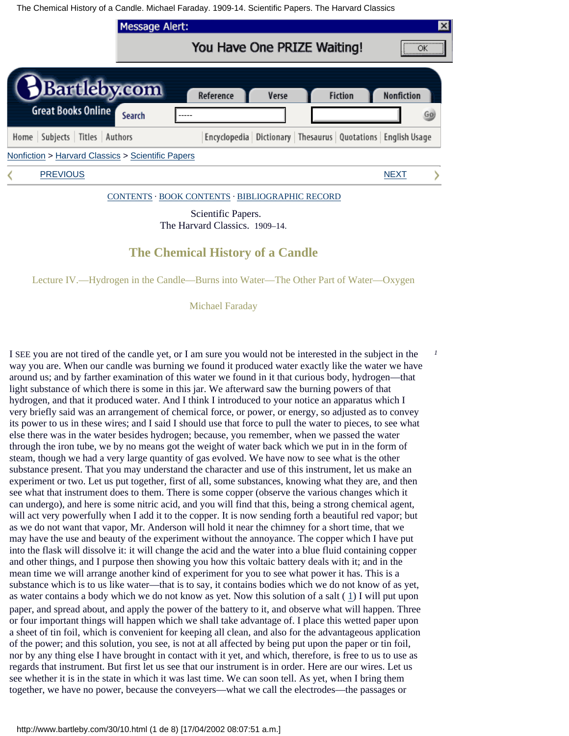Scientific Papers.
The Harvard Classics. 1909–14.

# The Chemical History of a Candle

## Lecture IV.—Hydrogen in the Candle—Burns into Water—The Other Part of Water—Oxygen

Michael Faraday

I SEE you are not tired of the candle yet, or I am sure you would not be interested in the subject in the way you are. When our candle was burning we found it produced water exactly like the water we have around us; and by farther examination of this water we found in it that curious body, hydrogen—that light substance of which there is some in this jar. We afterward saw the burning powers of that hydrogen, and that it produced water. And I think I introduced to your notice an apparatus which I very briefly said was an arrangement of chemical force, or power, or energy, so adjusted as to convey its power to us in these wires; and I said I should use that force to pull the water to pieces, to see what else there was in the water besides hydrogen; because, you remember, when we passed the water through the iron tube, we by no means got the weight of water back which we put in in the form of steam, though we had a very large quantity of gas evolved. We have now to see what is the other substance present. That you may understand the character and use of this instrument, let us make an experiment or two. Let us put together, first of all, some substances, knowing what they are, and then see what that instrument does to them. There is some copper (observe the various changes which it can undergo), and here is some nitric acid, and you will find that this, being a strong chemical agent, will act very powerfully when I add it to the copper. It is now sending forth a beautiful red vapor; but as we do not want that vapor, Mr. Anderson will hold it near the chimney for a short time, that we may have the use and beauty of the experiment without the annoyance. The copper which I have put into the flask will dissolve it: it will change the acid and the water into a blue fluid containing copper and other things, and I purpose then showing you how this voltaic battery deals with it; and in the mean time we will arrange another kind of experiment for you to see what power it has. This is a substance which is to us like water—that is to say, it contains bodies which we do not know of as yet, as water contains a body which we do not know as yet. Now this solution of a salt (1) I will put upon paper, and spread about, and apply the power of the battery to it, and observe what will happen. Three or four important things will happen which we shall take advantage of. I place this wetted paper upon a sheet of tin foil, which is convenient for keeping all clean, and also for the advantageous application of the power; and this solution, you see, is not at all affected by being put upon the paper or tin foil, nor by any thing else I have brought in contact with it yet, and which, therefore, is free to us to use as regards that instrument. But first let us see that our instrument is in order. Here are our wires. Let us see whether it is in the state in which it was last time. We can soon tell. As yet, when I bring them together, we have no power, because the conveyers—what we call the electrodes—the passages or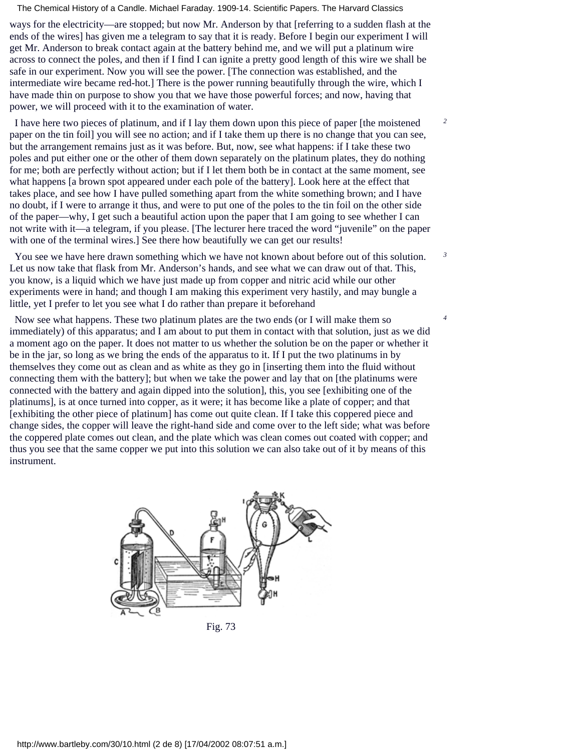ways for the electricity—are stopped; but now Mr. Anderson by that [referring to a sudden flash at the ends of the wires] has given me a telegram to say that it is ready. Before I begin our experiment I will get Mr. Anderson to break contact again at the battery behind me, and we will put a platinum wire across to connect the poles, and then if I find I can ignite a pretty good length of this wire we shall be safe in our experiment. Now you will see the power. [The connection was established, and the intermediate wire became red-hot.] There is the power running beautifully through the wire, which I have made thin on purpose to show you that we have those powerful forces; and now, having that power, we will proceed with it to the examination of water.

I have here two pieces of platinum, and if I lay them down upon this piece of paper [the moistened paper on the tin foil] you will see no action; and if I take them up there is no change that you can see, but the arrangement remains just as it was before. But, now, see what happens: if I take these two poles and put either one or the other of them down separately on the platinum plates, they do nothing for me; both are perfectly without action; but if I let them both be in contact at the same moment, see what happens [a brown spot appeared under each pole of the battery]. Look here at the effect that takes place, and see how I have pulled something apart from the white something brown; and I have no doubt, if I were to arrange it thus, and were to put one of the poles to the tin foil on the other side of the paper—why, I get such a beautiful action upon the paper that I am going to see whether I can not write with it—a telegram, if you please. [The lecturer here traced the word "juvenile" on the paper with one of the terminal wires.] See there how beautifully we can get our results!

You see we have here drawn something which we have not known about before out of this solution. Let us now take that flask from Mr. Anderson's hands, and see what we can draw out of that. This, you know, is a liquid which we have just made up from copper and nitric acid while our other experiments were in hand; and though I am making this experiment very hastily, and may bungle a little, yet I prefer to let you see what I do rather than prepare it beforehand

Now see what happens. These two platinum plates are the two ends (or I will make them so immediately) of this apparatus; and I am about to put them in contact with that solution, just as we did a moment ago on the paper. It does not matter to us whether the solution be on the paper or whether it be in the jar, so long as we bring the ends of the apparatus to it. If I put the two platinums in by themselves they come out as clean and as white as they go in [inserting them into the fluid without connecting them with the battery]; but when we take the power and lay that on [the platinums were connected with the battery and again dipped into the solution], this, you see [exhibiting one of the platinums], is at once turned into copper, as it were; it has become like a plate of copper; and that [exhibiting the other piece of platinum] has come out quite clean. If I take this coppered piece and change sides, the copper will leave the right-hand side and come over to the left side; what was before the coppered plate comes out clean, and the plate which was clean comes out coated with copper; and thus you see that the same copper we put into this solution we can also take out of it by means of this instrument.

A B C D E F G H I K L

Fig. 73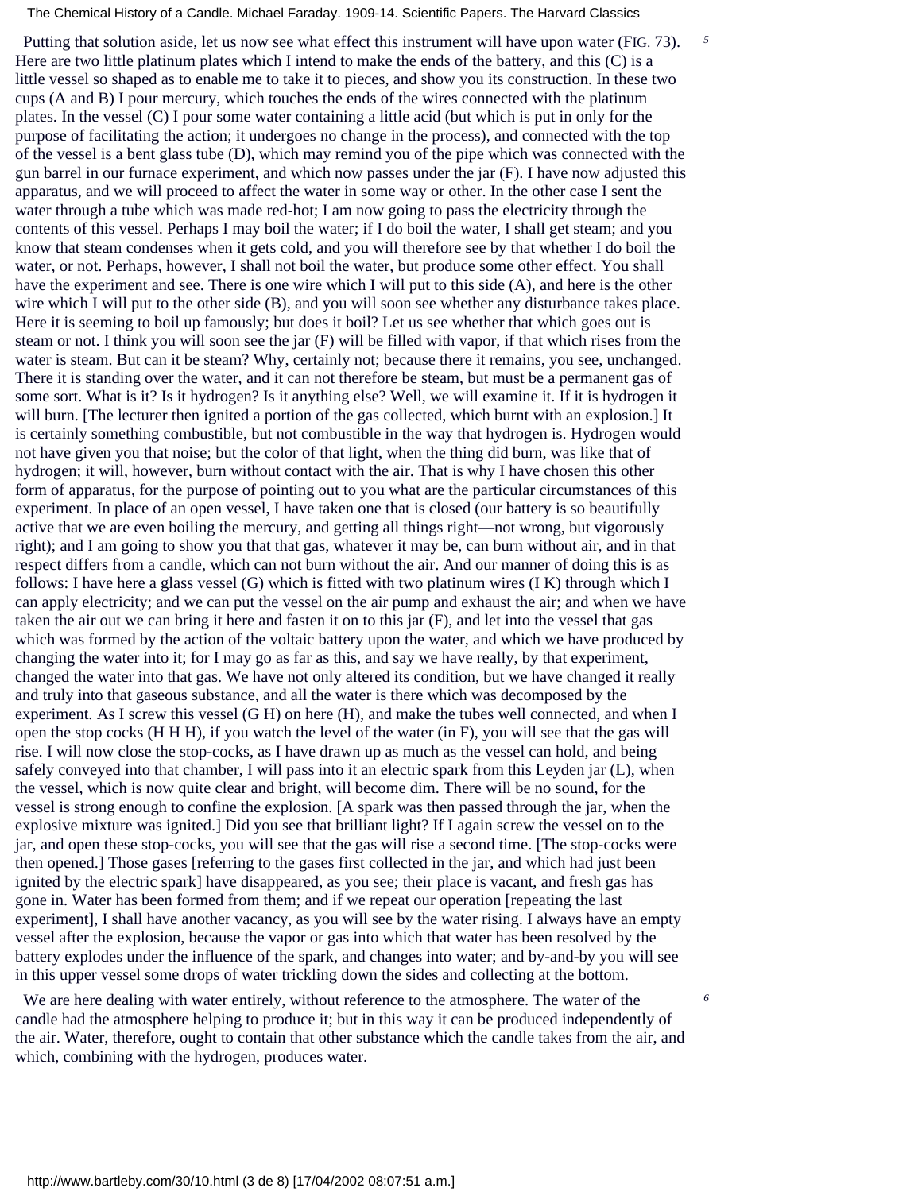Putting that solution aside, let us now see what effect this instrument will have upon water (FIG. 73). Here are two little platinum plates which I intend to make the ends of the battery, and this (C) is a little vessel so shaped as to enable me to take it to pieces, and show you its construction. In these two cups (A and B) I pour mercury, which touches the ends of the wires connected with the platinum plates. In the vessel (C) I pour some water containing a little acid (but which is put in only for the purpose of facilitating the action; it undergoes no change in the process), and connected with the top of the vessel is a bent glass tube (D), which may remind you of the pipe which was connected with the gun barrel in our furnace experiment, and which now passes under the jar (F). I have now adjusted this apparatus, and we will proceed to affect the water in some way or other. In the other case I sent the water through a tube which was made red-hot; I am now going to pass the electricity through the contents of this vessel. Perhaps I may boil the water; if I do boil the water, I shall get steam; and you know that steam condenses when it gets cold, and you will therefore see by that whether I do boil the water, or not. Perhaps, however, I shall not boil the water, but produce some other effect. You shall have the experiment and see. There is one wire which I will put to this side (A), and here is the other wire which I will put to the other side (B), and you will soon see whether any disturbance takes place. Here it is seeming to boil up famously; but does it boil? Let us see whether that which goes out is steam or not. I think you will soon see the jar (F) will be filled with vapor, if that which rises from the water is steam. But can it be steam? Why, certainly not; because there it remains, you see, unchanged. There it is standing over the water, and it can not therefore be steam, but must be a permanent gas of some sort. What is it? Is it hydrogen? Is it anything else? Well, we will examine it. If it is hydrogen it will burn. [The lecturer then ignited a portion of the gas collected, which burnt with an explosion.] It is certainly something combustible, but not combustible in the way that hydrogen is. Hydrogen would not have given you that noise; but the color of that light, when the thing did burn, was like that of hydrogen; it will, however, burn without contact with the air. That is why I have chosen this other form of apparatus, for the purpose of pointing out to you what are the particular circumstances of this experiment. In place of an open vessel, I have taken one that is closed (our battery is so beautifully active that we are even boiling the mercury, and getting all things right—not wrong, but vigorously right); and I am going to show you that that gas, whatever it may be, can burn without air, and in that respect differs from a candle, which can not burn without the air. And our manner of doing this is as follows: I have here a glass vessel (G) which is fitted with two platinum wires (I K) through which I can apply electricity; and we can put the vessel on the air pump and exhaust the air; and when we have taken the air out we can bring it here and fasten it on to this jar (F), and let into the vessel that gas which was formed by the action of the voltaic battery upon the water, and which we have produced by changing the water into it; for I may go as far as this, and say we have really, by that experiment, changed the water into that gas. We have not only altered its condition, but we have changed it really and truly into that gaseous substance, and all the water is there which was decomposed by the experiment. As I screw this vessel (G H) on here (H), and make the tubes well connected, and when I open the stop cocks (H H H), if you watch the level of the water (in F), you will see that the gas will rise. I will now close the stop-cocks, as I have drawn up as much as the vessel can hold, and being safely conveyed into that chamber, I will pass into it an electric spark from this Leyden jar (L), when the vessel, which is now quite clear and bright, will become dim. There will be no sound, for the vessel is strong enough to confine the explosion. [A spark was then passed through the jar, when the explosive mixture was ignited.] Did you see that brilliant light? If I again screw the vessel on to the jar, and open these stop-cocks, you will see that the gas will rise a second time. [The stop-cocks were then opened.] Those gases [referring to the gases first collected in the jar, and which had just been ignited by the electric spark] have disappeared, as you see; their place is vacant, and fresh gas has gone in. Water has been formed from them; and if we repeat our operation [repeating the last experiment], I shall have another vacancy, as you will see by the water rising. I always have an empty vessel after the explosion, because the vapor or gas into which that water has been resolved by the battery explodes under the influence of the spark, and changes into water; and by-and-by you will see in this upper vessel some drops of water trickling down the sides and collecting at the bottom.

We are here dealing with water entirely, without reference to the atmosphere. The water of the candle had the atmosphere helping to produce it; but in this way it can be produced independently of the air. Water, therefore, ought to contain that other substance which the candle takes from the air, and which, combining with the hydrogen, produces water.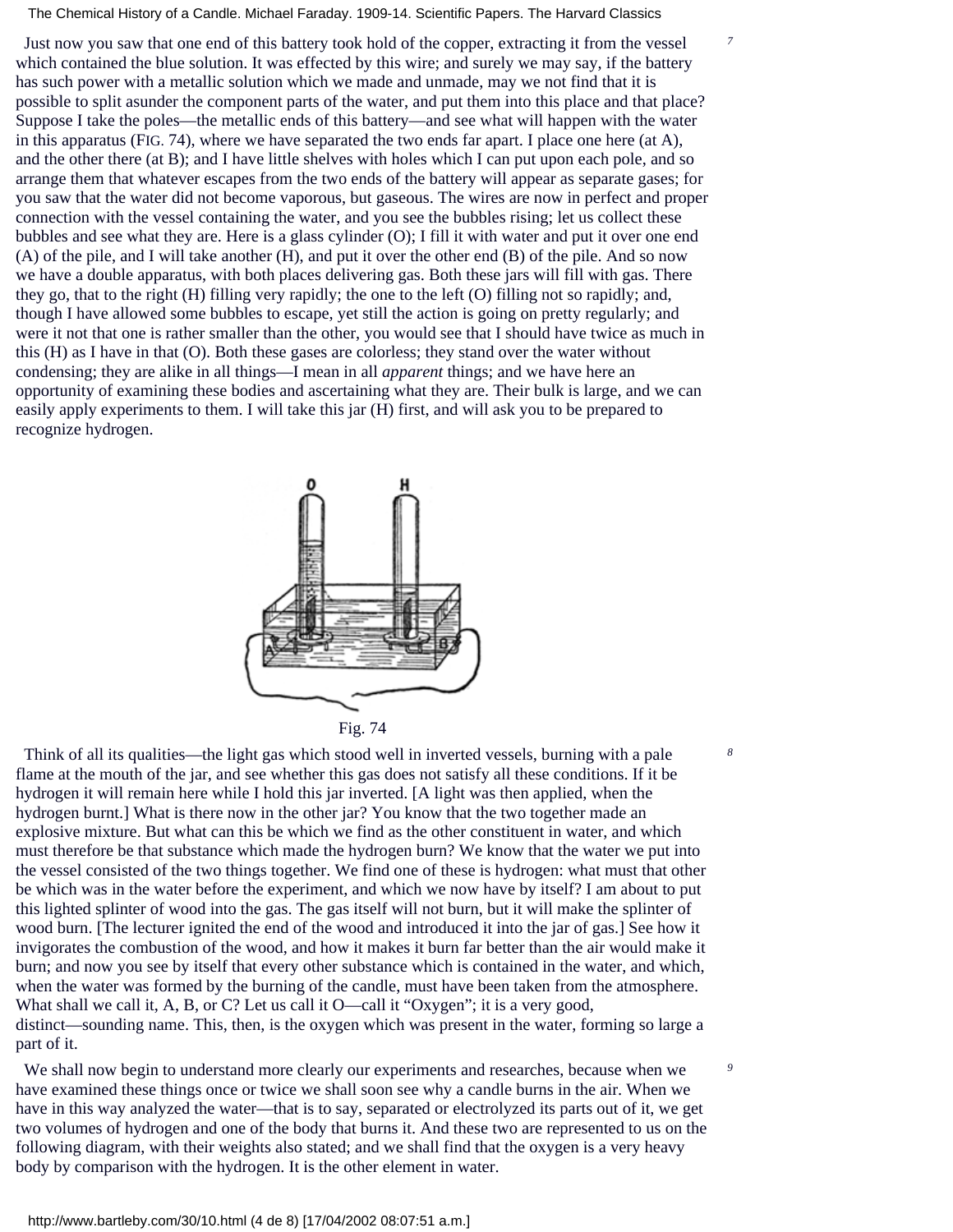Just now you saw that one end of this battery took hold of the copper, extracting it from the vessel which contained the blue solution. It was effected by this wire; and surely we may say, if the battery has such power with a metallic solution which we made and unmade, may we not find that it is possible to split asunder the component parts of the water, and put them into this place and that place? Suppose I take the poles—the metallic ends of this battery—and see what will happen with the water in this apparatus (FIG. 74), where we have separated the two ends far apart. I place one here (at A), and the other there (at B); and I have little shelves with holes which I can put upon each pole, and so arrange them that whatever escapes from the two ends of the battery will appear as separate gases; for you saw that the water did not become vaporous, but gaseous. The wires are now in perfect and proper connection with the vessel containing the water, and you see the bubbles rising; let us collect these bubbles and see what they are. Here is a glass cylinder (O); I fill it with water and put it over one end (A) of the pile, and I will take another (H), and put it over the other end (B) of the pile. And so now we have a double apparatus, with both places delivering gas. Both these jars will fill with gas. There they go, that to the right (H) filling very rapidly; the one to the left (O) filling not so rapidly; and, though I have allowed some bubbles to escape, yet still the action is going on pretty regularly; and were it not that one is rather smaller than the other, you would see that I should have twice as much in this (H) as I have in that (O). Both these gases are colorless; they stand over the water without condensing; they are alike in all things—I mean in all *apparent* things; and we have here an opportunity of examining these bodies and ascertaining what they are. Their bulk is large, and we can easily apply experiments to them. I will take this jar (H) first, and will ask you to be prepared to recognize hydrogen.

Fig. 74

Think of all its qualities—the light gas which stood well in inverted vessels, burning with a pale flame at the mouth of the jar, and see whether this gas does not satisfy all these conditions. If it be hydrogen it will remain here while I hold this jar inverted. [A light was then applied, when the hydrogen burnt.] What is there now in the other jar? You know that the two together made an explosive mixture. But what can this be which we find as the other constituent in water, and which must therefore be that substance which made the hydrogen burn? We know that the water we put into the vessel consisted of the two things together. We find one of these is hydrogen: what must that other be which was in the water before the experiment, and which we now have by itself? I am about to put this lighted splinter of wood into the gas. The gas itself will not burn, but it will make the splinter of wood burn. [The lecturer ignited the end of the wood and introduced it into the jar of gas.] See how it invigorates the combustion of the wood, and how it makes it burn far better than the air would make it burn; and now you see by itself that every other substance which is contained in the water, and which, when the water was formed by the burning of the candle, must have been taken from the atmosphere. What shall we call it, A, B, or C? Let us call it O—call it "Oxygen"; it is a very good, distinct—sounding name. This, then, is the oxygen which was present in the water, forming so large a part of it.

We shall now begin to understand more clearly our experiments and researches, because when we have examined these things once or twice we shall soon see why a candle burns in the air. When we have in this way analyzed the water—that is to say, separated or electrolyzed its parts out of it, we get two volumes of hydrogen and one of the body that burns it. And these two are represented to us on the following diagram, with their weights also stated; and we shall find that the oxygen is a very heavy body by comparison with the hydrogen. It is the other element in water.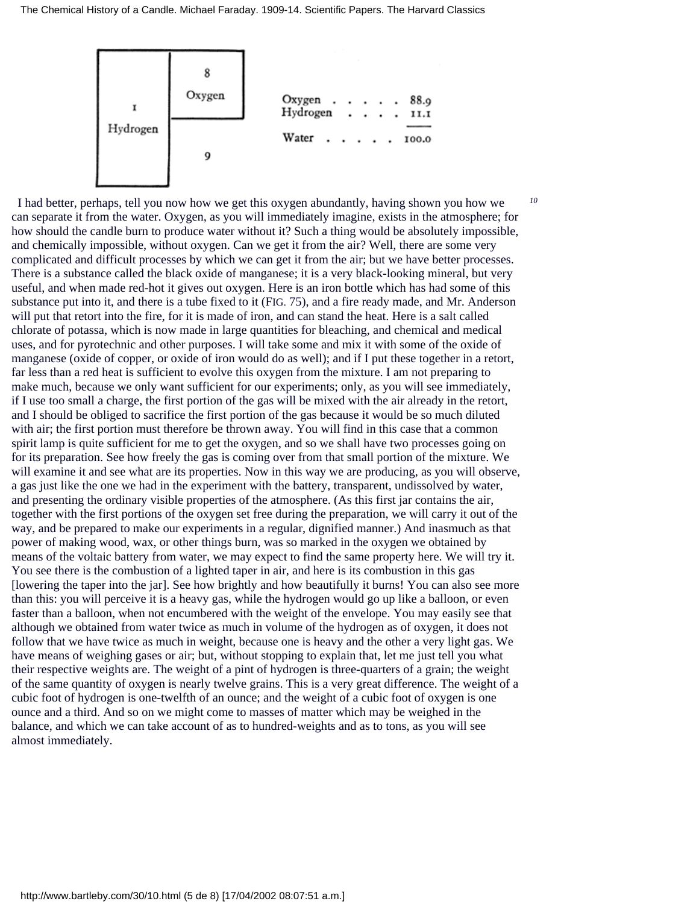8

Oxygen

1

Hydrogen

9

| | |
|---|---|
| Oxygen . . . . . | 88.9 |
| Hydrogen . . . . | 11.1 |
| Water . . . . . | 100.0 |

I had better, perhaps, tell you now how we get this oxygen abundantly, having shown you how we can separate it from the water. Oxygen, as you will immediately imagine, exists in the atmosphere; for how should the candle burn to produce water without it? Such a thing would be absolutely impossible, and chemically impossible, without oxygen. Can we get it from the air? Well, there are some very complicated and difficult processes by which we can get it from the air; but we have better processes. There is a substance called the black oxide of manganese; it is a very black-looking mineral, but very useful, and when made red-hot it gives out oxygen. Here is an iron bottle which has had some of this substance put into it, and there is a tube fixed to it (FIG. 75), and a fire ready made, and Mr. Anderson will put that retort into the fire, for it is made of iron, and can stand the heat. Here is a salt called chlorate of potassa, which is now made in large quantities for bleaching, and chemical and medical uses, and for pyrotechnic and other purposes. I will take some and mix it with some of the oxide of manganese (oxide of copper, or oxide of iron would do as well); and if I put these together in a retort, far less than a red heat is sufficient to evolve this oxygen from the mixture. I am not preparing to make much, because we only want sufficient for our experiments; only, as you will see immediately, if I use too small a charge, the first portion of the gas will be mixed with the air already in the retort, and I should be obliged to sacrifice the first portion of the gas because it would be so much diluted with air; the first portion must therefore be thrown away. You will find in this case that a common spirit lamp is quite sufficient for me to get the oxygen, and so we shall have two processes going on for its preparation. See how freely the gas is coming over from that small portion of the mixture. We will examine it and see what are its properties. Now in this way we are producing, as you will observe, a gas just like the one we had in the experiment with the battery, transparent, undissolved by water, and presenting the ordinary visible properties of the atmosphere. (As this first jar contains the air, together with the first portions of the oxygen set free during the preparation, we will carry it out of the way, and be prepared to make our experiments in a regular, dignified manner.) And inasmuch as that power of making wood, wax, or other things burn, was so marked in the oxygen we obtained by means of the voltaic battery from water, we may expect to find the same property here. We will try it. You see there is the combustion of a lighted taper in air, and here is its combustion in this gas [lowering the taper into the jar]. See how brightly and how beautifully it burns! You can also see more than this: you will perceive it is a heavy gas, while the hydrogen would go up like a balloon, or even faster than a balloon, when not encumbered with the weight of the envelope. You may easily see that although we obtained from water twice as much in volume of the hydrogen as of oxygen, it does not follow that we have twice as much in weight, because one is heavy and the other a very light gas. We have means of weighing gases or air; but, without stopping to explain that, let me just tell you what their respective weights are. The weight of a pint of hydrogen is three-quarters of a grain; the weight of the same quantity of oxygen is nearly twelve grains. This is a very great difference. The weight of a cubic foot of hydrogen is one-twelfth of an ounce; and the weight of a cubic foot of oxygen is one ounce and a third. And so on we might come to masses of matter which may be weighed in the balance, and which we can take account of as to hundred-weights and as to tons, as you will see almost immediately.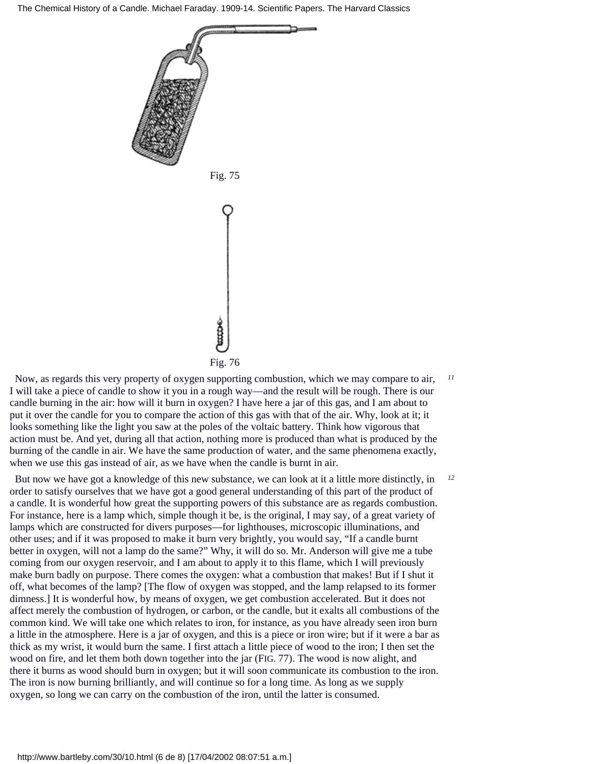Fig. 75

Fig. 76

Now, as regards this very property of oxygen supporting combustion, which we may compare to air, I will take a piece of candle to show it you in a rough way—and the result will be rough. There is our candle burning in the air: how will it burn in oxygen? I have here a jar of this gas, and I am about to put it over the candle for you to compare the action of this gas with that of the air. Why, look at it; it looks something like the light you saw at the poles of the voltaic battery. Think how vigorous that action must be. And yet, during all that action, nothing more is produced than what is produced by the burning of the candle in air. We have the same production of water, and the same phenomena exactly, when we use this gas instead of air, as we have when the candle is burnt in air. *11*

But now we have got a knowledge of this new substance, we can look at it a little more distinctly, in order to satisfy ourselves that we have got a good general understanding of this part of the product of a candle. It is wonderful how great the supporting powers of this substance are as regards combustion. For instance, here is a lamp which, simple though it be, is the original, I may say, of a great variety of lamps which are constructed for divers purposes—for lighthouses, microscopic illuminations, and other uses; and if it was proposed to make it burn very brightly, you would say, "If a candle burnt better in oxygen, will not a lamp do the same?" Why, it will do so. Mr. Anderson will give me a tube coming from our oxygen reservoir, and I am about to apply it to this flame, which I will previously make burn badly on purpose. There comes the oxygen: what a combustion that makes! But if I shut it off, what becomes of the lamp? [The flow of oxygen was stopped, and the lamp relapsed to its former dimness.] It is wonderful how, by means of oxygen, we get combustion accelerated. But it does not affect merely the combustion of hydrogen, or carbon, or the candle, but it exalts all combustions of the common kind. We will take one which relates to iron, for instance, as you have already seen iron burn a little in the atmosphere. Here is a jar of oxygen, and this is a piece or iron wire; but if it were a bar as thick as my wrist, it would burn the same. I first attach a little piece of wood to the iron; I then set the wood on fire, and let them both down together into the jar (FIG. 77). The wood is now alight, and there it burns as wood should burn in oxygen; but it will soon communicate its combustion to the iron. The iron is now burning brilliantly, and will continue so for a long time. As long as we supply oxygen, so long we can carry on the combustion of the iron, until the latter is consumed. *12*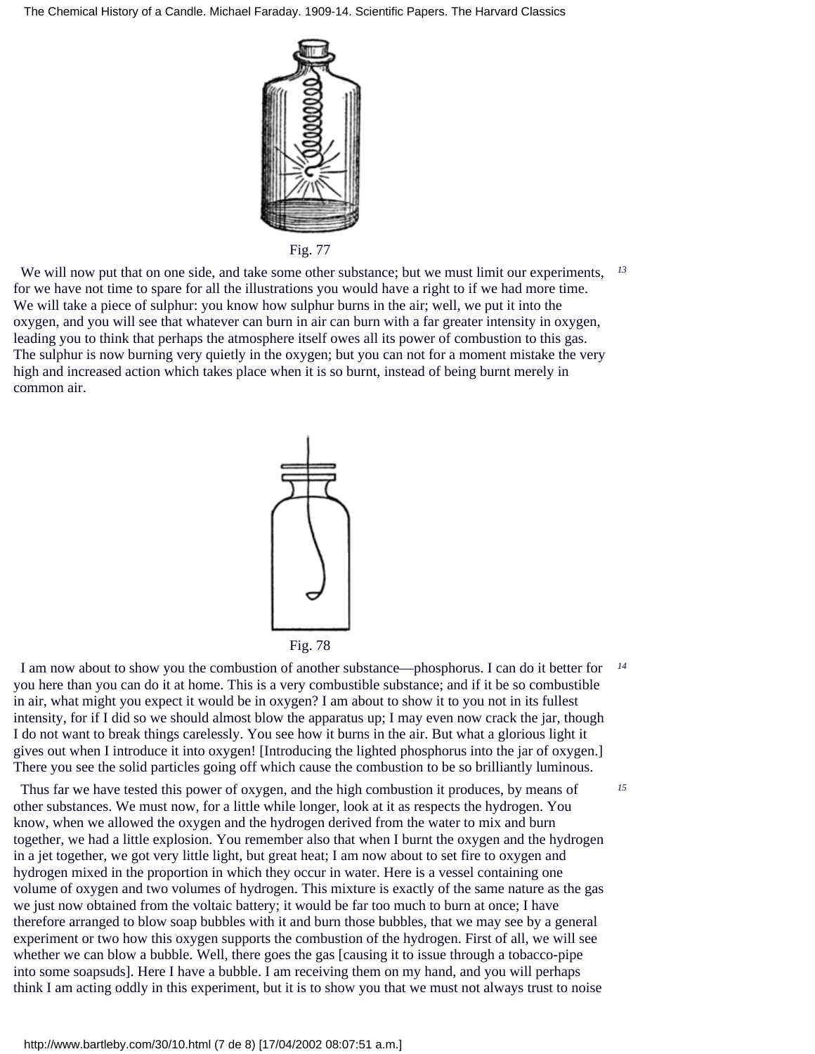Fig. 77

We will now put that on one side, and take some other substance; but we must limit our experiments, for we have not time to spare for all the illustrations you would have a right to if we had more time. We will take a piece of sulphur: you know how sulphur burns in the air; well, we put it into the oxygen, and you will see that whatever can burn in air can burn with a far greater intensity in oxygen, leading you to think that perhaps the atmosphere itself owes all its power of combustion to this gas. The sulphur is now burning very quietly in the oxygen; but you can not for a moment mistake the very high and increased action which takes place when it is so burnt, instead of being burnt merely in common air.

Fig. 78

I am now about to show you the combustion of another substance—phosphorus. I can do it better for you here than you can do it at home. This is a very combustible substance; and if it be so combustible in air, what might you expect it would be in oxygen? I am about to show it to you not in its fullest intensity, for if I did so we should almost blow the apparatus up; I may even now crack the jar, though I do not want to break things carelessly. You see how it burns in the air. But what a glorious light it gives out when I introduce it into oxygen! [Introducing the lighted phosphorus into the jar of oxygen.] There you see the solid particles going off which cause the combustion to be so brilliantly luminous.

Thus far we have tested this power of oxygen, and the high combustion it produces, by means of other substances. We must now, for a little while longer, look at it as respects the hydrogen. You know, when we allowed the oxygen and the hydrogen derived from the water to mix and burn together, we had a little explosion. You remember also that when I burnt the oxygen and the hydrogen in a jet together, we got very little light, but great heat; I am now about to set fire to oxygen and hydrogen mixed in the proportion in which they occur in water. Here is a vessel containing one volume of oxygen and two volumes of hydrogen. This mixture is exactly of the same nature as the gas we just now obtained from the voltaic battery; it would be far too much to burn at once; I have therefore arranged to blow soap bubbles with it and burn those bubbles, that we may see by a general experiment or two how this oxygen supports the combustion of the hydrogen. First of all, we will see whether we can blow a bubble. Well, there goes the gas [causing it to issue through a tobacco-pipe into some soapsuds]. Here I have a bubble. I am receiving them on my hand, and you will perhaps think I am acting oddly in this experiment, but it is to show you that we must not always trust to noise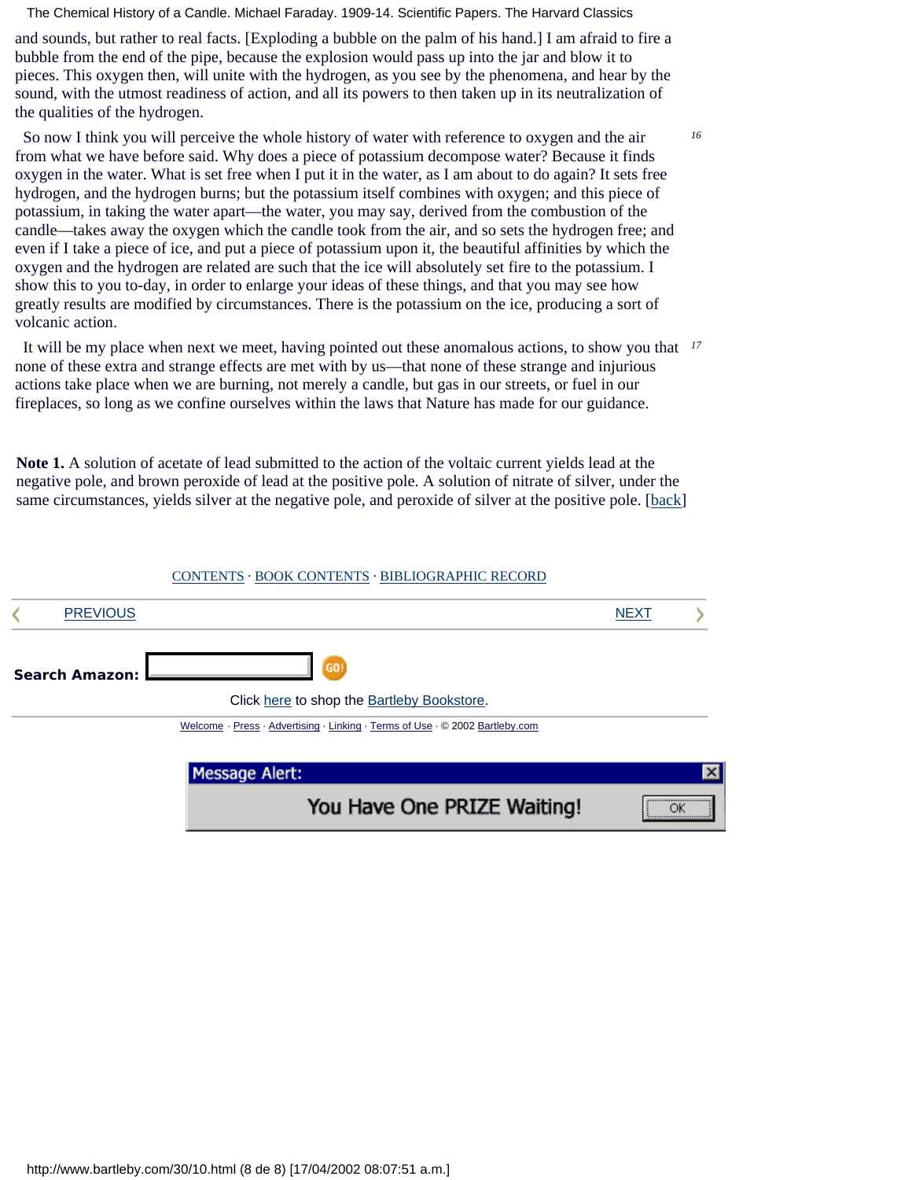and sounds, but rather to real facts. [Exploding a bubble on the palm of his hand.] I am afraid to fire a bubble from the end of the pipe, because the explosion would pass up into the jar and blow it to pieces. This oxygen then, will unite with the hydrogen, as you see by the phenomena, and hear by the sound, with the utmost readiness of action, and all its powers to then taken up in its neutralization of the qualities of the hydrogen.

So now I think you will perceive the whole history of water with reference to oxygen and the air from what we have before said. Why does a piece of potassium decompose water? Because it finds oxygen in the water. What is set free when I put it in the water, as I am about to do again? It sets free hydrogen, and the hydrogen burns; but the potassium itself combines with oxygen; and this piece of potassium, in taking the water apart—the water, you may say, derived from the combustion of the candle—takes away the oxygen which the candle took from the air, and so sets the hydrogen free; and even if I take a piece of ice, and put a piece of potassium upon it, the beautiful affinities by which the oxygen and the hydrogen are related are such that the ice will absolutely set fire to the potassium. I show this to you to-day, in order to enlarge your ideas of these things, and that you may see how greatly results are modified by circumstances. There is the potassium on the ice, producing a sort of volcanic action. *16*

It will be my place when next we meet, having pointed out these anomalous actions, to show you that none of these extra and strange effects are met with by us—that none of these strange and injurious actions take place when we are burning, not merely a candle, but gas in our streets, or fuel in our fireplaces, so long as we confine ourselves within the laws that Nature has made for our guidance. *17*

**Note 1.** A solution of acetate of lead submitted to the action of the voltaic current yields lead at the negative pole, and brown peroxide of lead at the positive pole. A solution of nitrate of silver, under the same circumstances, yields silver at the negative pole, and peroxide of silver at the positive pole. [back]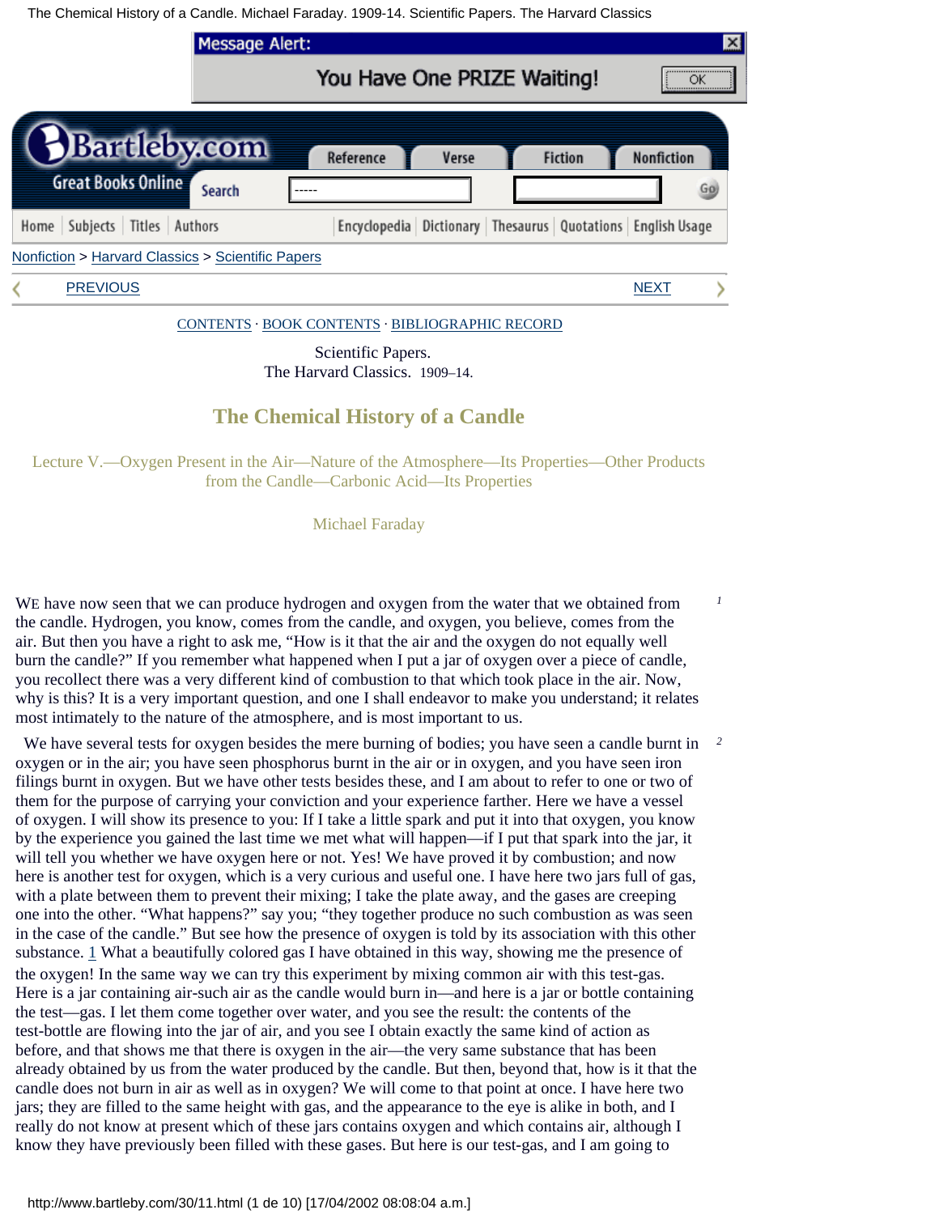Nonfiction > Harvard Classics > Scientific Papers

PREVIOUS NEXT

CONTENTS · BOOK CONTENTS · BIBLIOGRAPHIC RECORD

Scientific Papers.
The Harvard Classics. 1909–14.

# The Chemical History of a Candle

## Lecture V.—Oxygen Present in the Air—Nature of the Atmosphere—Its Properties—Other Products from the Candle—Carbonic Acid—Its Properties

### Michael Faraday

WE have now seen that we can produce hydrogen and oxygen from the water that we obtained from the candle. Hydrogen, you know, comes from the candle, and oxygen, you believe, comes from the air. But then you have a right to ask me, "How is it that the air and the oxygen do not equally well burn the candle?" If you remember what happened when I put a jar of oxygen over a piece of candle, you recollect there was a very different kind of combustion to that which took place in the air. Now, why is this? It is a very important question, and one I shall endeavor to make you understand; it relates most intimately to the nature of the atmosphere, and is most important to us. 1

We have several tests for oxygen besides the mere burning of bodies; you have seen a candle burnt in oxygen or in the air; you have seen phosphorus burnt in the air or in oxygen, and you have seen iron filings burnt in oxygen. But we have other tests besides these, and I am about to refer to one or two of them for the purpose of carrying your conviction and your experience farther. Here we have a vessel of oxygen. I will show its presence to you: If I take a little spark and put it into that oxygen, you know by the experience you gained the last time we met what will happen—if I put that spark into the jar, it will tell you whether we have oxygen here or not. Yes! We have proved it by combustion; and now here is another test for oxygen, which is a very curious and useful one. I have here two jars full of gas, with a plate between them to prevent their mixing; I take the plate away, and the gases are creeping one into the other. "What happens?" say you; "they together produce no such combustion as was seen in the case of the candle." But see how the presence of oxygen is told by its association with this other substance. 1 What a beautifully colored gas I have obtained in this way, showing me the presence of the oxygen! In the same way we can try this experiment by mixing common air with this test-gas. Here is a jar containing air-such air as the candle would burn in—and here is a jar or bottle containing the test—gas. I let them come together over water, and you see the result: the contents of the test-bottle are flowing into the jar of air, and you see I obtain exactly the same kind of action as before, and that shows me that there is oxygen in the air—the very same substance that has been already obtained by us from the water produced by the candle. But then, beyond that, how is it that the candle does not burn in air as well as in oxygen? We will come to that point at once. I have here two jars; they are filled to the same height with gas, and the appearance to the eye is alike in both, and I really do not know at present which of these jars contains oxygen and which contains air, although I know they have previously been filled with these gases. But here is our test-gas, and I am going to 2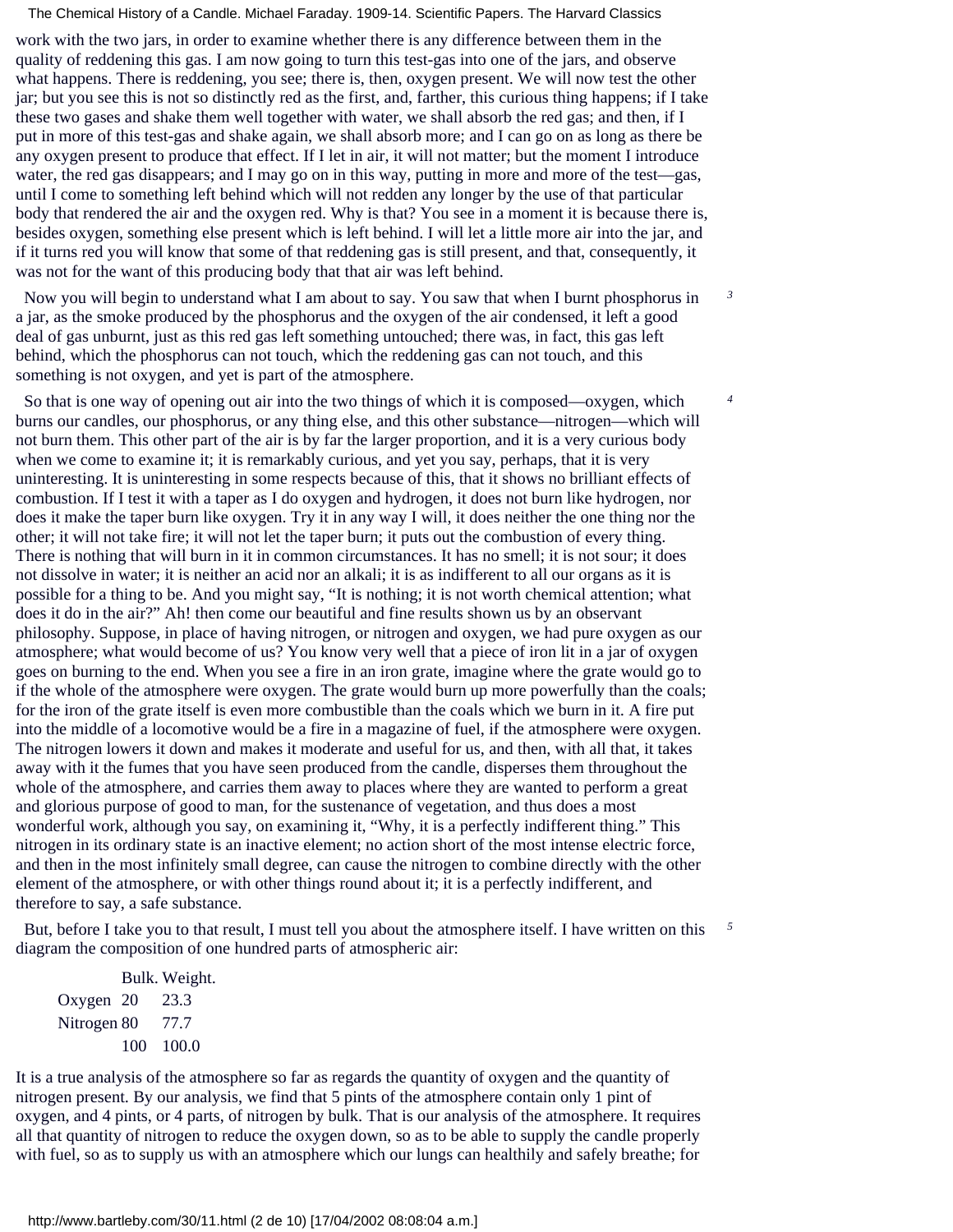work with the two jars, in order to examine whether there is any difference between them in the quality of reddening this gas. I am now going to turn this test-gas into one of the jars, and observe what happens. There is reddening, you see; there is, then, oxygen present. We will now test the other jar; but you see this is not so distinctly red as the first, and, farther, this curious thing happens; if I take these two gases and shake them well together with water, we shall absorb the red gas; and then, if I put in more of this test-gas and shake again, we shall absorb more; and I can go on as long as there be any oxygen present to produce that effect. If I let in air, it will not matter; but the moment I introduce water, the red gas disappears; and I may go on in this way, putting in more and more of the test—gas, until I come to something left behind which will not redden any longer by the use of that particular body that rendered the air and the oxygen red. Why is that? You see in a moment it is because there is, besides oxygen, something else present which is left behind. I will let a little more air into the jar, and if it turns red you will know that some of that reddening gas is still present, and that, consequently, it was not for the want of this producing body that that air was left behind.

Now you will begin to understand what I am about to say. You saw that when I burnt phosphorus in a jar, as the smoke produced by the phosphorus and the oxygen of the air condensed, it left a good deal of gas unburnt, just as this red gas left something untouched; there was, in fact, this gas left behind, which the phosphorus can not touch, which the reddening gas can not touch, and this something is not oxygen, and yet is part of the atmosphere.

So that is one way of opening out air into the two things of which it is composed—oxygen, which burns our candles, our phosphorus, or any thing else, and this other substance—nitrogen—which will not burn them. This other part of the air is by far the larger proportion, and it is a very curious body when we come to examine it; it is remarkably curious, and yet you say, perhaps, that it is very uninteresting. It is uninteresting in some respects because of this, that it shows no brilliant effects of combustion. If I test it with a taper as I do oxygen and hydrogen, it does not burn like hydrogen, nor does it make the taper burn like oxygen. Try it in any way I will, it does neither the one thing nor the other; it will not take fire; it will not let the taper burn; it puts out the combustion of every thing. There is nothing that will burn in it in common circumstances. It has no smell; it is not sour; it does not dissolve in water; it is neither an acid nor an alkali; it is as indifferent to all our organs as it is possible for a thing to be. And you might say, "It is nothing; it is not worth chemical attention; what does it do in the air?" Ah! then come our beautiful and fine results shown us by an observant philosophy. Suppose, in place of having nitrogen, or nitrogen and oxygen, we had pure oxygen as our atmosphere; what would become of us? You know very well that a piece of iron lit in a jar of oxygen goes on burning to the end. When you see a fire in an iron grate, imagine where the grate would go to if the whole of the atmosphere were oxygen. The grate would burn up more powerfully than the coals; for the iron of the grate itself is even more combustible than the coals which we burn in it. A fire put into the middle of a locomotive would be a fire in a magazine of fuel, if the atmosphere were oxygen. The nitrogen lowers it down and makes it moderate and useful for us, and then, with all that, it takes away with it the fumes that you have seen produced from the candle, disperses them throughout the whole of the atmosphere, and carries them away to places where they are wanted to perform a great and glorious purpose of good to man, for the sustenance of vegetation, and thus does a most wonderful work, although you say, on examining it, "Why, it is a perfectly indifferent thing." This nitrogen in its ordinary state is an inactive element; no action short of the most intense electric force, and then in the most infinitely small degree, can cause the nitrogen to combine directly with the other element of the atmosphere, or with other things round about it; it is a perfectly indifferent, and therefore to say, a safe substance.

But, before I take you to that result, I must tell you about the atmosphere itself. I have written on this diagram the composition of one hundred parts of atmospheric air:

| | Bulk. | Weight. |
|---|---|---|
| Oxygen | 20 | 23.3 |
| Nitrogen | 80 | 77.7 |
| | 100 | 100.0 |

It is a true analysis of the atmosphere so far as regards the quantity of oxygen and the quantity of nitrogen present. By our analysis, we find that 5 pints of the atmosphere contain only 1 pint of oxygen, and 4 pints, or 4 parts, of nitrogen by bulk. That is our analysis of the atmosphere. It requires all that quantity of nitrogen to reduce the oxygen down, so as to be able to supply the candle properly with fuel, so as to supply us with an atmosphere which our lungs can healthily and safely breathe; for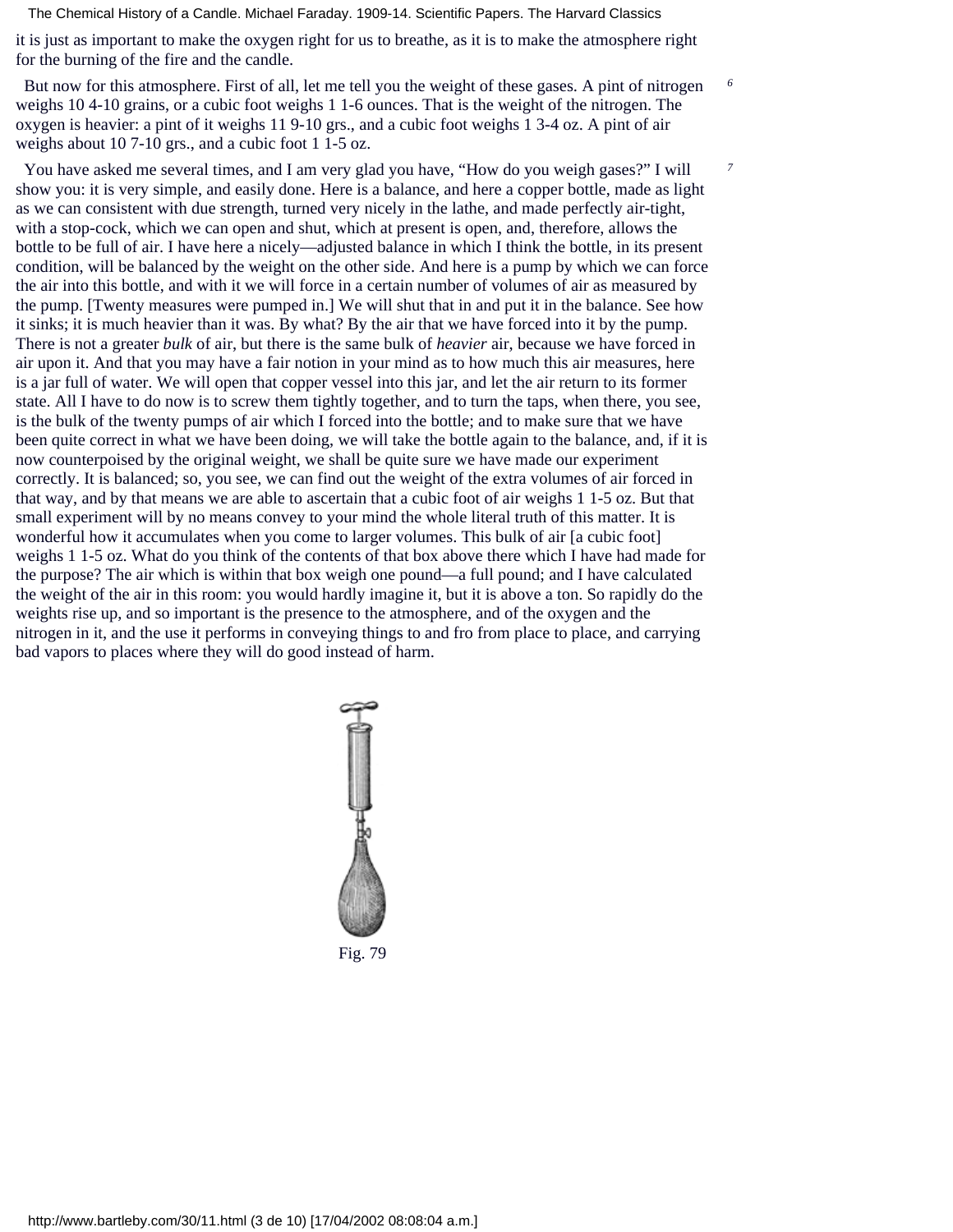it is just as important to make the oxygen right for us to breathe, as it is to make the atmosphere right for the burning of the fire and the candle.

But now for this atmosphere. First of all, let me tell you the weight of these gases. A pint of nitrogen weighs 10 4-10 grains, or a cubic foot weighs 1 1-6 ounces. That is the weight of the nitrogen. The oxygen is heavier: a pint of it weighs 11 9-10 grs., and a cubic foot weighs 1 3-4 oz. A pint of air weighs about 10 7-10 grs., and a cubic foot 1 1-5 oz.

You have asked me several times, and I am very glad you have, "How do you weigh gases?" I will show you: it is very simple, and easily done. Here is a balance, and here a copper bottle, made as light as we can consistent with due strength, turned very nicely in the lathe, and made perfectly air-tight, with a stop-cock, which we can open and shut, which at present is open, and, therefore, allows the bottle to be full of air. I have here a nicely—adjusted balance in which I think the bottle, in its present condition, will be balanced by the weight on the other side. And here is a pump by which we can force the air into this bottle, and with it we will force in a certain number of volumes of air as measured by the pump. [Twenty measures were pumped in.] We will shut that in and put it in the balance. See how it sinks; it is much heavier than it was. By what? By the air that we have forced into it by the pump. There is not a greater *bulk* of air, but there is the same bulk of *heavier* air, because we have forced in air upon it. And that you may have a fair notion in your mind as to how much this air measures, here is a jar full of water. We will open that copper vessel into this jar, and let the air return to its former state. All I have to do now is to screw them tightly together, and to turn the taps, when there, you see, is the bulk of the twenty pumps of air which I forced into the bottle; and to make sure that we have been quite correct in what we have been doing, we will take the bottle again to the balance, and, if it is now counterpoised by the original weight, we shall be quite sure we have made our experiment correctly. It is balanced; so, you see, we can find out the weight of the extra volumes of air forced in that way, and by that means we are able to ascertain that a cubic foot of air weighs 1 1-5 oz. But that small experiment will by no means convey to your mind the whole literal truth of this matter. It is wonderful how it accumulates when you come to larger volumes. This bulk of air [a cubic foot] weighs 1 1-5 oz. What do you think of the contents of that box above there which I have had made for the purpose? The air which is within that box weigh one pound—a full pound; and I have calculated the weight of the air in this room: you would hardly imagine it, but it is above a ton. So rapidly do the weights rise up, and so important is the presence to the atmosphere, and of the oxygen and the nitrogen in it, and the use it performs in conveying things to and fro from place to place, and carrying bad vapors to places where they will do good instead of harm.

Fig. 79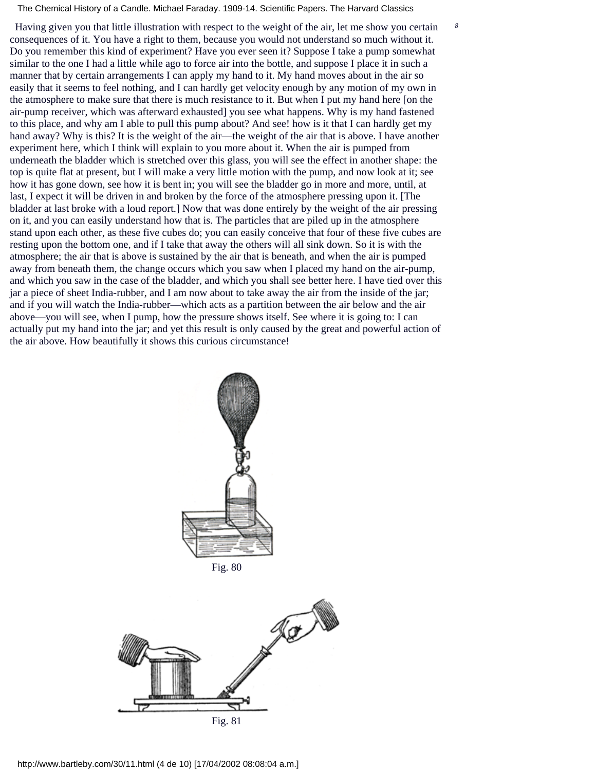Having given you that little illustration with respect to the weight of the air, let me show you certain consequences of it. You have a right to them, because you would not understand so much without it. Do you remember this kind of experiment? Have you ever seen it? Suppose I take a pump somewhat similar to the one I had a little while ago to force air into the bottle, and suppose I place it in such a manner that by certain arrangements I can apply my hand to it. My hand moves about in the air so easily that it seems to feel nothing, and I can hardly get velocity enough by any motion of my own in the atmosphere to make sure that there is much resistance to it. But when I put my hand here [on the air-pump receiver, which was afterward exhausted] you see what happens. Why is my hand fastened to this place, and why am I able to pull this pump about? And see! how is it that I can hardly get my hand away? Why is this? It is the weight of the air—the weight of the air that is above. I have another experiment here, which I think will explain to you more about it. When the air is pumped from underneath the bladder which is stretched over this glass, you will see the effect in another shape: the top is quite flat at present, but I will make a very little motion with the pump, and now look at it; see how it has gone down, see how it is bent in; you will see the bladder go in more and more, until, at last, I expect it will be driven in and broken by the force of the atmosphere pressing upon it. [The bladder at last broke with a loud report.] Now that was done entirely by the weight of the air pressing on it, and you can easily understand how that is. The particles that are piled up in the atmosphere stand upon each other, as these five cubes do; you can easily conceive that four of these five cubes are resting upon the bottom one, and if I take that away the others will all sink down. So it is with the atmosphere; the air that is above is sustained by the air that is beneath, and when the air is pumped away from beneath them, the change occurs which you saw when I placed my hand on the air-pump, and which you saw in the case of the bladder, and which you shall see better here. I have tied over this jar a piece of sheet India-rubber, and I am now about to take away the air from the inside of the jar; and if you will watch the India-rubber—which acts as a partition between the air below and the air above—you will see, when I pump, how the pressure shows itself. See where it is going to: I can actually put my hand into the jar; and yet this result is only caused by the great and powerful action of the air above. How beautifully it shows this curious circumstance!

Fig. 80

Fig. 81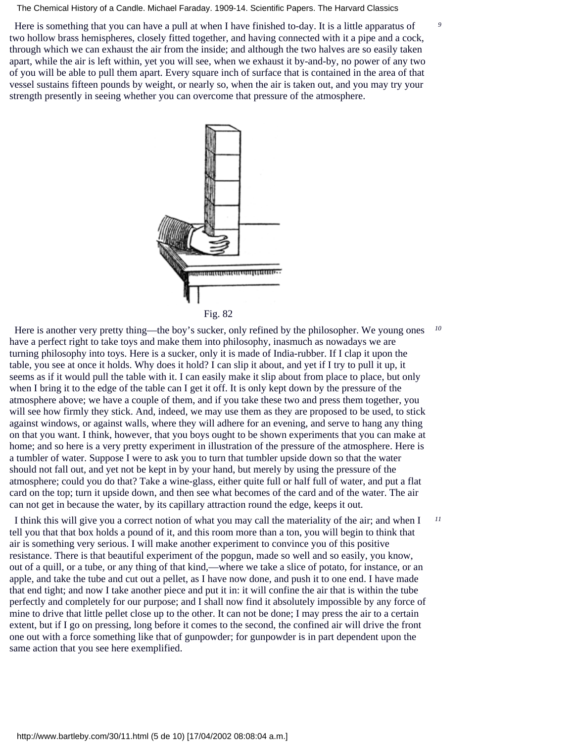Here is something that you can have a pull at when I have finished to-day. It is a little apparatus of two hollow brass hemispheres, closely fitted together, and having connected with it a pipe and a cock, through which we can exhaust the air from the inside; and although the two halves are so easily taken apart, while the air is left within, yet you will see, when we exhaust it by-and-by, no power of any two of you will be able to pull them apart. Every square inch of surface that is contained in the area of that vessel sustains fifteen pounds by weight, or nearly so, when the air is taken out, and you may try your strength presently in seeing whether you can overcome that pressure of the atmosphere.

Fig. 82

Here is another very pretty thing—the boy's sucker, only refined by the philosopher. We young ones have a perfect right to take toys and make them into philosophy, inasmuch as nowadays we are turning philosophy into toys. Here is a sucker, only it is made of India-rubber. If I clap it upon the table, you see at once it holds. Why does it hold? I can slip it about, and yet if I try to pull it up, it seems as if it would pull the table with it. I can easily make it slip about from place to place, but only when I bring it to the edge of the table can I get it off. It is only kept down by the pressure of the atmosphere above; we have a couple of them, and if you take these two and press them together, you will see how firmly they stick. And, indeed, we may use them as they are proposed to be used, to stick against windows, or against walls, where they will adhere for an evening, and serve to hang any thing on that you want. I think, however, that you boys ought to be shown experiments that you can make at home; and so here is a very pretty experiment in illustration of the pressure of the atmosphere. Here is a tumbler of water. Suppose I were to ask you to turn that tumbler upside down so that the water should not fall out, and yet not be kept in by your hand, but merely by using the pressure of the atmosphere; could you do that? Take a wine-glass, either quite full or half full of water, and put a flat card on the top; turn it upside down, and then see what becomes of the card and of the water. The air can not get in because the water, by its capillary attraction round the edge, keeps it out.

I think this will give you a correct notion of what you may call the materiality of the air; and when I tell you that that box holds a pound of it, and this room more than a ton, you will begin to think that air is something very serious. I will make another experiment to convince you of this positive resistance. There is that beautiful experiment of the popgun, made so well and so easily, you know, out of a quill, or a tube, or any thing of that kind,—where we take a slice of potato, for instance, or an apple, and take the tube and cut out a pellet, as I have now done, and push it to one end. I have made that end tight; and now I take another piece and put it in: it will confine the air that is within the tube perfectly and completely for our purpose; and I shall now find it absolutely impossible by any force of mine to drive that little pellet close up to the other. It can not be done; I may press the air to a certain extent, but if I go on pressing, long before it comes to the second, the confined air will drive the front one out with a force something like that of gunpowder; for gunpowder is in part dependent upon the same action that you see here exemplified.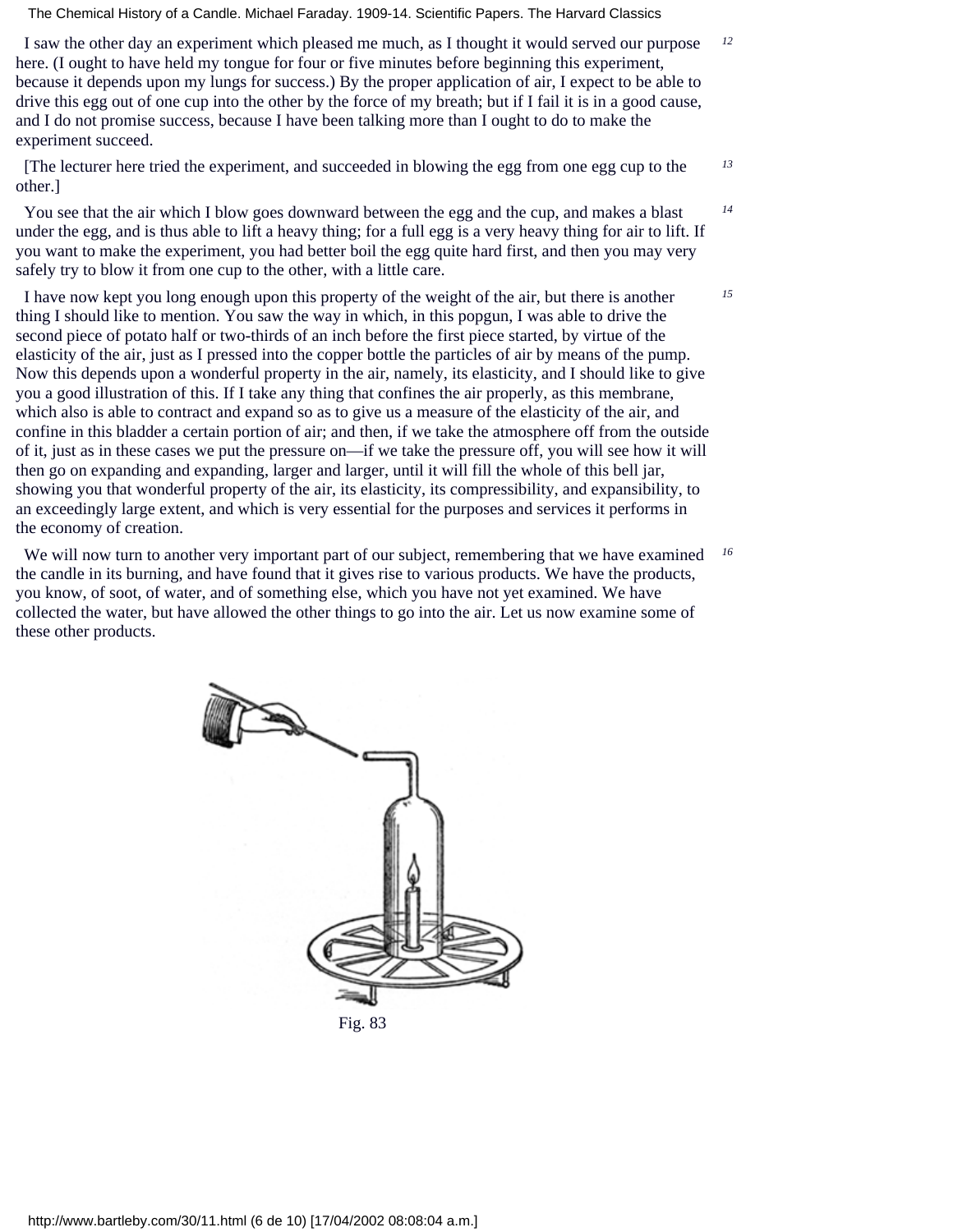I saw the other day an experiment which pleased me much, as I thought it would served our purpose here. (I ought to have held my tongue for four or five minutes before beginning this experiment, because it depends upon my lungs for success.) By the proper application of air, I expect to be able to drive this egg out of one cup into the other by the force of my breath; but if I fail it is in a good cause, and I do not promise success, because I have been talking more than I ought to do to make the experiment succeed.

[The lecturer here tried the experiment, and succeeded in blowing the egg from one egg cup to the other.]

You see that the air which I blow goes downward between the egg and the cup, and makes a blast under the egg, and is thus able to lift a heavy thing; for a full egg is a very heavy thing for air to lift. If you want to make the experiment, you had better boil the egg quite hard first, and then you may very safely try to blow it from one cup to the other, with a little care.

I have now kept you long enough upon this property of the weight of the air, but there is another thing I should like to mention. You saw the way in which, in this popgun, I was able to drive the second piece of potato half or two-thirds of an inch before the first piece started, by virtue of the elasticity of the air, just as I pressed into the copper bottle the particles of air by means of the pump. Now this depends upon a wonderful property in the air, namely, its elasticity, and I should like to give you a good illustration of this. If I take any thing that confines the air properly, as this membrane, which also is able to contract and expand so as to give us a measure of the elasticity of the air, and confine in this bladder a certain portion of air; and then, if we take the atmosphere off from the outside of it, just as in these cases we put the pressure on—if we take the pressure off, you will see how it will then go on expanding and expanding, larger and larger, until it will fill the whole of this bell jar, showing you that wonderful property of the air, its elasticity, its compressibility, and expansibility, to an exceedingly large extent, and which is very essential for the purposes and services it performs in the economy of creation.

We will now turn to another very important part of our subject, remembering that we have examined the candle in its burning, and have found that it gives rise to various products. We have the products, you know, of soot, of water, and of something else, which you have not yet examined. We have collected the water, but have allowed the other things to go into the air. Let us now examine some of these other products.

Fig. 83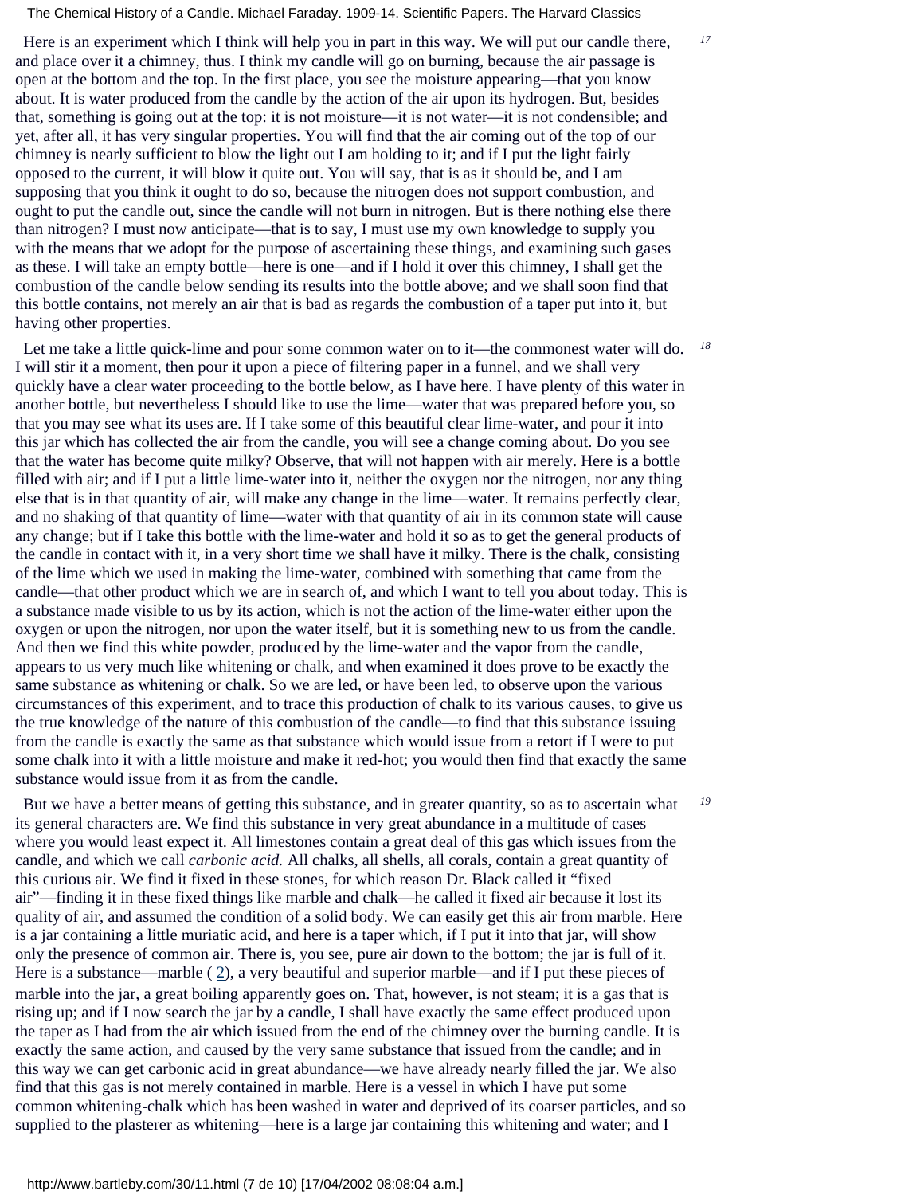Here is an experiment which I think will help you in part in this way. We will put our candle there, and place over it a chimney, thus. I think my candle will go on burning, because the air passage is open at the bottom and the top. In the first place, you see the moisture appearing—that you know about. It is water produced from the candle by the action of the air upon its hydrogen. But, besides that, something is going out at the top: it is not moisture—it is not water—it is not condensible; and yet, after all, it has very singular properties. You will find that the air coming out of the top of our chimney is nearly sufficient to blow the light out I am holding to it; and if I put the light fairly opposed to the current, it will blow it quite out. You will say, that is as it should be, and I am supposing that you think it ought to do so, because the nitrogen does not support combustion, and ought to put the candle out, since the candle will not burn in nitrogen. But is there nothing else there than nitrogen? I must now anticipate—that is to say, I must use my own knowledge to supply you with the means that we adopt for the purpose of ascertaining these things, and examining such gases as these. I will take an empty bottle—here is one—and if I hold it over this chimney, I shall get the combustion of the candle below sending its results into the bottle above; and we shall soon find that this bottle contains, not merely an air that is bad as regards the combustion of a taper put into it, but having other properties.

Let me take a little quick-lime and pour some common water on to it—the commonest water will do. I will stir it a moment, then pour it upon a piece of filtering paper in a funnel, and we shall very quickly have a clear water proceeding to the bottle below, as I have here. I have plenty of this water in another bottle, but nevertheless I should like to use the lime—water that was prepared before you, so that you may see what its uses are. If I take some of this beautiful clear lime-water, and pour it into this jar which has collected the air from the candle, you will see a change coming about. Do you see that the water has become quite milky? Observe, that will not happen with air merely. Here is a bottle filled with air; and if I put a little lime-water into it, neither the oxygen nor the nitrogen, nor any thing else that is in that quantity of air, will make any change in the lime—water. It remains perfectly clear, and no shaking of that quantity of lime—water with that quantity of air in its common state will cause any change; but if I take this bottle with the lime-water and hold it so as to get the general products of the candle in contact with it, in a very short time we shall have it milky. There is the chalk, consisting of the lime which we used in making the lime-water, combined with something that came from the candle—that other product which we are in search of, and which I want to tell you about today. This is a substance made visible to us by its action, which is not the action of the lime-water either upon the oxygen or upon the nitrogen, nor upon the water itself, but it is something new to us from the candle. And then we find this white powder, produced by the lime-water and the vapor from the candle, appears to us very much like whitening or chalk, and when examined it does prove to be exactly the same substance as whitening or chalk. So we are led, or have been led, to observe upon the various circumstances of this experiment, and to trace this production of chalk to its various causes, to give us the true knowledge of the nature of this combustion of the candle—to find that this substance issuing from the candle is exactly the same as that substance which would issue from a retort if I were to put some chalk into it with a little moisture and make it red-hot; you would then find that exactly the same substance would issue from it as from the candle.

But we have a better means of getting this substance, and in greater quantity, so as to ascertain what its general characters are. We find this substance in very great abundance in a multitude of cases where you would least expect it. All limestones contain a great deal of this gas which issues from the candle, and which we call *carbonic acid.* All chalks, all shells, all corals, contain a great quantity of this curious air. We find it fixed in these stones, for which reason Dr. Black called it "fixed air"—finding it in these fixed things like marble and chalk—he called it fixed air because it lost its quality of air, and assumed the condition of a solid body. We can easily get this air from marble. Here is a jar containing a little muriatic acid, and here is a taper which, if I put it into that jar, will show only the presence of common air. There is, you see, pure air down to the bottom; the jar is full of it. Here is a substance—marble ( 2), a very beautiful and superior marble—and if I put these pieces of marble into the jar, a great boiling apparently goes on. That, however, is not steam; it is a gas that is rising up; and if I now search the jar by a candle, I shall have exactly the same effect produced upon the taper as I had from the air which issued from the end of the chimney over the burning candle. It is exactly the same action, and caused by the very same substance that issued from the candle; and in this way we can get carbonic acid in great abundance—we have already nearly filled the jar. We also find that this gas is not merely contained in marble. Here is a vessel in which I have put some common whitening-chalk which has been washed in water and deprived of its coarser particles, and so supplied to the plasterer as whitening—here is a large jar containing this whitening and water; and I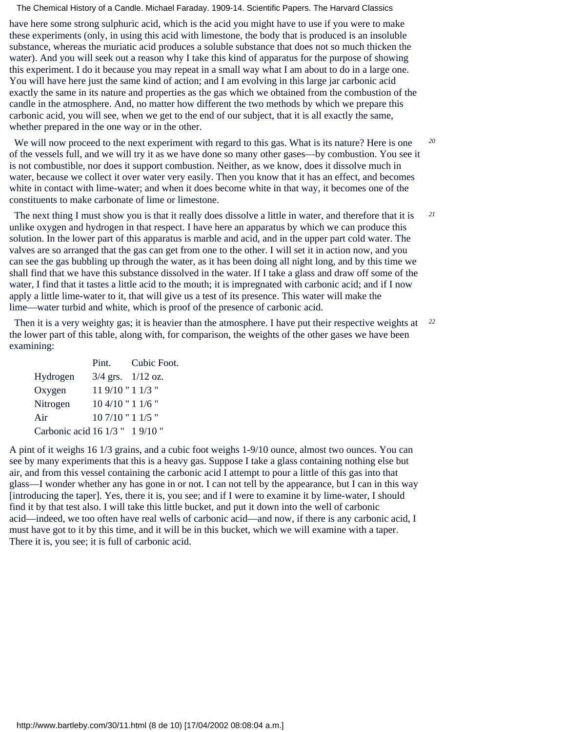have here some strong sulphuric acid, which is the acid you might have to use if you were to make these experiments (only, in using this acid with limestone, the body that is produced is an insoluble substance, whereas the muriatic acid produces a soluble substance that does not so much thicken the water). And you will seek out a reason why I take this kind of apparatus for the purpose of showing this experiment. I do it because you may repeat in a small way what I am about to do in a large one. You will have here just the same kind of action; and I am evolving in this large jar carbonic acid exactly the same in its nature and properties as the gas which we obtained from the combustion of the candle in the atmosphere. And, no matter how different the two methods by which we prepare this carbonic acid, you will see, when we get to the end of our subject, that it is all exactly the same, whether prepared in the one way or in the other.

We will now proceed to the next experiment with regard to this gas. What is its nature? Here is one of the vessels full, and we will try it as we have done so many other gases—by combustion. You see it is not combustible, nor does it support combustion. Neither, as we know, does it dissolve much in water, because we collect it over water very easily. Then you know that it has an effect, and becomes white in contact with lime-water; and when it does become white in that way, it becomes one of the constituents to make carbonate of lime or limestone. *20*

The next thing I must show you is that it really does dissolve a little in water, and therefore that it is unlike oxygen and hydrogen in that respect. I have here an apparatus by which we can produce this solution. In the lower part of this apparatus is marble and acid, and in the upper part cold water. The valves are so arranged that the gas can get from one to the other. I will set it in action now, and you can see the gas bubbling up through the water, as it has been doing all night long, and by this time we shall find that we have this substance dissolved in the water. If I take a glass and draw off some of the water, I find that it tastes a little acid to the mouth; it is impregnated with carbonic acid; and if I now apply a little lime-water to it, that will give us a test of its presence. This water will make the lime—water turbid and white, which is proof of the presence of carbonic acid. *21*

Then it is a very weighty gas; it is heavier than the atmosphere. I have put their respective weights at the lower part of this table, along with, for comparison, the weights of the other gases we have been examining: *22*

| | Pint. | Cubic Foot. |
|---|---|---|
| Hydrogen | 3/4 grs. | 1/12 oz. |
| Oxygen | 11 9/10 " | 1 1/3 " |
| Nitrogen | 10 4/10 " | 1 1/6 " |
| Air | 10 7/10 " | 1 1/5 " |
| Carbonic acid | 16 1/3 " | 1 9/10 " |

A pint of it weighs 16 1/3 grains, and a cubic foot weighs 1-9/10 ounce, almost two ounces. You can see by many experiments that this is a heavy gas. Suppose I take a glass containing nothing else but air, and from this vessel containing the carbonic acid I attempt to pour a little of this gas into that glass—I wonder whether any has gone in or not. I can not tell by the appearance, but I can in this way [introducing the taper]. Yes, there it is, you see; and if I were to examine it by lime-water, I should find it by that test also. I will take this little bucket, and put it down into the well of carbonic acid—indeed, we too often have real wells of carbonic acid—and now, if there is any carbonic acid, I must have got to it by this time, and it will be in this bucket, which we will examine with a taper. There it is, you see; it is full of carbonic acid.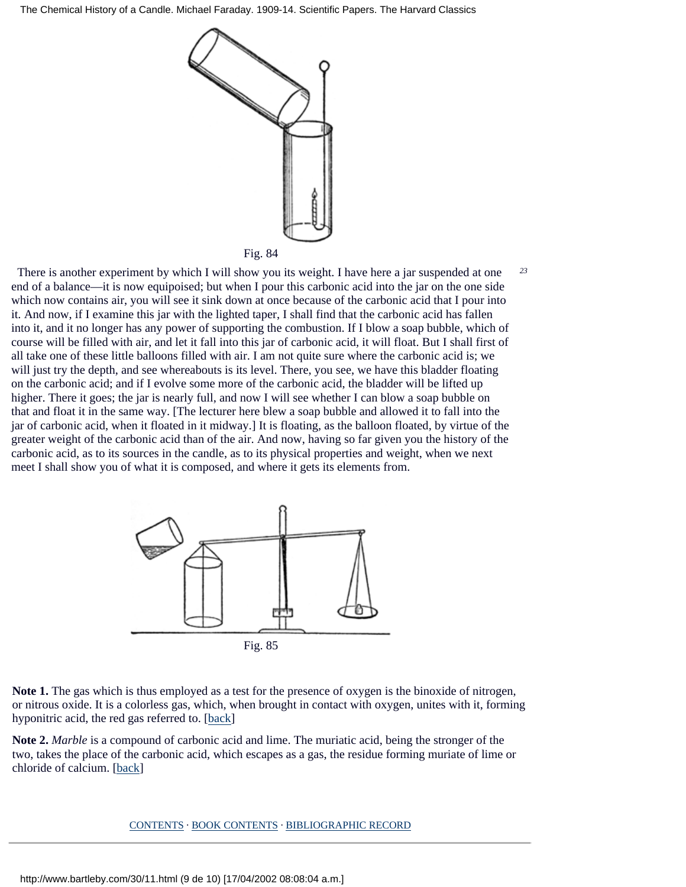Fig. 84

There is another experiment by which I will show you its weight. I have here a jar suspended at one end of a balance—it is now equipoised; but when I pour this carbonic acid into the jar on the one side which now contains air, you will see it sink down at once because of the carbonic acid that I pour into it. And now, if I examine this jar with the lighted taper, I shall find that the carbonic acid has fallen into it, and it no longer has any power of supporting the combustion. If I blow a soap bubble, which of course will be filled with air, and let it fall into this jar of carbonic acid, it will float. But I shall first of all take one of these little balloons filled with air. I am not quite sure where the carbonic acid is; we will just try the depth, and see whereabouts is its level. There, you see, we have this bladder floating on the carbonic acid; and if I evolve some more of the carbonic acid, the bladder will be lifted up higher. There it goes; the jar is nearly full, and now I will see whether I can blow a soap bubble on that and float it in the same way. [The lecturer here blew a soap bubble and allowed it to fall into the jar of carbonic acid, when it floated in it midway.] It is floating, as the balloon floated, by virtue of the greater weight of the carbonic acid than of the air. And now, having so far given you the history of the carbonic acid, as to its sources in the candle, as to its physical properties and weight, when we next meet I shall show you of what it is composed, and where it gets its elements from.

Fig. 85

**Note 1.** The gas which is thus employed as a test for the presence of oxygen is the binoxide of nitrogen, or nitrous oxide. It is a colorless gas, which, when brought in contact with oxygen, unites with it, forming hyponitric acid, the red gas referred to. [back]

**Note 2.** *Marble* is a compound of carbonic acid and lime. The muriatic acid, being the stronger of the two, takes the place of the carbonic acid, which escapes as a gas, the residue forming muriate of lime or chloride of calcium. [back]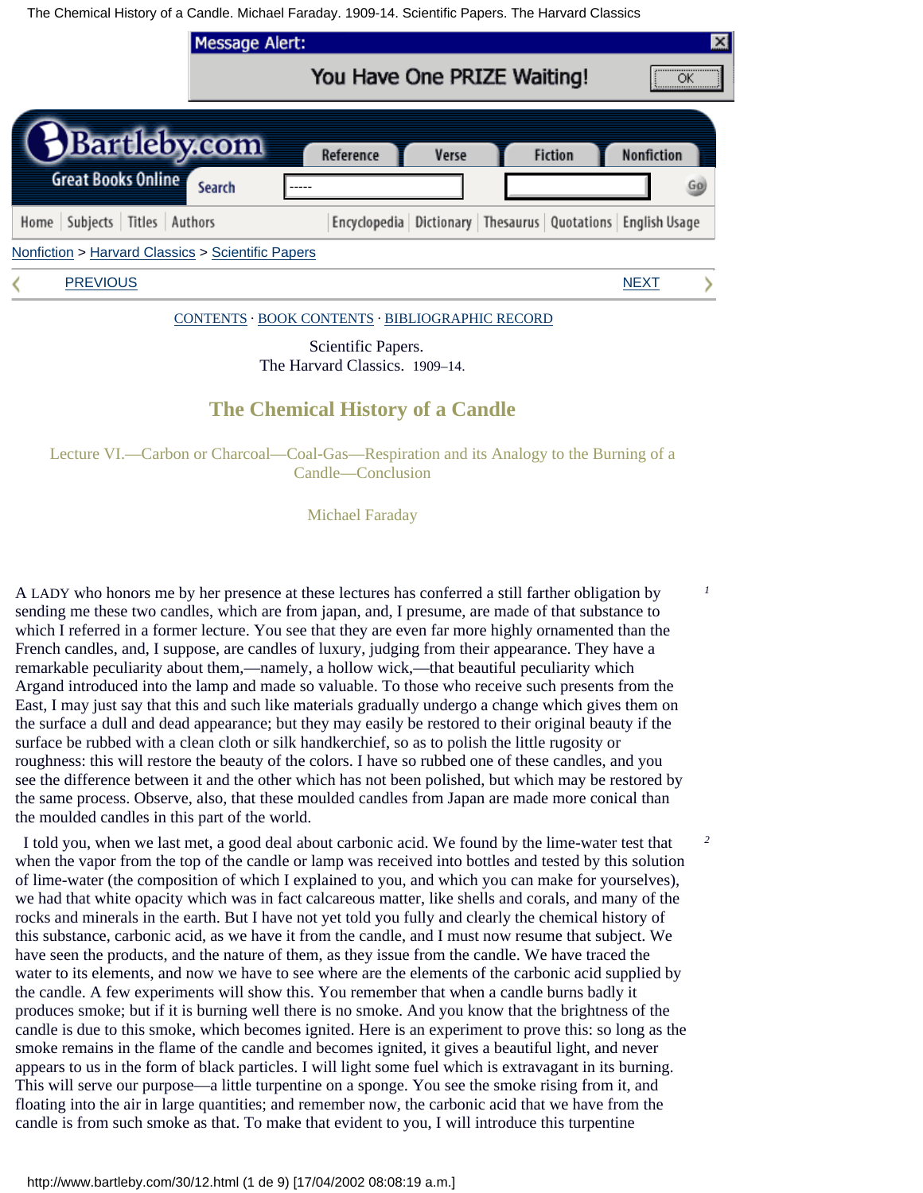Scientific Papers.
The Harvard Classics. 1909–14.

# The Chemical History of a Candle

## Lecture VI.—Carbon or Charcoal—Coal-Gas—Respiration and its Analogy to the Burning of a Candle—Conclusion

Michael Faraday

A LADY who honors me by her presence at these lectures has conferred a still farther obligation by sending me these two candles, which are from japan, and, I presume, are made of that substance to which I referred in a former lecture. You see that they are even far more highly ornamented than the French candles, and, I suppose, are candles of luxury, judging from their appearance. They have a remarkable peculiarity about them,—namely, a hollow wick,—that beautiful peculiarity which Argand introduced into the lamp and made so valuable. To those who receive such presents from the East, I may just say that this and such like materials gradually undergo a change which gives them on the surface a dull and dead appearance; but they may easily be restored to their original beauty if the surface be rubbed with a clean cloth or silk handkerchief, so as to polish the little rugosity or roughness: this will restore the beauty of the colors. I have so rubbed one of these candles, and you see the difference between it and the other which has not been polished, but which may be restored by the same process. Observe, also, that these moulded candles from Japan are made more conical than the moulded candles in this part of the world.

I told you, when we last met, a good deal about carbonic acid. We found by the lime-water test that when the vapor from the top of the candle or lamp was received into bottles and tested by this solution of lime-water (the composition of which I explained to you, and which you can make for yourselves), we had that white opacity which was in fact calcareous matter, like shells and corals, and many of the rocks and minerals in the earth. But I have not yet told you fully and clearly the chemical history of this substance, carbonic acid, as we have it from the candle, and I must now resume that subject. We have seen the products, and the nature of them, as they issue from the candle. We have traced the water to its elements, and now we have to see where are the elements of the carbonic acid supplied by the candle. A few experiments will show this. You remember that when a candle burns badly it produces smoke; but if it is burning well there is no smoke. And you know that the brightness of the candle is due to this smoke, which becomes ignited. Here is an experiment to prove this: so long as the smoke remains in the flame of the candle and becomes ignited, it gives a beautiful light, and never appears to us in the form of black particles. I will light some fuel which is extravagant in its burning. This will serve our purpose—a little turpentine on a sponge. You see the smoke rising from it, and floating into the air in large quantities; and remember now, the carbonic acid that we have from the candle is from such smoke as that. To make that evident to you, I will introduce this turpentine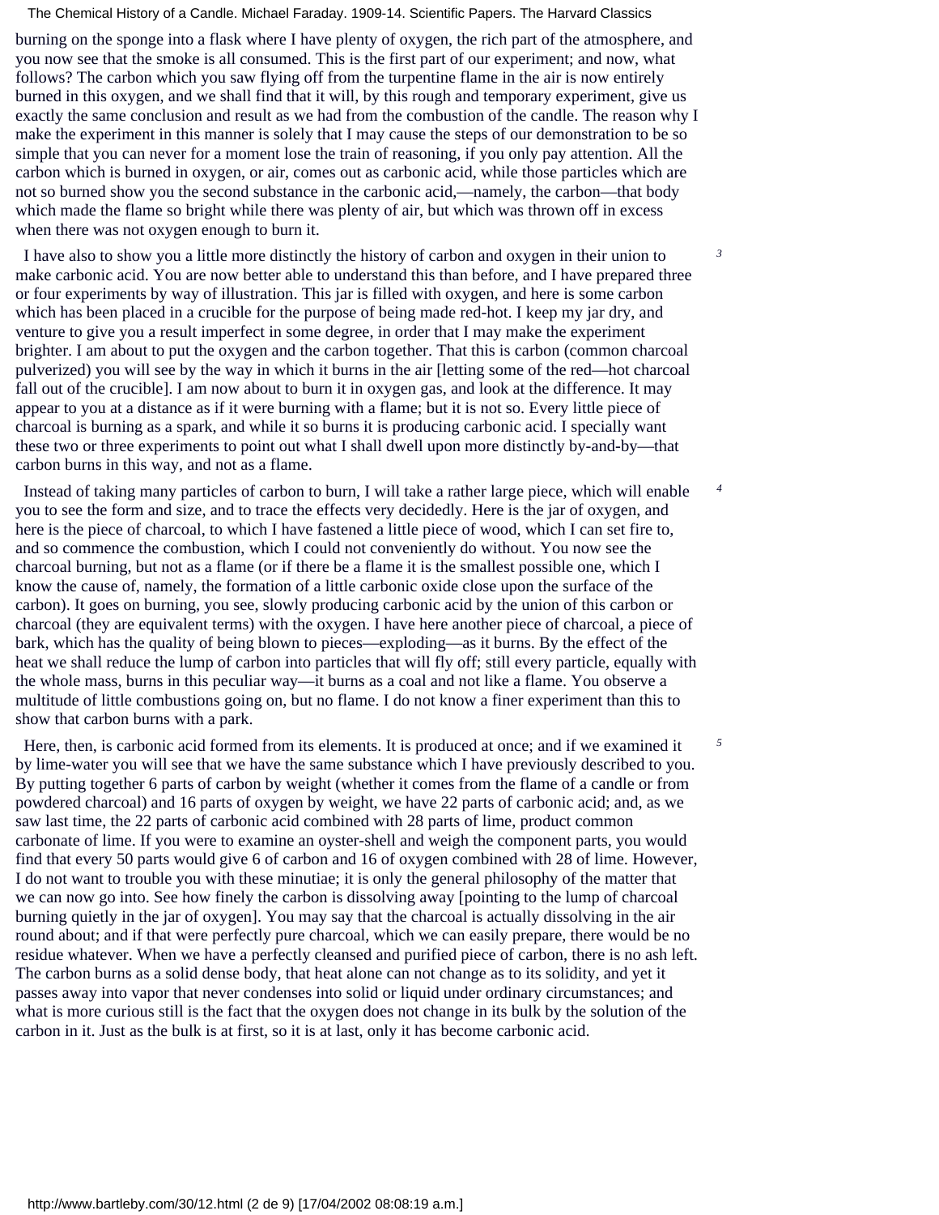burning on the sponge into a flask where I have plenty of oxygen, the rich part of the atmosphere, and you now see that the smoke is all consumed. This is the first part of our experiment; and now, what follows? The carbon which you saw flying off from the turpentine flame in the air is now entirely burned in this oxygen, and we shall find that it will, by this rough and temporary experiment, give us exactly the same conclusion and result as we had from the combustion of the candle. The reason why I make the experiment in this manner is solely that I may cause the steps of our demonstration to be so simple that you can never for a moment lose the train of reasoning, if you only pay attention. All the carbon which is burned in oxygen, or air, comes out as carbonic acid, while those particles which are not so burned show you the second substance in the carbonic acid,—namely, the carbon—that body which made the flame so bright while there was plenty of air, but which was thrown off in excess when there was not oxygen enough to burn it.

I have also to show you a little more distinctly the history of carbon and oxygen in their union to make carbonic acid. You are now better able to understand this than before, and I have prepared three or four experiments by way of illustration. This jar is filled with oxygen, and here is some carbon which has been placed in a crucible for the purpose of being made red-hot. I keep my jar dry, and venture to give you a result imperfect in some degree, in order that I may make the experiment brighter. I am about to put the oxygen and the carbon together. That this is carbon (common charcoal pulverized) you will see by the way in which it burns in the air [letting some of the red—hot charcoal fall out of the crucible]. I am now about to burn it in oxygen gas, and look at the difference. It may appear to you at a distance as if it were burning with a flame; but it is not so. Every little piece of charcoal is burning as a spark, and while it so burns it is producing carbonic acid. I specially want these two or three experiments to point out what I shall dwell upon more distinctly by-and-by—that carbon burns in this way, and not as a flame.

Instead of taking many particles of carbon to burn, I will take a rather large piece, which will enable you to see the form and size, and to trace the effects very decidedly. Here is the jar of oxygen, and here is the piece of charcoal, to which I have fastened a little piece of wood, which I can set fire to, and so commence the combustion, which I could not conveniently do without. You now see the charcoal burning, but not as a flame (or if there be a flame it is the smallest possible one, which I know the cause of, namely, the formation of a little carbonic oxide close upon the surface of the carbon). It goes on burning, you see, slowly producing carbonic acid by the union of this carbon or charcoal (they are equivalent terms) with the oxygen. I have here another piece of charcoal, a piece of bark, which has the quality of being blown to pieces—exploding—as it burns. By the effect of the heat we shall reduce the lump of carbon into particles that will fly off; still every particle, equally with the whole mass, burns in this peculiar way—it burns as a coal and not like a flame. You observe a multitude of little combustions going on, but no flame. I do not know a finer experiment than this to show that carbon burns with a park.

Here, then, is carbonic acid formed from its elements. It is produced at once; and if we examined it by lime-water you will see that we have the same substance which I have previously described to you. By putting together 6 parts of carbon by weight (whether it comes from the flame of a candle or from powdered charcoal) and 16 parts of oxygen by weight, we have 22 parts of carbonic acid; and, as we saw last time, the 22 parts of carbonic acid combined with 28 parts of lime, product common carbonate of lime. If you were to examine an oyster-shell and weigh the component parts, you would find that every 50 parts would give 6 of carbon and 16 of oxygen combined with 28 of lime. However, I do not want to trouble you with these minutiae; it is only the general philosophy of the matter that we can now go into. See how finely the carbon is dissolving away [pointing to the lump of charcoal burning quietly in the jar of oxygen]. You may say that the charcoal is actually dissolving in the air round about; and if that were perfectly pure charcoal, which we can easily prepare, there would be no residue whatever. When we have a perfectly cleansed and purified piece of carbon, there is no ash left. The carbon burns as a solid dense body, that heat alone can not change as to its solidity, and yet it passes away into vapor that never condenses into solid or liquid under ordinary circumstances; and what is more curious still is the fact that the oxygen does not change in its bulk by the solution of the carbon in it. Just as the bulk is at first, so it is at last, only it has become carbonic acid.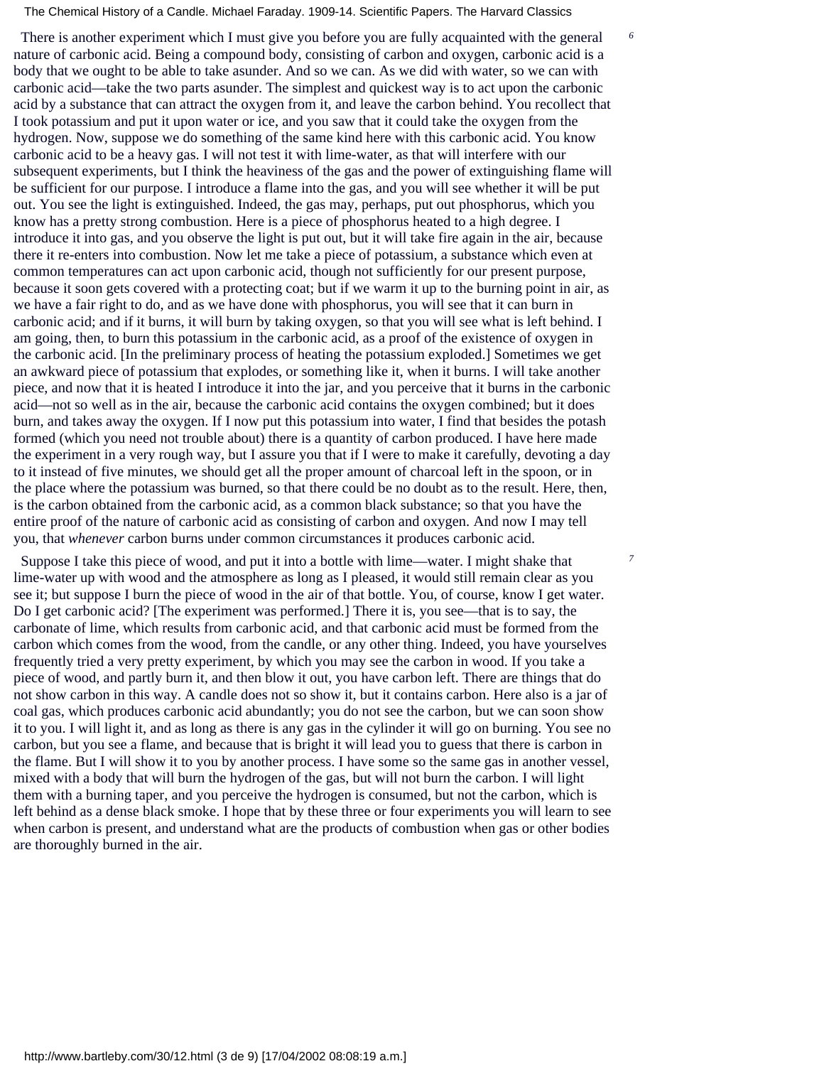There is another experiment which I must give you before you are fully acquainted with the general nature of carbonic acid. Being a compound body, consisting of carbon and oxygen, carbonic acid is a body that we ought to be able to take asunder. And so we can. As we did with water, so we can with carbonic acid—take the two parts asunder. The simplest and quickest way is to act upon the carbonic acid by a substance that can attract the oxygen from it, and leave the carbon behind. You recollect that I took potassium and put it upon water or ice, and you saw that it could take the oxygen from the hydrogen. Now, suppose we do something of the same kind here with this carbonic acid. You know carbonic acid to be a heavy gas. I will not test it with lime-water, as that will interfere with our subsequent experiments, but I think the heaviness of the gas and the power of extinguishing flame will be sufficient for our purpose. I introduce a flame into the gas, and you will see whether it will be put out. You see the light is extinguished. Indeed, the gas may, perhaps, put out phosphorus, which you know has a pretty strong combustion. Here is a piece of phosphorus heated to a high degree. I introduce it into gas, and you observe the light is put out, but it will take fire again in the air, because there it re-enters into combustion. Now let me take a piece of potassium, a substance which even at common temperatures can act upon carbonic acid, though not sufficiently for our present purpose, because it soon gets covered with a protecting coat; but if we warm it up to the burning point in air, as we have a fair right to do, and as we have done with phosphorus, you will see that it can burn in carbonic acid; and if it burns, it will burn by taking oxygen, so that you will see what is left behind. I am going, then, to burn this potassium in the carbonic acid, as a proof of the existence of oxygen in the carbonic acid. [In the preliminary process of heating the potassium exploded.] Sometimes we get an awkward piece of potassium that explodes, or something like it, when it burns. I will take another piece, and now that it is heated I introduce it into the jar, and you perceive that it burns in the carbonic acid—not so well as in the air, because the carbonic acid contains the oxygen combined; but it does burn, and takes away the oxygen. If I now put this potassium into water, I find that besides the potash formed (which you need not trouble about) there is a quantity of carbon produced. I have here made the experiment in a very rough way, but I assure you that if I were to make it carefully, devoting a day to it instead of five minutes, we should get all the proper amount of charcoal left in the spoon, or in the place where the potassium was burned, so that there could be no doubt as to the result. Here, then, is the carbon obtained from the carbonic acid, as a common black substance; so that you have the entire proof of the nature of carbonic acid as consisting of carbon and oxygen. And now I may tell you, that *whenever* carbon burns under common circumstances it produces carbonic acid.

Suppose I take this piece of wood, and put it into a bottle with lime—water. I might shake that lime-water up with wood and the atmosphere as long as I pleased, it would still remain clear as you see it; but suppose I burn the piece of wood in the air of that bottle. You, of course, know I get water. Do I get carbonic acid? [The experiment was performed.] There it is, you see—that is to say, the carbonate of lime, which results from carbonic acid, and that carbonic acid must be formed from the carbon which comes from the wood, from the candle, or any other thing. Indeed, you have yourselves frequently tried a very pretty experiment, by which you may see the carbon in wood. If you take a piece of wood, and partly burn it, and then blow it out, you have carbon left. There are things that do not show carbon in this way. A candle does not so show it, but it contains carbon. Here also is a jar of coal gas, which produces carbonic acid abundantly; you do not see the carbon, but we can soon show it to you. I will light it, and as long as there is any gas in the cylinder it will go on burning. You see no carbon, but you see a flame, and because that is bright it will lead you to guess that there is carbon in the flame. But I will show it to you by another process. I have some so the same gas in another vessel, mixed with a body that will burn the hydrogen of the gas, but will not burn the carbon. I will light them with a burning taper, and you perceive the hydrogen is consumed, but not the carbon, which is left behind as a dense black smoke. I hope that by these three or four experiments you will learn to see when carbon is present, and understand what are the products of combustion when gas or other bodies are thoroughly burned in the air.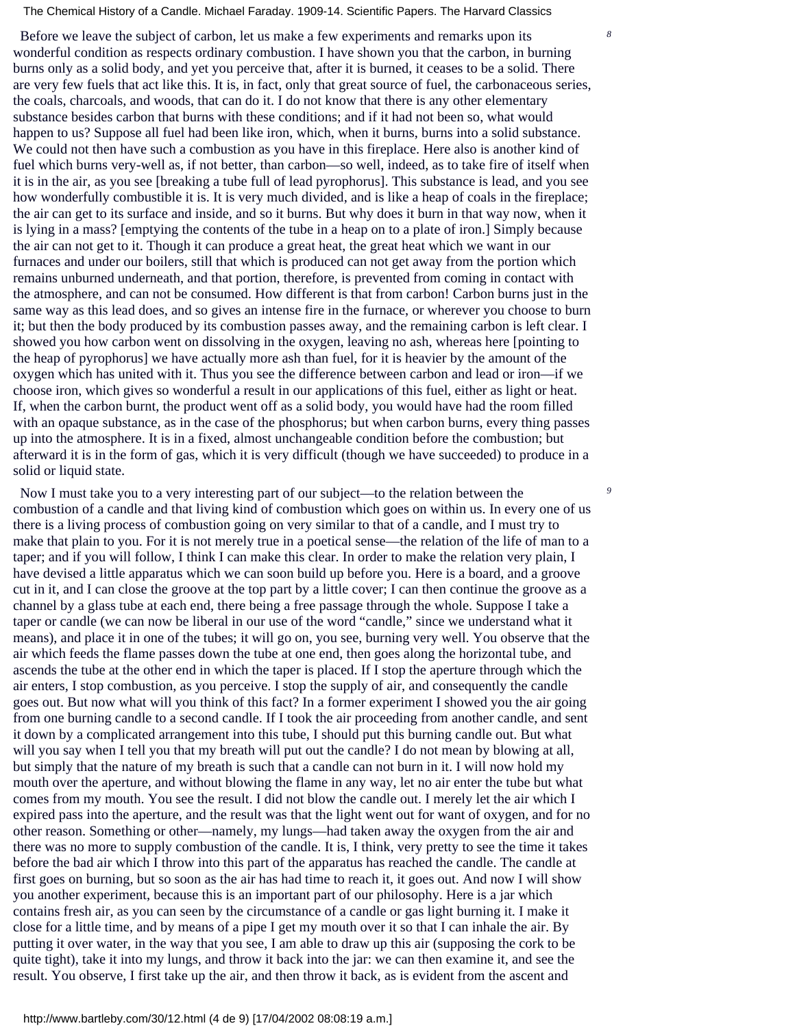Before we leave the subject of carbon, let us make a few experiments and remarks upon its wonderful condition as respects ordinary combustion. I have shown you that the carbon, in burning burns only as a solid body, and yet you perceive that, after it is burned, it ceases to be a solid. There are very few fuels that act like this. It is, in fact, only that great source of fuel, the carbonaceous series, the coals, charcoals, and woods, that can do it. I do not know that there is any other elementary substance besides carbon that burns with these conditions; and if it had not been so, what would happen to us? Suppose all fuel had been like iron, which, when it burns, burns into a solid substance. We could not then have such a combustion as you have in this fireplace. Here also is another kind of fuel which burns very-well as, if not better, than carbon—so well, indeed, as to take fire of itself when it is in the air, as you see [breaking a tube full of lead pyrophorus]. This substance is lead, and you see how wonderfully combustible it is. It is very much divided, and is like a heap of coals in the fireplace; the air can get to its surface and inside, and so it burns. But why does it burn in that way now, when it is lying in a mass? [emptying the contents of the tube in a heap on to a plate of iron.] Simply because the air can not get to it. Though it can produce a great heat, the great heat which we want in our furnaces and under our boilers, still that which is produced can not get away from the portion which remains unburned underneath, and that portion, therefore, is prevented from coming in contact with the atmosphere, and can not be consumed. How different is that from carbon! Carbon burns just in the same way as this lead does, and so gives an intense fire in the furnace, or wherever you choose to burn it; but then the body produced by its combustion passes away, and the remaining carbon is left clear. I showed you how carbon went on dissolving in the oxygen, leaving no ash, whereas here [pointing to the heap of pyrophorus] we have actually more ash than fuel, for it is heavier by the amount of the oxygen which has united with it. Thus you see the difference between carbon and lead or iron—if we choose iron, which gives so wonderful a result in our applications of this fuel, either as light or heat. If, when the carbon burnt, the product went off as a solid body, you would have had the room filled with an opaque substance, as in the case of the phosphorus; but when carbon burns, every thing passes up into the atmosphere. It is in a fixed, almost unchangeable condition before the combustion; but afterward it is in the form of gas, which it is very difficult (though we have succeeded) to produce in a solid or liquid state.

Now I must take you to a very interesting part of our subject—to the relation between the combustion of a candle and that living kind of combustion which goes on within us. In every one of us there is a living process of combustion going on very similar to that of a candle, and I must try to make that plain to you. For it is not merely true in a poetical sense—the relation of the life of man to a taper; and if you will follow, I think I can make this clear. In order to make the relation very plain, I have devised a little apparatus which we can soon build up before you. Here is a board, and a groove cut in it, and I can close the groove at the top part by a little cover; I can then continue the groove as a channel by a glass tube at each end, there being a free passage through the whole. Suppose I take a taper or candle (we can now be liberal in our use of the word "candle," since we understand what it means), and place it in one of the tubes; it will go on, you see, burning very well. You observe that the air which feeds the flame passes down the tube at one end, then goes along the horizontal tube, and ascends the tube at the other end in which the taper is placed. If I stop the aperture through which the air enters, I stop combustion, as you perceive. I stop the supply of air, and consequently the candle goes out. But now what will you think of this fact? In a former experiment I showed you the air going from one burning candle to a second candle. If I took the air proceeding from another candle, and sent it down by a complicated arrangement into this tube, I should put this burning candle out. But what will you say when I tell you that my breath will put out the candle? I do not mean by blowing at all, but simply that the nature of my breath is such that a candle can not burn in it. I will now hold my mouth over the aperture, and without blowing the flame in any way, let no air enter the tube but what comes from my mouth. You see the result. I did not blow the candle out. I merely let the air which I expired pass into the aperture, and the result was that the light went out for want of oxygen, and for no other reason. Something or other—namely, my lungs—had taken away the oxygen from the air and there was no more to supply combustion of the candle. It is, I think, very pretty to see the time it takes before the bad air which I throw into this part of the apparatus has reached the candle. The candle at first goes on burning, but so soon as the air has had time to reach it, it goes out. And now I will show you another experiment, because this is an important part of our philosophy. Here is a jar which contains fresh air, as you can seen by the circumstance of a candle or gas light burning it. I make it close for a little time, and by means of a pipe I get my mouth over it so that I can inhale the air. By putting it over water, in the way that you see, I am able to draw up this air (supposing the cork to be quite tight), take it into my lungs, and throw it back into the jar: we can then examine it, and see the result. You observe, I first take up the air, and then throw it back, as is evident from the ascent and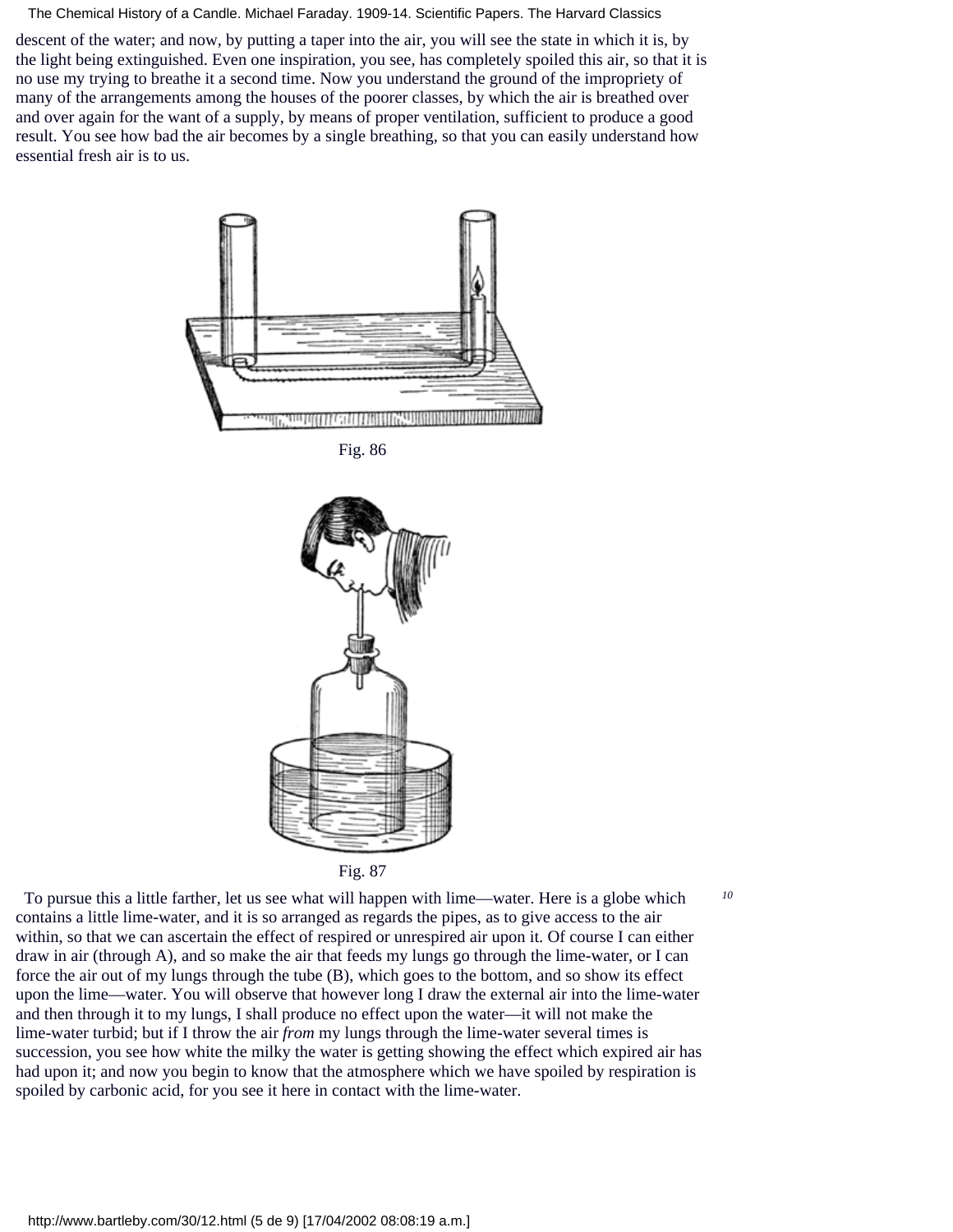descent of the water; and now, by putting a taper into the air, you will see the state in which it is, by the light being extinguished. Even one inspiration, you see, has completely spoiled this air, so that it is no use my trying to breathe it a second time. Now you understand the ground of the impropriety of many of the arrangements among the houses of the poorer classes, by which the air is breathed over and over again for the want of a supply, by means of proper ventilation, sufficient to produce a good result. You see how bad the air becomes by a single breathing, so that you can easily understand how essential fresh air is to us.

Fig. 86

Fig. 87

To pursue this a little farther, let us see what will happen with lime—water. Here is a globe which contains a little lime-water, and it is so arranged as regards the pipes, as to give access to the air within, so that we can ascertain the effect of respired or unrespired air upon it. Of course I can either draw in air (through A), and so make the air that feeds my lungs go through the lime-water, or I can force the air out of my lungs through the tube (B), which goes to the bottom, and so show its effect upon the lime—water. You will observe that however long I draw the external air into the lime-water and then through it to my lungs, I shall produce no effect upon the water—it will not make the lime-water turbid; but if I throw the air *from* my lungs through the lime-water several times is succession, you see how white the milky the water is getting showing the effect which expired air has had upon it; and now you begin to know that the atmosphere which we have spoiled by respiration is spoiled by carbonic acid, for you see it here in contact with the lime-water.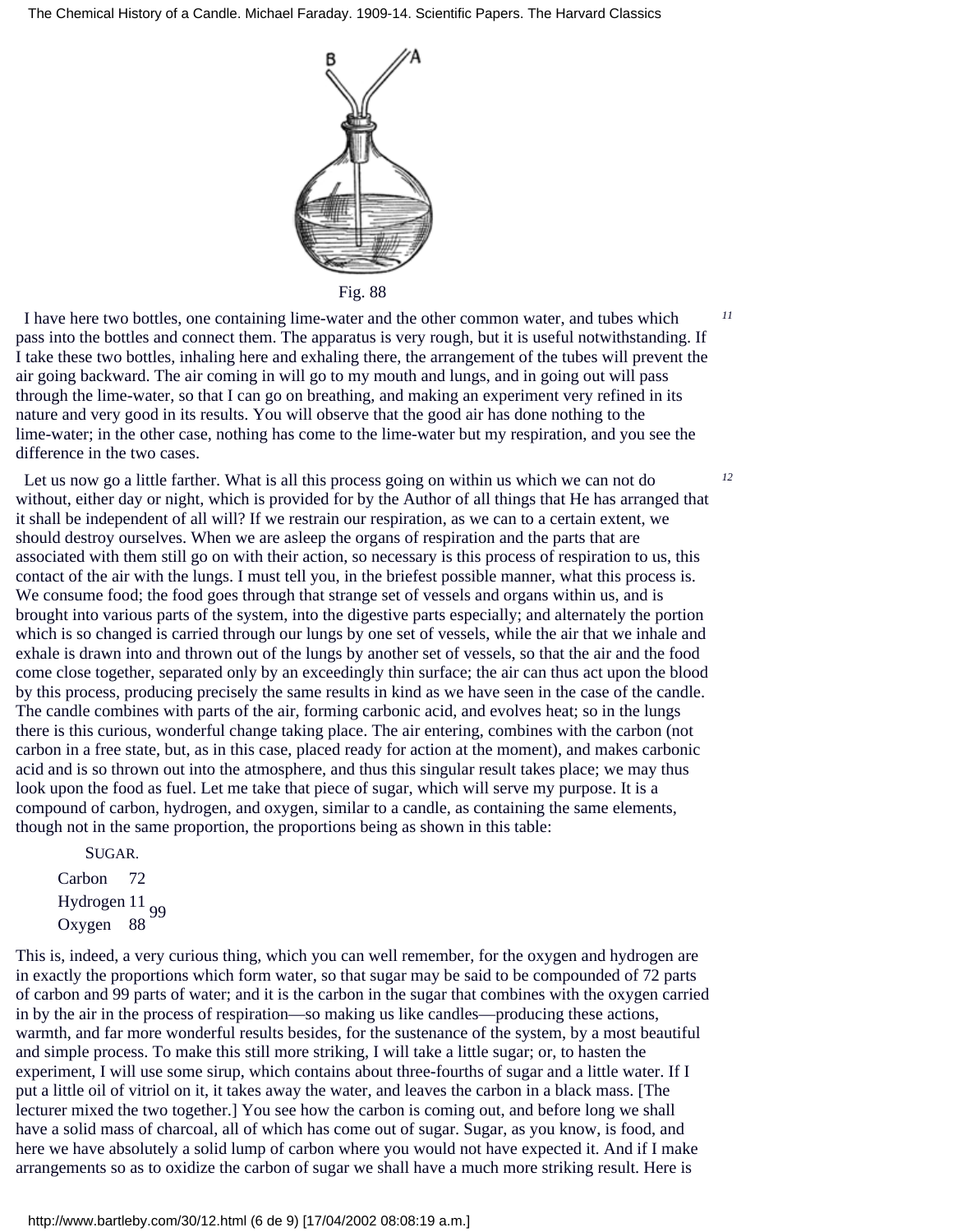Fig. 88

I have here two bottles, one containing lime-water and the other common water, and tubes which pass into the bottles and connect them. The apparatus is very rough, but it is useful notwithstanding. If I take these two bottles, inhaling here and exhaling there, the arrangement of the tubes will prevent the air going backward. The air coming in will go to my mouth and lungs, and in going out will pass through the lime-water, so that I can go on breathing, and making an experiment very refined in its nature and very good in its results. You will observe that the good air has done nothing to the lime-water; in the other case, nothing has come to the lime-water but my respiration, and you see the difference in the two cases.

Let us now go a little farther. What is all this process going on within us which we can not do without, either day or night, which is provided for by the Author of all things that He has arranged that it shall be independent of all will? If we restrain our respiration, as we can to a certain extent, we should destroy ourselves. When we are asleep the organs of respiration and the parts that are associated with them still go on with their action, so necessary is this process of respiration to us, this contact of the air with the lungs. I must tell you, in the briefest possible manner, what this process is. We consume food; the food goes through that strange set of vessels and organs within us, and is brought into various parts of the system, into the digestive parts especially; and alternately the portion which is so changed is carried through our lungs by one set of vessels, while the air that we inhale and exhale is drawn into and thrown out of the lungs by another set of vessels, so that the air and the food come close together, separated only by an exceedingly thin surface; the air can thus act upon the blood by this process, producing precisely the same results in kind as we have seen in the case of the candle. The candle combines with parts of the air, forming carbonic acid, and evolves heat; so in the lungs there is this curious, wonderful change taking place. The air entering, combines with the carbon (not carbon in a free state, but, as in this case, placed ready for action at the moment), and makes carbonic acid and is so thrown out into the atmosphere, and thus this singular result takes place; we may thus look upon the food as fuel. Let me take that piece of sugar, which will serve my purpose. It is a compound of carbon, hydrogen, and oxygen, similar to a candle, as containing the same elements, though not in the same proportion, the proportions being as shown in this table:

SUGAR.

| | | |
|---|---|---|
| Carbon | 72 | |
| Hydrogen | 11 | 99 |
| Oxygen | 88 | |

This is, indeed, a very curious thing, which you can well remember, for the oxygen and hydrogen are in exactly the proportions which form water, so that sugar may be said to be compounded of 72 parts of carbon and 99 parts of water; and it is the carbon in the sugar that combines with the oxygen carried in by the air in the process of respiration—so making us like candles—producing these actions, warmth, and far more wonderful results besides, for the sustenance of the system, by a most beautiful and simple process. To make this still more striking, I will take a little sugar; or, to hasten the experiment, I will use some sirup, which contains about three-fourths of sugar and a little water. If I put a little oil of vitriol on it, it takes away the water, and leaves the carbon in a black mass. [The lecturer mixed the two together.] You see how the carbon is coming out, and before long we shall have a solid mass of charcoal, all of which has come out of sugar. Sugar, as you know, is food, and here we have absolutely a solid lump of carbon where you would not have expected it. And if I make arrangements so as to oxidize the carbon of sugar we shall have a much more striking result. Here is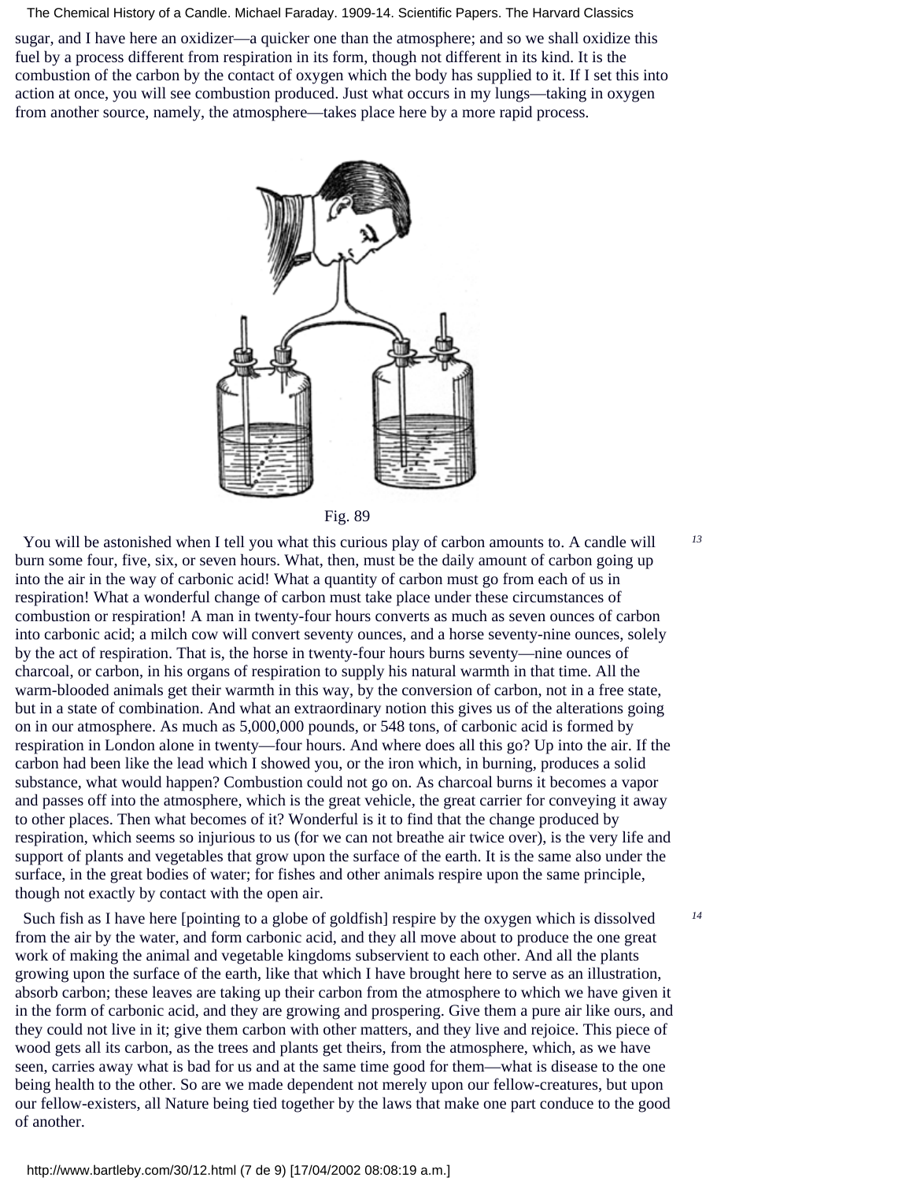sugar, and I have here an oxidizer—a quicker one than the atmosphere; and so we shall oxidize this fuel by a process different from respiration in its form, though not different in its kind. It is the combustion of the carbon by the contact of oxygen which the body has supplied to it. If I set this into action at once, you will see combustion produced. Just what occurs in my lungs—taking in oxygen from another source, namely, the atmosphere—takes place here by a more rapid process.

Fig. 89

You will be astonished when I tell you what this curious play of carbon amounts to. A candle will burn some four, five, six, or seven hours. What, then, must be the daily amount of carbon going up into the air in the way of carbonic acid! What a quantity of carbon must go from each of us in respiration! What a wonderful change of carbon must take place under these circumstances of combustion or respiration! A man in twenty-four hours converts as much as seven ounces of carbon into carbonic acid; a milch cow will convert seventy ounces, and a horse seventy-nine ounces, solely by the act of respiration. That is, the horse in twenty-four hours burns seventy—nine ounces of charcoal, or carbon, in his organs of respiration to supply his natural warmth in that time. All the warm-blooded animals get their warmth in this way, by the conversion of carbon, not in a free state, but in a state of combination. And what an extraordinary notion this gives us of the alterations going on in our atmosphere. As much as 5,000,000 pounds, or 548 tons, of carbonic acid is formed by respiration in London alone in twenty—four hours. And where does all this go? Up into the air. If the carbon had been like the lead which I showed you, or the iron which, in burning, produces a solid substance, what would happen? Combustion could not go on. As charcoal burns it becomes a vapor and passes off into the atmosphere, which is the great vehicle, the great carrier for conveying it away to other places. Then what becomes of it? Wonderful is it to find that the change produced by respiration, which seems so injurious to us (for we can not breathe air twice over), is the very life and support of plants and vegetables that grow upon the surface of the earth. It is the same also under the surface, in the great bodies of water; for fishes and other animals respire upon the same principle, though not exactly by contact with the open air.

Such fish as I have here [pointing to a globe of goldfish] respire by the oxygen which is dissolved from the air by the water, and form carbonic acid, and they all move about to produce the one great work of making the animal and vegetable kingdoms subservient to each other. And all the plants growing upon the surface of the earth, like that which I have brought here to serve as an illustration, absorb carbon; these leaves are taking up their carbon from the atmosphere to which we have given it in the form of carbonic acid, and they are growing and prospering. Give them a pure air like ours, and they could not live in it; give them carbon with other matters, and they live and rejoice. This piece of wood gets all its carbon, as the trees and plants get theirs, from the atmosphere, which, as we have seen, carries away what is bad for us and at the same time good for them—what is disease to the one being health to the other. So are we made dependent not merely upon our fellow-creatures, but upon our fellow-existers, all Nature being tied together by the laws that make one part conduce to the good of another.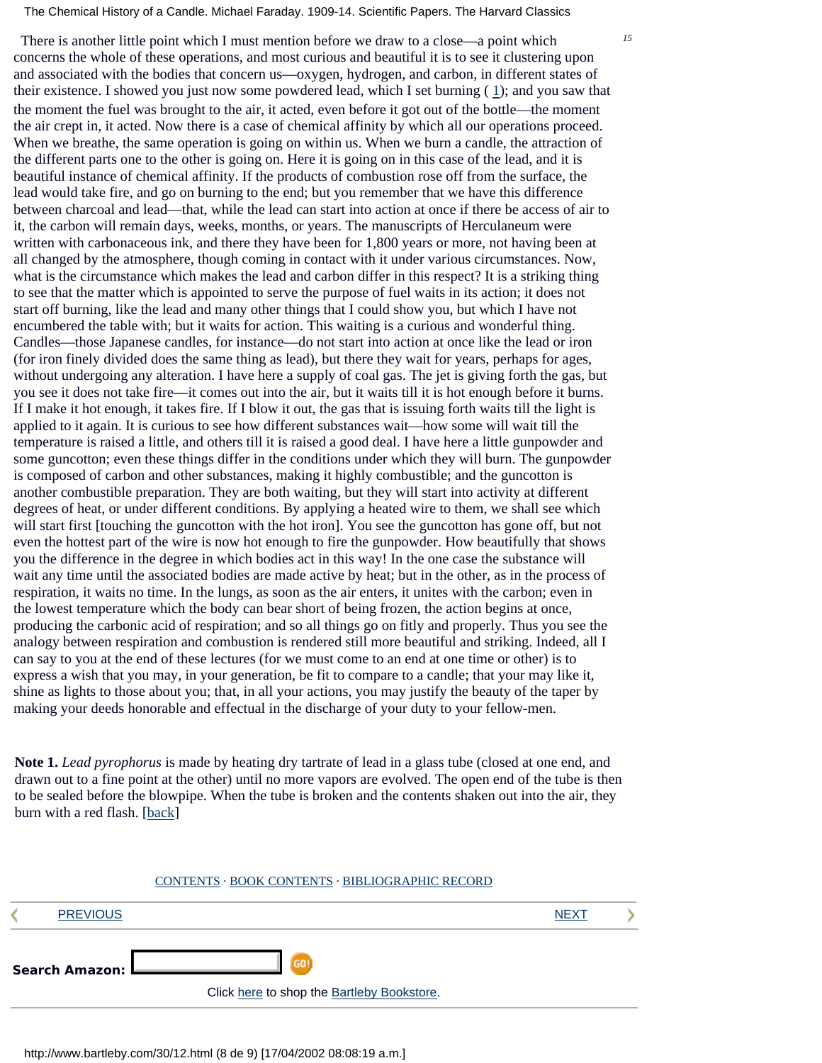There is another little point which I must mention before we draw to a close—a point which concerns the whole of these operations, and most curious and beautiful it is to see it clustering upon and associated with the bodies that concern us—oxygen, hydrogen, and carbon, in different states of their existence. I showed you just now some powdered lead, which I set burning ( [1]); and you saw that the moment the fuel was brought to the air, it acted, even before it got out of the bottle—the moment the air crept in, it acted. Now there is a case of chemical affinity by which all our operations proceed. When we breathe, the same operation is going on within us. When we burn a candle, the attraction of the different parts one to the other is going on. Here it is going on in this case of the lead, and it is beautiful instance of chemical affinity. If the products of combustion rose off from the surface, the lead would take fire, and go on burning to the end; but you remember that we have this difference between charcoal and lead—that, while the lead can start into action at once if there be access of air to it, the carbon will remain days, weeks, months, or years. The manuscripts of Herculaneum were written with carbonaceous ink, and there they have been for 1,800 years or more, not having been at all changed by the atmosphere, though coming in contact with it under various circumstances. Now, what is the circumstance which makes the lead and carbon differ in this respect? It is a striking thing to see that the matter which is appointed to serve the purpose of fuel waits in its action; it does not start off burning, like the lead and many other things that I could show you, but which I have not encumbered the table with; but it waits for action. This waiting is a curious and wonderful thing. Candles—those Japanese candles, for instance—do not start into action at once like the lead or iron (for iron finely divided does the same thing as lead), but there they wait for years, perhaps for ages, without undergoing any alteration. I have here a supply of coal gas. The jet is giving forth the gas, but you see it does not take fire—it comes out into the air, but it waits till it is hot enough before it burns. If I make it hot enough, it takes fire. If I blow it out, the gas that is issuing forth waits till the light is applied to it again. It is curious to see how different substances wait—how some will wait till the temperature is raised a little, and others till it is raised a good deal. I have here a little gunpowder and some guncotton; even these things differ in the conditions under which they will burn. The gunpowder is composed of carbon and other substances, making it highly combustible; and the guncotton is another combustible preparation. They are both waiting, but they will start into activity at different degrees of heat, or under different conditions. By applying a heated wire to them, we shall see which will start first [touching the guncotton with the hot iron]. You see the guncotton has gone off, but not even the hottest part of the wire is now hot enough to fire the gunpowder. How beautifully that shows you the difference in the degree in which bodies act in this way! In the one case the substance will wait any time until the associated bodies are made active by heat; but in the other, as in the process of respiration, it waits no time. In the lungs, as soon as the air enters, it unites with the carbon; even in the lowest temperature which the body can bear short of being frozen, the action begins at once, producing the carbonic acid of respiration; and so all things go on fitly and properly. Thus you see the analogy between respiration and combustion is rendered still more beautiful and striking. Indeed, all I can say to you at the end of these lectures (for we must come to an end at one time or other) is to express a wish that you may, in your generation, be fit to compare to a candle; that your may like it, shine as lights to those about you; that, in all your actions, you may justify the beauty of the taper by making your deeds honorable and effectual in the discharge of your duty to your fellow-men.

**Note 1.** *Lead pyrophorus* is made by heating dry tartrate of lead in a glass tube (closed at one end, and drawn out to a fine point at the other) until no more vapors are evolved. The open end of the tube is then to be sealed before the blowpipe. When the tube is broken and the contents shaken out into the air, they burn with a red flash. [back]